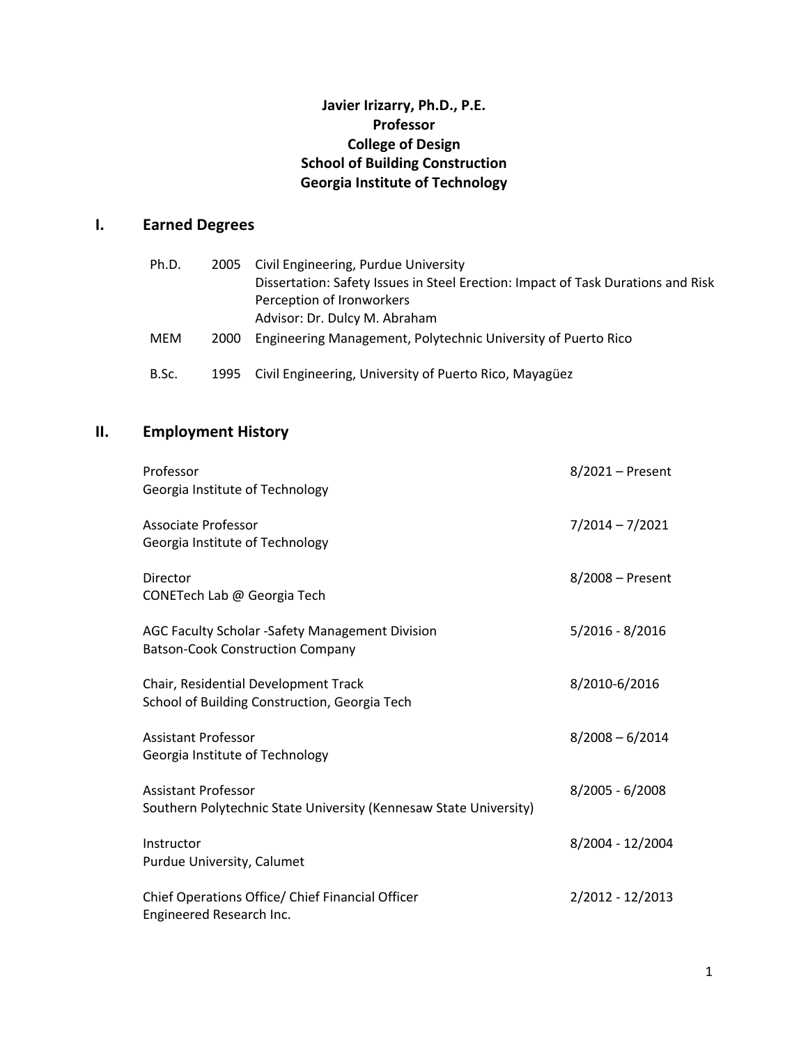**Javier Irizarry, Ph.D., P.E.**
**Professor**
**College of Design**
**School of Building Construction**
**Georgia Institute of Technology**

## I. Earned Degrees

| | | |
|---|---|---|
| Ph.D. | 2005 | Civil Engineering, Purdue University<br>Dissertation: Safety Issues in Steel Erection: Impact of Task Durations and Risk Perception of Ironworkers<br>Advisor: Dr. Dulcy M. Abraham |
| MEM | 2000 | Engineering Management, Polytechnic University of Puerto Rico |
| B.Sc. | 1995 | Civil Engineering, University of Puerto Rico, Mayagüez |

## II. Employment History

| | |
|---|---|
| Professor<br>Georgia Institute of Technology | 8/2021 – Present |
| Associate Professor<br>Georgia Institute of Technology | 7/2014 – 7/2021 |
| Director<br>CONETech Lab @ Georgia Tech | 8/2008 – Present |
| AGC Faculty Scholar -Safety Management Division<br>Batson-Cook Construction Company | 5/2016 - 8/2016 |
| Chair, Residential Development Track<br>School of Building Construction, Georgia Tech | 8/2010-6/2016 |
| Assistant Professor<br>Georgia Institute of Technology | 8/2008 – 6/2014 |
| Assistant Professor<br>Southern Polytechnic State University (Kennesaw State University) | 8/2005 - 6/2008 |
| Instructor<br>Purdue University, Calumet | 8/2004 - 12/2004 |
| Chief Operations Office/ Chief Financial Officer<br>Engineered Research Inc. | 2/2012 - 12/2013 |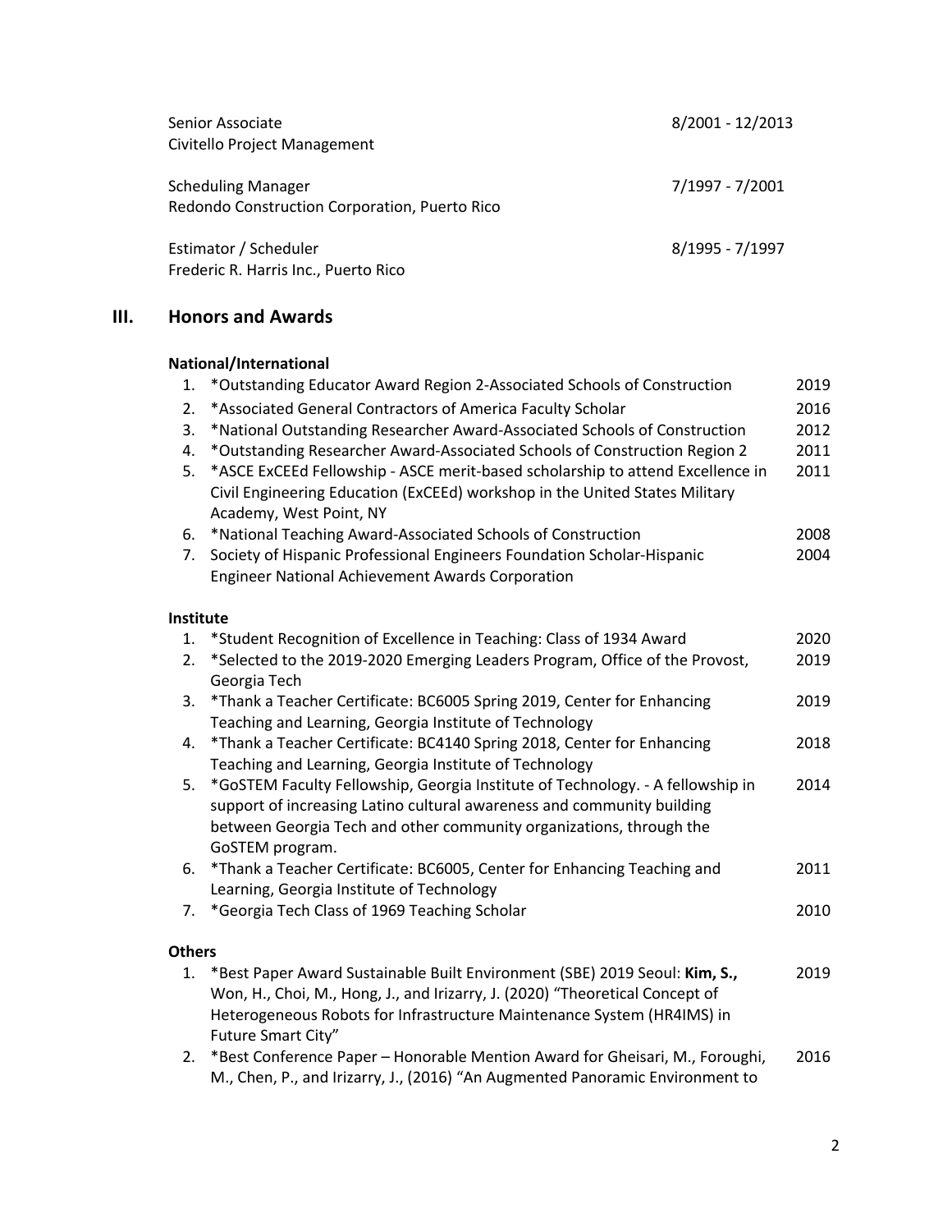Senior Associate 8/2001 - 12/2013
Civitello Project Management

Scheduling Manager 7/1997 - 7/2001
Redondo Construction Corporation, Puerto Rico

Estimator / Scheduler 8/1995 - 7/1997
Frederic R. Harris Inc., Puerto Rico

## III. Honors and Awards

### National/International

1. *Outstanding Educator Award Region 2-Associated Schools of Construction 2019
2. *Associated General Contractors of America Faculty Scholar 2016
3. *National Outstanding Researcher Award-Associated Schools of Construction 2012
4. *Outstanding Researcher Award-Associated Schools of Construction Region 2 2011
5. *ASCE ExCEEd Fellowship - ASCE merit-based scholarship to attend Excellence in Civil Engineering Education (ExCEEd) workshop in the United States Military Academy, West Point, NY 2011
6. *National Teaching Award-Associated Schools of Construction 2008
7. Society of Hispanic Professional Engineers Foundation Scholar-Hispanic Engineer National Achievement Awards Corporation 2004

### Institute

1. *Student Recognition of Excellence in Teaching: Class of 1934 Award 2020
2. *Selected to the 2019-2020 Emerging Leaders Program, Office of the Provost, Georgia Tech 2019
3. *Thank a Teacher Certificate: BC6005 Spring 2019, Center for Enhancing Teaching and Learning, Georgia Institute of Technology 2019
4. *Thank a Teacher Certificate: BC4140 Spring 2018, Center for Enhancing Teaching and Learning, Georgia Institute of Technology 2018
5. *GoSTEM Faculty Fellowship, Georgia Institute of Technology. - A fellowship in support of increasing Latino cultural awareness and community building between Georgia Tech and other community organizations, through the GoSTEM program. 2014
6. *Thank a Teacher Certificate: BC6005, Center for Enhancing Teaching and Learning, Georgia Institute of Technology 2011
7. *Georgia Tech Class of 1969 Teaching Scholar 2010

### Others

1. *Best Paper Award Sustainable Built Environment (SBE) 2019 Seoul: **Kim, S.,** Won, H., Choi, M., Hong, J., and Irizarry, J. (2020) "Theoretical Concept of Heterogeneous Robots for Infrastructure Maintenance System (HR4IMS) in Future Smart City" 2019
2. *Best Conference Paper – Honorable Mention Award for Gheisari, M., Foroughi, M., Chen, P., and Irizarry, J., (2016) "An Augmented Panoramic Environment to 2016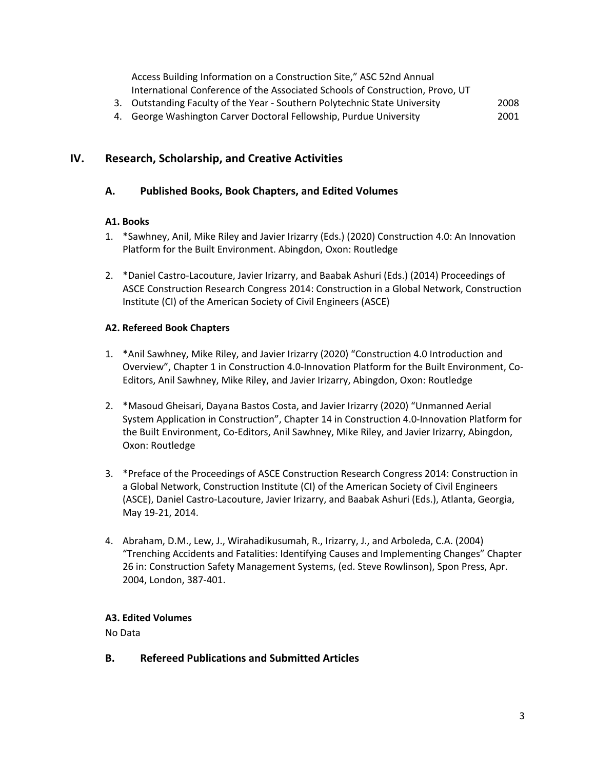Access Building Information on a Construction Site," ASC 52nd Annual International Conference of the Associated Schools of Construction, Provo, UT

3. Outstanding Faculty of the Year - Southern Polytechnic State University 2008
4. George Washington Carver Doctoral Fellowship, Purdue University 2001

## IV. Research, Scholarship, and Creative Activities

### A. Published Books, Book Chapters, and Edited Volumes

**A1. Books**

1. *Sawhney, Anil, Mike Riley and Javier Irizarry (Eds.) (2020) Construction 4.0: An Innovation Platform for the Built Environment. Abingdon, Oxon: Routledge

2. *Daniel Castro-Lacouture, Javier Irizarry, and Baabak Ashuri (Eds.) (2014) Proceedings of ASCE Construction Research Congress 2014: Construction in a Global Network, Construction Institute (CI) of the American Society of Civil Engineers (ASCE)

**A2. Refereed Book Chapters**

1. *Anil Sawhney, Mike Riley, and Javier Irizarry (2020) "Construction 4.0 Introduction and Overview", Chapter 1 in Construction 4.0-Innovation Platform for the Built Environment, Co-Editors, Anil Sawhney, Mike Riley, and Javier Irizarry, Abingdon, Oxon: Routledge

2. *Masoud Gheisari, Dayana Bastos Costa, and Javier Irizarry (2020) "Unmanned Aerial System Application in Construction", Chapter 14 in Construction 4.0-Innovation Platform for the Built Environment, Co-Editors, Anil Sawhney, Mike Riley, and Javier Irizarry, Abingdon, Oxon: Routledge

3. *Preface of the Proceedings of ASCE Construction Research Congress 2014: Construction in a Global Network, Construction Institute (CI) of the American Society of Civil Engineers (ASCE), Daniel Castro-Lacouture, Javier Irizarry, and Baabak Ashuri (Eds.), Atlanta, Georgia, May 19-21, 2014.

4. Abraham, D.M., Lew, J., Wirahadikusumah, R., Irizarry, J., and Arboleda, C.A. (2004) "Trenching Accidents and Fatalities: Identifying Causes and Implementing Changes" Chapter 26 in: Construction Safety Management Systems, (ed. Steve Rowlinson), Spon Press, Apr. 2004, London, 387-401.

**A3. Edited Volumes**

No Data

### B. Refereed Publications and Submitted Articles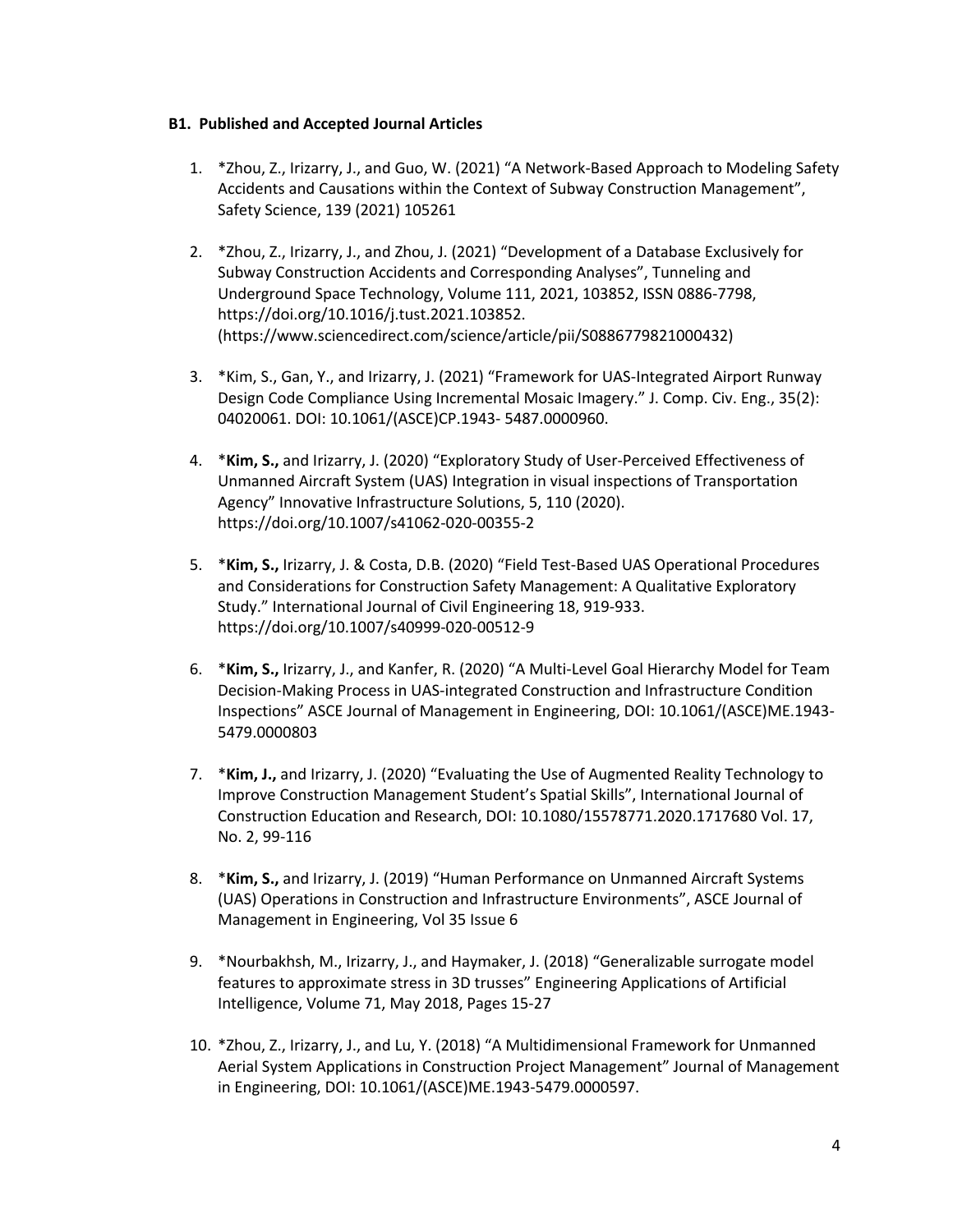**B1. Published and Accepted Journal Articles**

1. *Zhou, Z., Irizarry, J., and Guo, W. (2021) "A Network-Based Approach to Modeling Safety Accidents and Causations within the Context of Subway Construction Management", Safety Science, 139 (2021) 105261

2. *Zhou, Z., Irizarry, J., and Zhou, J. (2021) "Development of a Database Exclusively for Subway Construction Accidents and Corresponding Analyses", Tunneling and Underground Space Technology, Volume 111, 2021, 103852, ISSN 0886-7798, https://doi.org/10.1016/j.tust.2021.103852. (https://www.sciencedirect.com/science/article/pii/S0886779821000432)

3. *Kim, S., Gan, Y., and Irizarry, J. (2021) "Framework for UAS-Integrated Airport Runway Design Code Compliance Using Incremental Mosaic Imagery." J. Comp. Civ. Eng., 35(2): 04020061. DOI: 10.1061/(ASCE)CP.1943- 5487.0000960.

4. ***Kim, S.,** and Irizarry, J. (2020) "Exploratory Study of User-Perceived Effectiveness of Unmanned Aircraft System (UAS) Integration in visual inspections of Transportation Agency" Innovative Infrastructure Solutions, 5, 110 (2020). https://doi.org/10.1007/s41062-020-00355-2

5. ***Kim, S.,** Irizarry, J. & Costa, D.B. (2020) "Field Test-Based UAS Operational Procedures and Considerations for Construction Safety Management: A Qualitative Exploratory Study." International Journal of Civil Engineering 18, 919-933. https://doi.org/10.1007/s40999-020-00512-9

6. ***Kim, S.,** Irizarry, J., and Kanfer, R. (2020) "A Multi-Level Goal Hierarchy Model for Team Decision-Making Process in UAS-integrated Construction and Infrastructure Condition Inspections" ASCE Journal of Management in Engineering, DOI: 10.1061/(ASCE)ME.1943-5479.0000803

7. ***Kim, J.,** and Irizarry, J. (2020) "Evaluating the Use of Augmented Reality Technology to Improve Construction Management Student's Spatial Skills", International Journal of Construction Education and Research, DOI: 10.1080/15578771.2020.1717680 Vol. 17, No. 2, 99-116

8. ***Kim, S.,** and Irizarry, J. (2019) "Human Performance on Unmanned Aircraft Systems (UAS) Operations in Construction and Infrastructure Environments", ASCE Journal of Management in Engineering, Vol 35 Issue 6

9. *Nourbakhsh, M., Irizarry, J., and Haymaker, J. (2018) "Generalizable surrogate model features to approximate stress in 3D trusses" Engineering Applications of Artificial Intelligence, Volume 71, May 2018, Pages 15-27

10. *Zhou, Z., Irizarry, J., and Lu, Y. (2018) "A Multidimensional Framework for Unmanned Aerial System Applications in Construction Project Management" Journal of Management in Engineering, DOI: 10.1061/(ASCE)ME.1943-5479.0000597.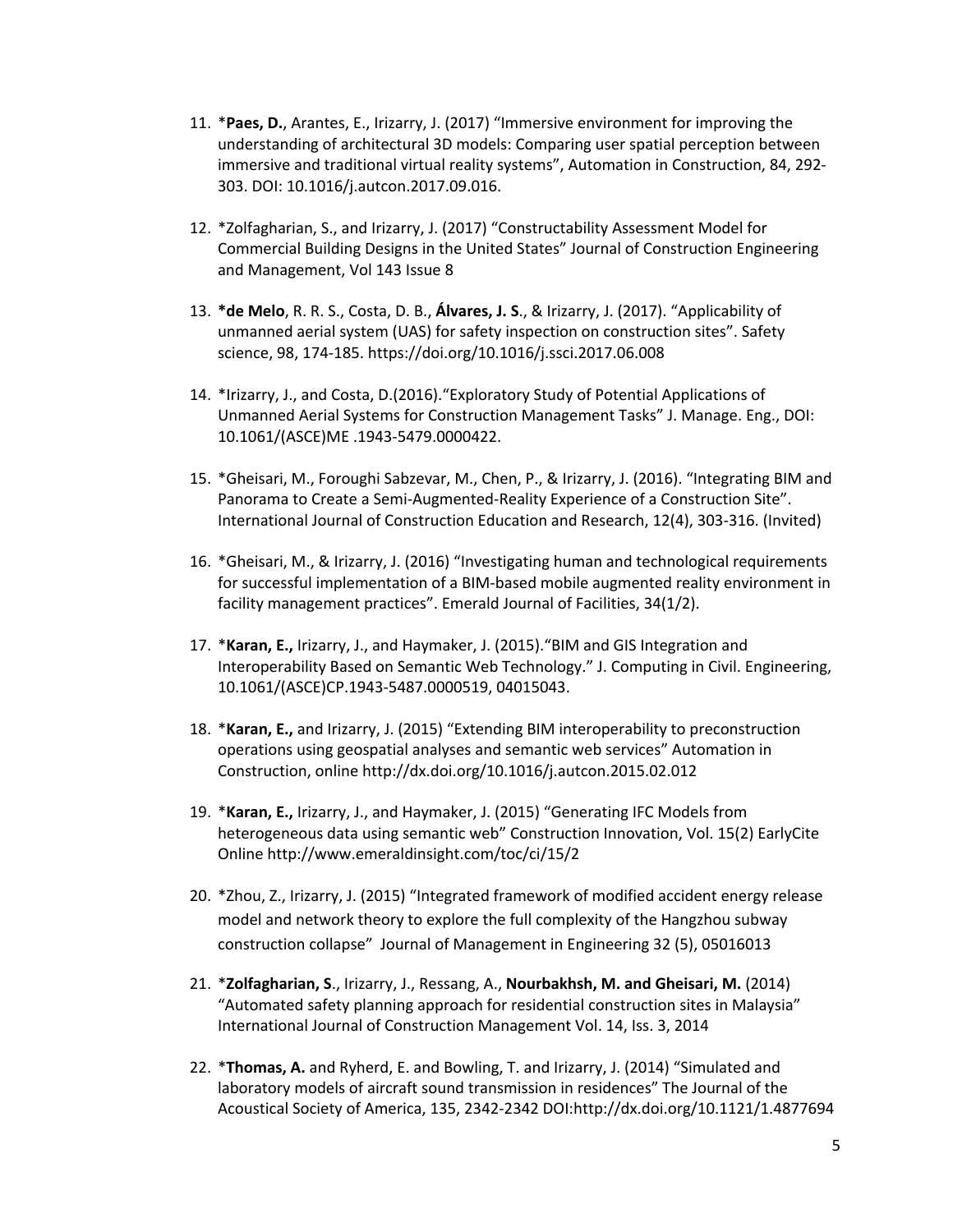11. ***Paes, D.**, Arantes, E., Irizarry, J. (2017) "Immersive environment for improving the understanding of architectural 3D models: Comparing user spatial perception between immersive and traditional virtual reality systems", Automation in Construction, 84, 292-303. DOI: 10.1016/j.autcon.2017.09.016.

12. *Zolfagharian, S., and Irizarry, J. (2017) "Constructability Assessment Model for Commercial Building Designs in the United States" Journal of Construction Engineering and Management, Vol 143 Issue 8

13. ***de Melo**, R. R. S., Costa, D. B., **Álvares, J. S**., & Irizarry, J. (2017). "Applicability of unmanned aerial system (UAS) for safety inspection on construction sites". Safety science, 98, 174-185. https://doi.org/10.1016/j.ssci.2017.06.008

14. *Irizarry, J., and Costa, D.(2016)."Exploratory Study of Potential Applications of Unmanned Aerial Systems for Construction Management Tasks" J. Manage. Eng., DOI: 10.1061/(ASCE)ME .1943-5479.0000422.

15. *Gheisari, M., Foroughi Sabzevar, M., Chen, P., & Irizarry, J. (2016). "Integrating BIM and Panorama to Create a Semi-Augmented-Reality Experience of a Construction Site". International Journal of Construction Education and Research, 12(4), 303-316. (Invited)

16. *Gheisari, M., & Irizarry, J. (2016) "Investigating human and technological requirements for successful implementation of a BIM-based mobile augmented reality environment in facility management practices". Emerald Journal of Facilities, 34(1/2).

17. ***Karan, E.,** Irizarry, J., and Haymaker, J. (2015)."BIM and GIS Integration and Interoperability Based on Semantic Web Technology." J. Computing in Civil. Engineering, 10.1061/(ASCE)CP.1943-5487.0000519, 04015043.

18. ***Karan, E.,** and Irizarry, J. (2015) "Extending BIM interoperability to preconstruction operations using geospatial analyses and semantic web services" Automation in Construction, online http://dx.doi.org/10.1016/j.autcon.2015.02.012

19. ***Karan, E.,** Irizarry, J., and Haymaker, J. (2015) "Generating IFC Models from heterogeneous data using semantic web" Construction Innovation, Vol. 15(2) EarlyCite Online http://www.emeraldinsight.com/toc/ci/15/2

20. *Zhou, Z., Irizarry, J. (2015) "Integrated framework of modified accident energy release model and network theory to explore the full complexity of the Hangzhou subway construction collapse" Journal of Management in Engineering 32 (5), 05016013

21. ***Zolfagharian, S**., Irizarry, J., Ressang, A., **Nourbakhsh, M. and Gheisari, M.** (2014) "Automated safety planning approach for residential construction sites in Malaysia" International Journal of Construction Management Vol. 14, Iss. 3, 2014

22. ***Thomas, A.** and Ryherd, E. and Bowling, T. and Irizarry, J. (2014) "Simulated and laboratory models of aircraft sound transmission in residences" The Journal of the Acoustical Society of America, 135, 2342-2342 DOI:http://dx.doi.org/10.1121/1.4877694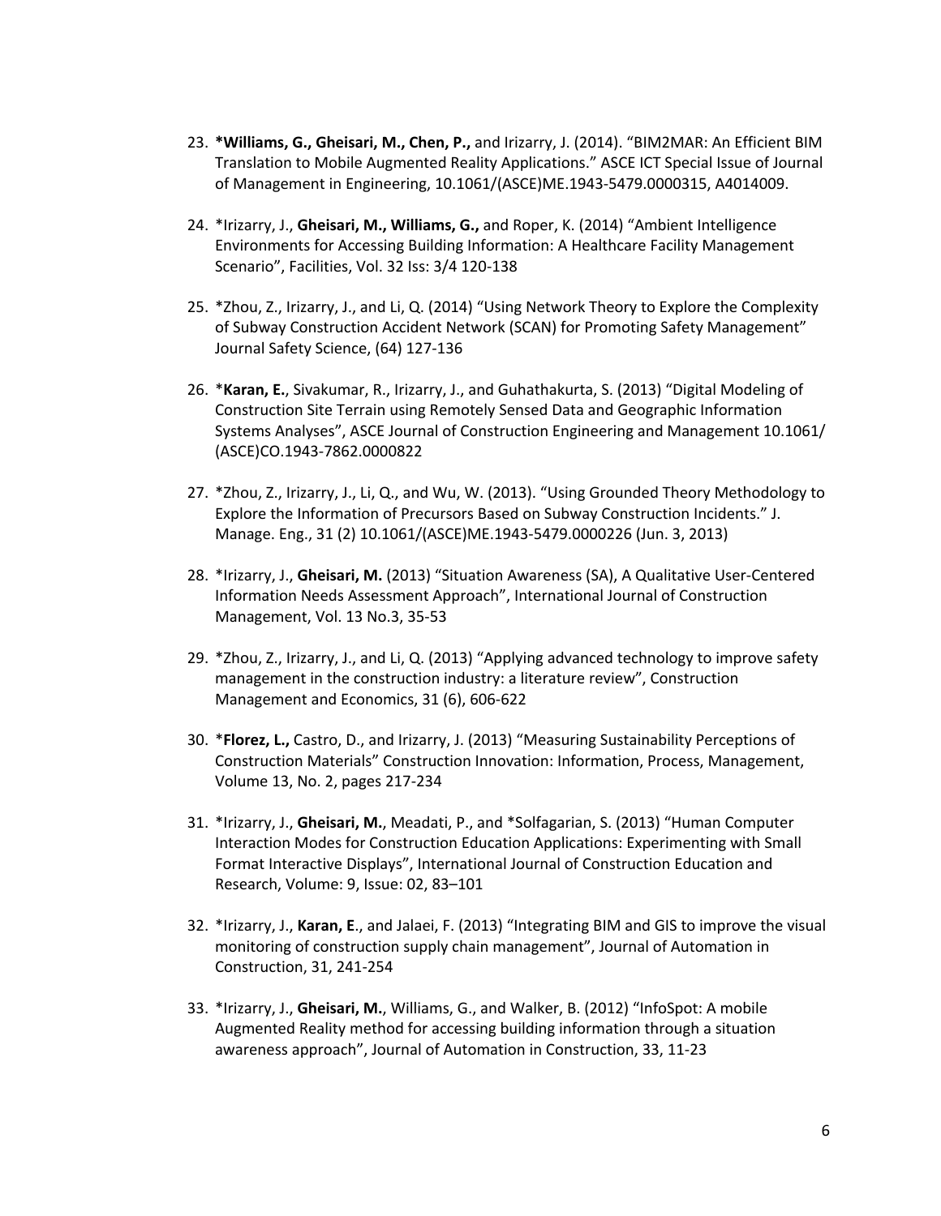23. **\*Williams, G., Gheisari, M., Chen, P.,** and Irizarry, J. (2014). "BIM2MAR: An Efficient BIM Translation to Mobile Augmented Reality Applications." ASCE ICT Special Issue of Journal of Management in Engineering, 10.1061/(ASCE)ME.1943-5479.0000315, A4014009.

24. \*Irizarry, J., **Gheisari, M., Williams, G.,** and Roper, K. (2014) "Ambient Intelligence Environments for Accessing Building Information: A Healthcare Facility Management Scenario", Facilities, Vol. 32 Iss: 3/4 120-138

25. \*Zhou, Z., Irizarry, J., and Li, Q. (2014) "Using Network Theory to Explore the Complexity of Subway Construction Accident Network (SCAN) for Promoting Safety Management" Journal Safety Science, (64) 127-136

26. \***Karan, E.**, Sivakumar, R., Irizarry, J., and Guhathakurta, S. (2013) "Digital Modeling of Construction Site Terrain using Remotely Sensed Data and Geographic Information Systems Analyses", ASCE Journal of Construction Engineering and Management 10.1061/(ASCE)CO.1943-7862.0000822

27. \*Zhou, Z., Irizarry, J., Li, Q., and Wu, W. (2013). "Using Grounded Theory Methodology to Explore the Information of Precursors Based on Subway Construction Incidents." J. Manage. Eng., 31 (2) 10.1061/(ASCE)ME.1943-5479.0000226 (Jun. 3, 2013)

28. \*Irizarry, J., **Gheisari, M.** (2013) "Situation Awareness (SA), A Qualitative User-Centered Information Needs Assessment Approach", International Journal of Construction Management, Vol. 13 No.3, 35-53

29. \*Zhou, Z., Irizarry, J., and Li, Q. (2013) "Applying advanced technology to improve safety management in the construction industry: a literature review", Construction Management and Economics, 31 (6), 606-622

30. \***Florez, L.,** Castro, D., and Irizarry, J. (2013) "Measuring Sustainability Perceptions of Construction Materials" Construction Innovation: Information, Process, Management, Volume 13, No. 2, pages 217-234

31. \*Irizarry, J., **Gheisari, M.**, Meadati, P., and \*Solfagarian, S. (2013) "Human Computer Interaction Modes for Construction Education Applications: Experimenting with Small Format Interactive Displays", International Journal of Construction Education and Research, Volume: 9, Issue: 02, 83–101

32. \*Irizarry, J., **Karan, E**., and Jalaei, F. (2013) "Integrating BIM and GIS to improve the visual monitoring of construction supply chain management", Journal of Automation in Construction, 31, 241-254

33. \*Irizarry, J., **Gheisari, M.**, Williams, G., and Walker, B. (2012) "InfoSpot: A mobile Augmented Reality method for accessing building information through a situation awareness approach", Journal of Automation in Construction, 33, 11-23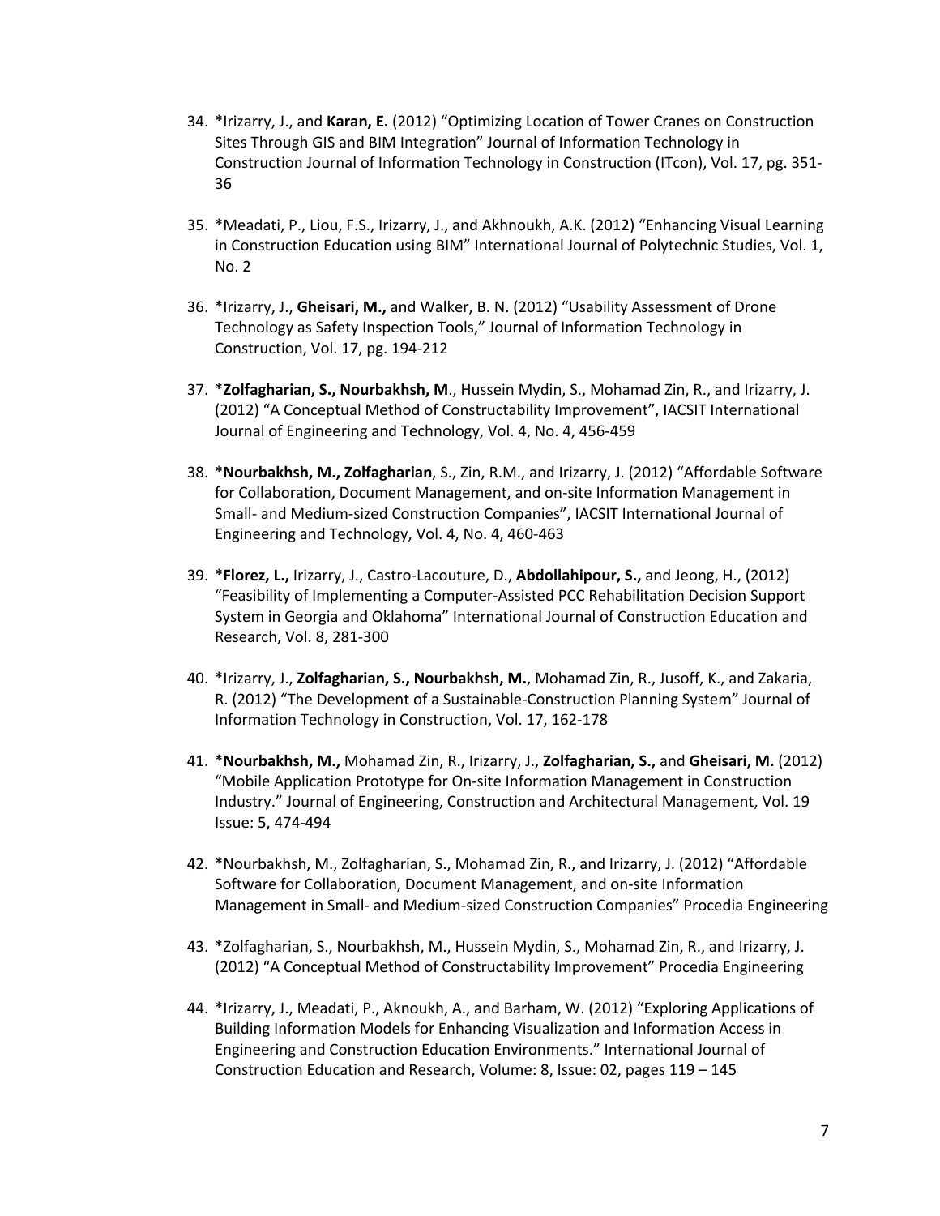34. *Irizarry, J., and **Karan, E.** (2012) "Optimizing Location of Tower Cranes on Construction Sites Through GIS and BIM Integration" Journal of Information Technology in Construction Journal of Information Technology in Construction (ITcon), Vol. 17, pg. 351-36

35. *Meadati, P., Liou, F.S., Irizarry, J., and Akhnoukh, A.K. (2012) "Enhancing Visual Learning in Construction Education using BIM" International Journal of Polytechnic Studies, Vol. 1, No. 2

36. *Irizarry, J., **Gheisari, M.,** and Walker, B. N. (2012) "Usability Assessment of Drone Technology as Safety Inspection Tools," Journal of Information Technology in Construction, Vol. 17, pg. 194-212

37. ***Zolfagharian, S., Nourbakhsh, M**., Hussein Mydin, S., Mohamad Zin, R., and Irizarry, J. (2012) "A Conceptual Method of Constructability Improvement", IACSIT International Journal of Engineering and Technology, Vol. 4, No. 4, 456-459

38. ***Nourbakhsh, M., Zolfagharian**, S., Zin, R.M., and Irizarry, J. (2012) "Affordable Software for Collaboration, Document Management, and on-site Information Management in Small- and Medium-sized Construction Companies", IACSIT International Journal of Engineering and Technology, Vol. 4, No. 4, 460-463

39. ***Florez, L.,** Irizarry, J., Castro-Lacouture, D., **Abdollahipour, S.,** and Jeong, H., (2012) "Feasibility of Implementing a Computer-Assisted PCC Rehabilitation Decision Support System in Georgia and Oklahoma" International Journal of Construction Education and Research, Vol. 8, 281-300

40. *Irizarry, J., **Zolfagharian, S., Nourbakhsh, M.**, Mohamad Zin, R., Jusoff, K., and Zakaria, R. (2012) "The Development of a Sustainable-Construction Planning System" Journal of Information Technology in Construction, Vol. 17, 162-178

41. ***Nourbakhsh, M.,** Mohamad Zin, R., Irizarry, J., **Zolfagharian, S.,** and **Gheisari, M.** (2012) "Mobile Application Prototype for On-site Information Management in Construction Industry." Journal of Engineering, Construction and Architectural Management, Vol. 19 Issue: 5, 474-494

42. *Nourbakhsh, M., Zolfagharian, S., Mohamad Zin, R., and Irizarry, J. (2012) "Affordable Software for Collaboration, Document Management, and on-site Information Management in Small- and Medium-sized Construction Companies" Procedia Engineering

43. *Zolfagharian, S., Nourbakhsh, M., Hussein Mydin, S., Mohamad Zin, R., and Irizarry, J. (2012) "A Conceptual Method of Constructability Improvement" Procedia Engineering

44. *Irizarry, J., Meadati, P., Aknoukh, A., and Barham, W. (2012) "Exploring Applications of Building Information Models for Enhancing Visualization and Information Access in Engineering and Construction Education Environments." International Journal of Construction Education and Research, Volume: 8, Issue: 02, pages 119 – 145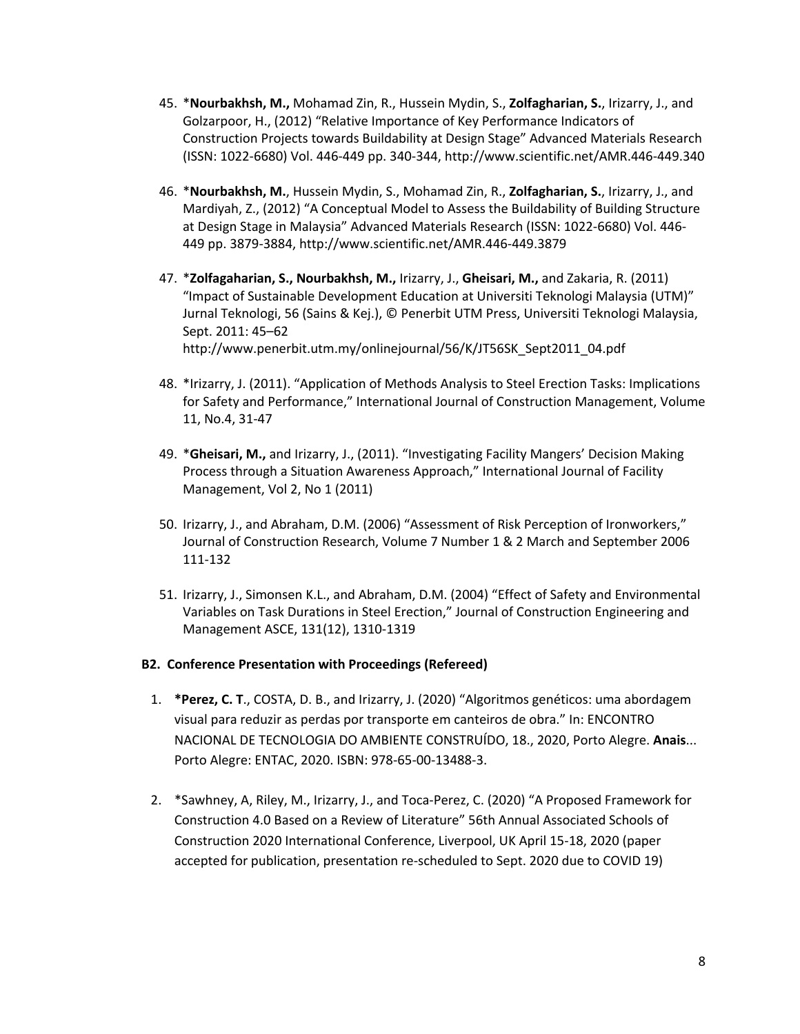45. *__Nourbakhsh, M.,__ Mohamad Zin, R., Hussein Mydin, S., **Zolfagharian, S.**, Irizarry, J., and Golzarpoor, H., (2012) "Relative Importance of Key Performance Indicators of Construction Projects towards Buildability at Design Stage" Advanced Materials Research (ISSN: 1022-6680) Vol. 446-449 pp. 340-344, http://www.scientific.net/AMR.446-449.340

46. *__Nourbakhsh, M.__, Hussein Mydin, S., Mohamad Zin, R., **Zolfagharian, S.**, Irizarry, J., and Mardiyah, Z., (2012) "A Conceptual Model to Assess the Buildability of Building Structure at Design Stage in Malaysia" Advanced Materials Research (ISSN: 1022-6680) Vol. 446-449 pp. 3879-3884, http://www.scientific.net/AMR.446-449.3879

47. *__Zolfagaharian, S., Nourbakhsh, M.,__ Irizarry, J., **Gheisari, M.,** and Zakaria, R. (2011) "Impact of Sustainable Development Education at Universiti Teknologi Malaysia (UTM)" Jurnal Teknologi, 56 (Sains & Kej.), © Penerbit UTM Press, Universiti Teknologi Malaysia, Sept. 2011: 45–62 http://www.penerbit.utm.my/onlinejournal/56/K/JT56SK_Sept2011_04.pdf

48. *Irizarry, J. (2011). "Application of Methods Analysis to Steel Erection Tasks: Implications for Safety and Performance," International Journal of Construction Management, Volume 11, No.4, 31-47

49. *__Gheisari, M.,__ and Irizarry, J., (2011). "Investigating Facility Mangers' Decision Making Process through a Situation Awareness Approach," International Journal of Facility Management, Vol 2, No 1 (2011)

50. Irizarry, J., and Abraham, D.M. (2006) "Assessment of Risk Perception of Ironworkers," Journal of Construction Research, Volume 7 Number 1 & 2 March and September 2006 111-132

51. Irizarry, J., Simonsen K.L., and Abraham, D.M. (2004) "Effect of Safety and Environmental Variables on Task Durations in Steel Erection," Journal of Construction Engineering and Management ASCE, 131(12), 1310-1319

**B2. Conference Presentation with Proceedings (Refereed)**

1. **\*Perez, C. T**., COSTA, D. B., and Irizarry, J. (2020) "Algoritmos genéticos: uma abordagem visual para reduzir as perdas por transporte em canteiros de obra." In: ENCONTRO NACIONAL DE TECNOLOGIA DO AMBIENTE CONSTRUÍDO, 18., 2020, Porto Alegre. **Anais**... Porto Alegre: ENTAC, 2020. ISBN: 978-65-00-13488-3.

2. *Sawhney, A, Riley, M., Irizarry, J., and Toca-Perez, C. (2020) "A Proposed Framework for Construction 4.0 Based on a Review of Literature" 56th Annual Associated Schools of Construction 2020 International Conference, Liverpool, UK April 15-18, 2020 (paper accepted for publication, presentation re-scheduled to Sept. 2020 due to COVID 19)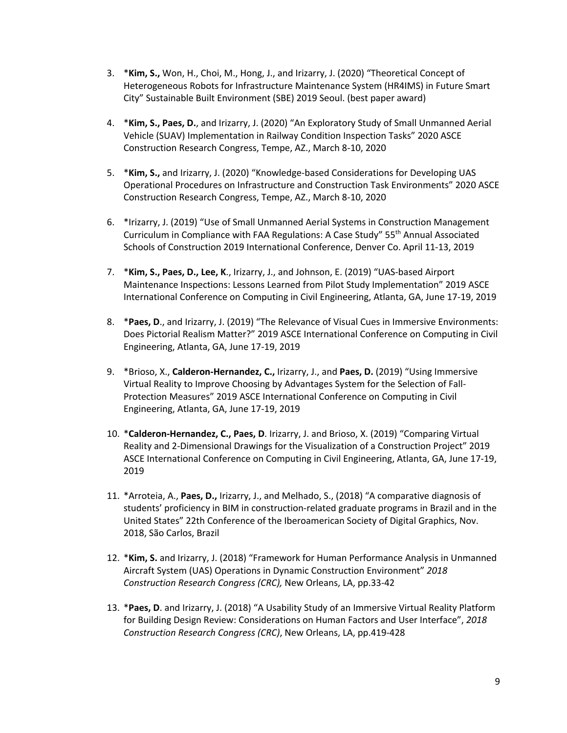3. *Kim, S.,** Won, H., Choi, M., Hong, J., and Irizarry, J. (2020) "Theoretical Concept of Heterogeneous Robots for Infrastructure Maintenance System (HR4IMS) in Future Smart City" Sustainable Built Environment (SBE) 2019 Seoul. (best paper award)

4. ***Kim, S., Paes, D.**, and Irizarry, J. (2020) "An Exploratory Study of Small Unmanned Aerial Vehicle (SUAV) Implementation in Railway Condition Inspection Tasks" 2020 ASCE Construction Research Congress, Tempe, AZ., March 8-10, 2020

5. ***Kim, S.,** and Irizarry, J. (2020) "Knowledge-based Considerations for Developing UAS Operational Procedures on Infrastructure and Construction Task Environments" 2020 ASCE Construction Research Congress, Tempe, AZ., March 8-10, 2020

6. *Irizarry, J. (2019) "Use of Small Unmanned Aerial Systems in Construction Management Curriculum in Compliance with FAA Regulations: A Case Study" 55th Annual Associated Schools of Construction 2019 International Conference, Denver Co. April 11-13, 2019

7. ***Kim, S., Paes, D., Lee, K**., Irizarry, J., and Johnson, E. (2019) "UAS-based Airport Maintenance Inspections: Lessons Learned from Pilot Study Implementation" 2019 ASCE International Conference on Computing in Civil Engineering, Atlanta, GA, June 17-19, 2019

8. ***Paes, D**., and Irizarry, J. (2019) "The Relevance of Visual Cues in Immersive Environments: Does Pictorial Realism Matter?" 2019 ASCE International Conference on Computing in Civil Engineering, Atlanta, GA, June 17-19, 2019

9. *Brioso, X., **Calderon-Hernandez, C.,** Irizarry, J., and **Paes, D.** (2019) "Using Immersive Virtual Reality to Improve Choosing by Advantages System for the Selection of Fall-Protection Measures" 2019 ASCE International Conference on Computing in Civil Engineering, Atlanta, GA, June 17-19, 2019

10. ***Calderon-Hernandez, C., Paes, D**. Irizarry, J. and Brioso, X. (2019) "Comparing Virtual Reality and 2-Dimensional Drawings for the Visualization of a Construction Project" 2019 ASCE International Conference on Computing in Civil Engineering, Atlanta, GA, June 17-19, 2019

11. *Arroteia, A., **Paes, D.,** Irizarry, J., and Melhado, S., (2018) "A comparative diagnosis of students' proficiency in BIM in construction-related graduate programs in Brazil and in the United States" 22th Conference of the Iberoamerican Society of Digital Graphics, Nov. 2018, São Carlos, Brazil

12. ***Kim, S.** and Irizarry, J. (2018) "Framework for Human Performance Analysis in Unmanned Aircraft System (UAS) Operations in Dynamic Construction Environment" *2018 Construction Research Congress (CRC),* New Orleans, LA, pp.33-42

13. ***Paes, D**. and Irizarry, J. (2018) "A Usability Study of an Immersive Virtual Reality Platform for Building Design Review: Considerations on Human Factors and User Interface", *2018 Construction Research Congress (CRC)*, New Orleans, LA, pp.419-428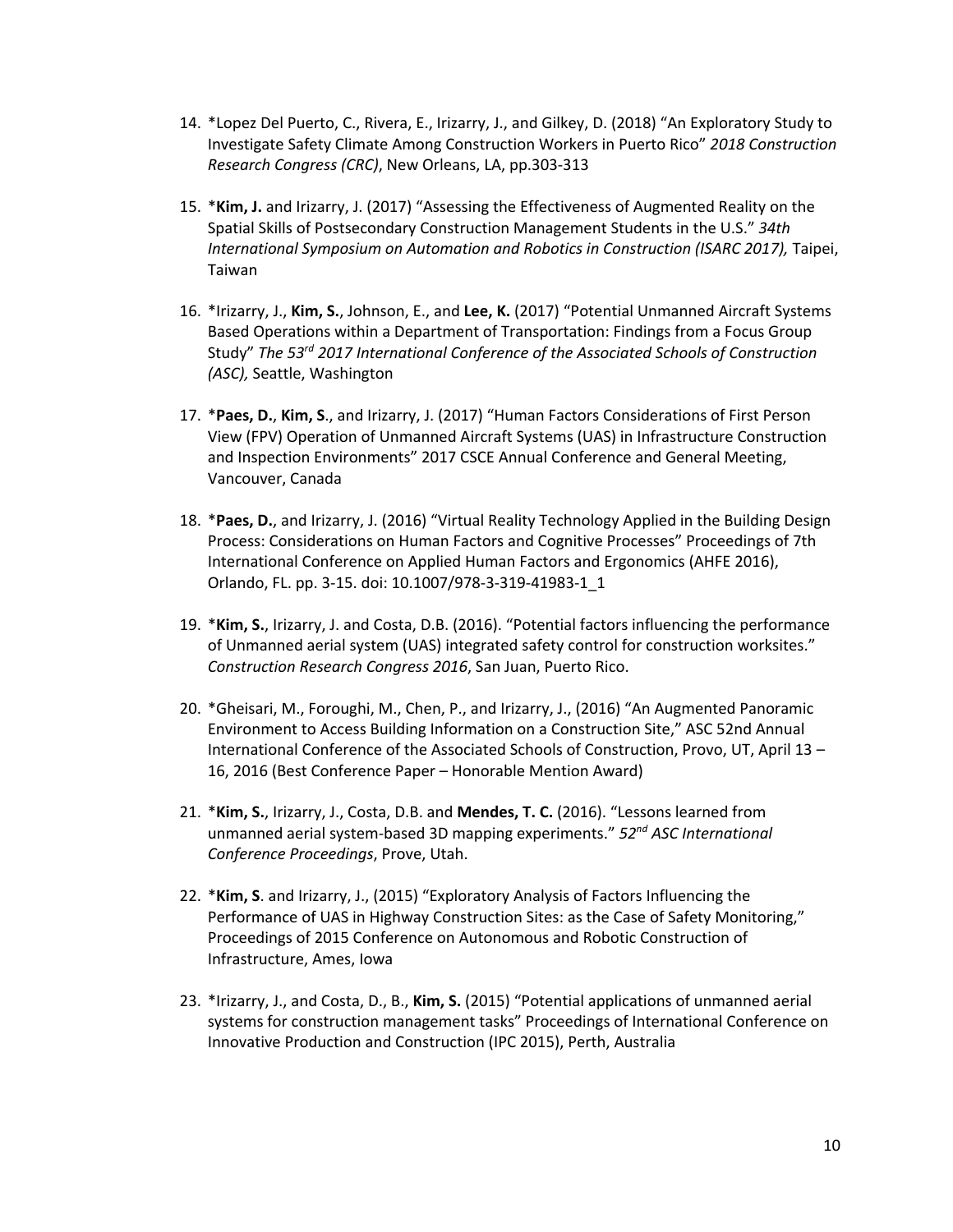14. *Lopez Del Puerto, C., Rivera, E., Irizarry, J., and Gilkey, D. (2018) "An Exploratory Study to Investigate Safety Climate Among Construction Workers in Puerto Rico" *2018 Construction Research Congress (CRC)*, New Orleans, LA, pp.303-313

15. ***Kim, J.** and Irizarry, J. (2017) "Assessing the Effectiveness of Augmented Reality on the Spatial Skills of Postsecondary Construction Management Students in the U.S." *34th International Symposium on Automation and Robotics in Construction (ISARC 2017),* Taipei, Taiwan

16. *Irizarry, J., **Kim, S.**, Johnson, E., and **Lee, K.** (2017) "Potential Unmanned Aircraft Systems Based Operations within a Department of Transportation: Findings from a Focus Group Study" *The 53rd 2017 International Conference of the Associated Schools of Construction (ASC),* Seattle, Washington

17. ***Paes, D.**, **Kim, S**., and Irizarry, J. (2017) "Human Factors Considerations of First Person View (FPV) Operation of Unmanned Aircraft Systems (UAS) in Infrastructure Construction and Inspection Environments" 2017 CSCE Annual Conference and General Meeting, Vancouver, Canada

18. ***Paes, D.**, and Irizarry, J. (2016) "Virtual Reality Technology Applied in the Building Design Process: Considerations on Human Factors and Cognitive Processes" Proceedings of 7th International Conference on Applied Human Factors and Ergonomics (AHFE 2016), Orlando, FL. pp. 3-15. doi: 10.1007/978-3-319-41983-1_1

19. ***Kim, S.**, Irizarry, J. and Costa, D.B. (2016). "Potential factors influencing the performance of Unmanned aerial system (UAS) integrated safety control for construction worksites." *Construction Research Congress 2016*, San Juan, Puerto Rico.

20. *Gheisari, M., Foroughi, M., Chen, P., and Irizarry, J., (2016) "An Augmented Panoramic Environment to Access Building Information on a Construction Site," ASC 52nd Annual International Conference of the Associated Schools of Construction, Provo, UT, April 13 – 16, 2016 (Best Conference Paper – Honorable Mention Award)

21. ***Kim, S.**, Irizarry, J., Costa, D.B. and **Mendes, T. C.** (2016). "Lessons learned from unmanned aerial system-based 3D mapping experiments." *52nd ASC International Conference Proceedings*, Prove, Utah.

22. ***Kim, S**. and Irizarry, J., (2015) "Exploratory Analysis of Factors Influencing the Performance of UAS in Highway Construction Sites: as the Case of Safety Monitoring," Proceedings of 2015 Conference on Autonomous and Robotic Construction of Infrastructure, Ames, Iowa

23. *Irizarry, J., and Costa, D., B., **Kim, S.** (2015) "Potential applications of unmanned aerial systems for construction management tasks" Proceedings of International Conference on Innovative Production and Construction (IPC 2015), Perth, Australia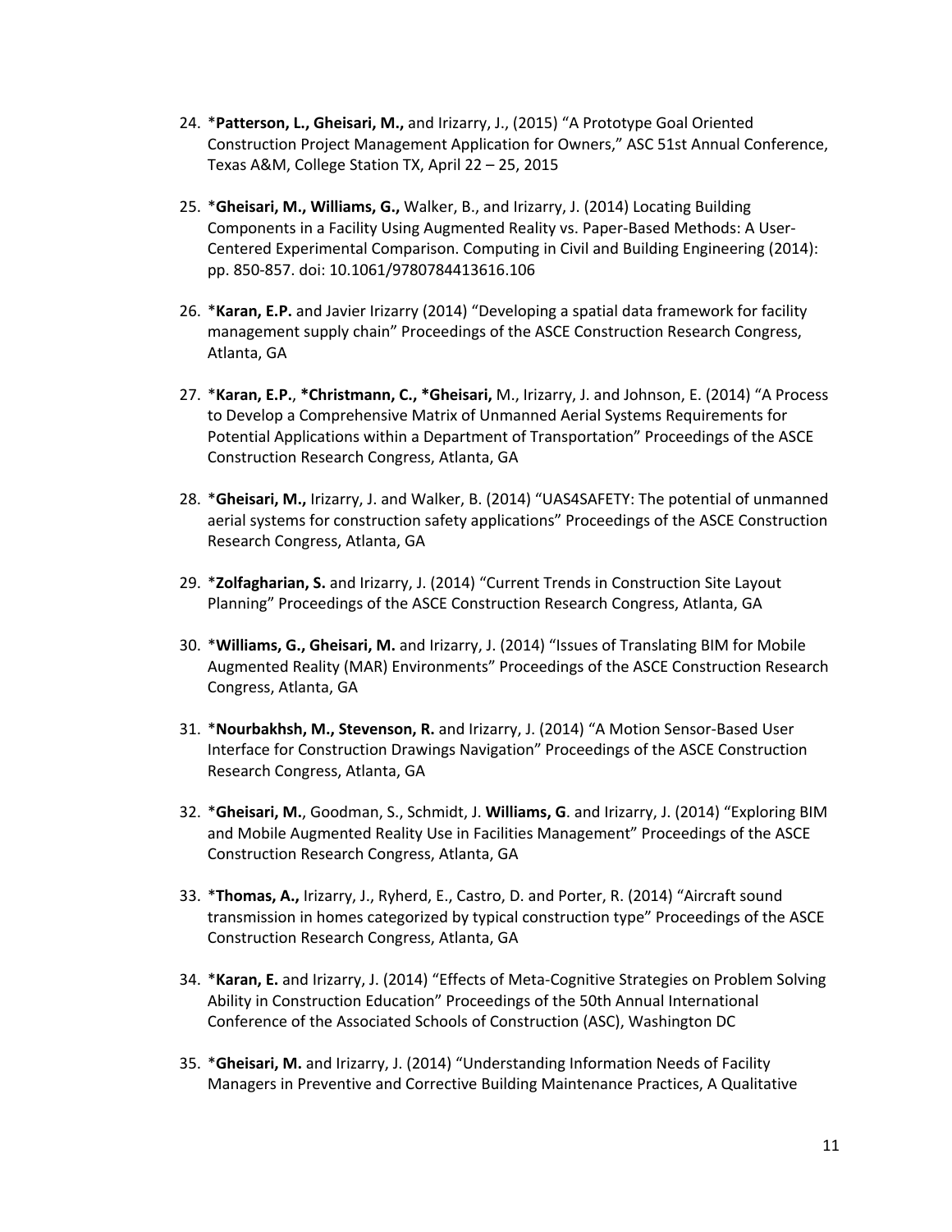24. *__Patterson, L., Gheisari, M.,__ and Irizarry, J., (2015) "A Prototype Goal Oriented Construction Project Management Application for Owners," ASC 51st Annual Conference, Texas A&M, College Station TX, April 22 – 25, 2015

25. *__Gheisari, M., Williams, G.,__ Walker, B., and Irizarry, J. (2014) Locating Building Components in a Facility Using Augmented Reality vs. Paper-Based Methods: A User-Centered Experimental Comparison. Computing in Civil and Building Engineering (2014): pp. 850-857. doi: 10.1061/9780784413616.106

26. *__Karan, E.P.__ and Javier Irizarry (2014) "Developing a spatial data framework for facility management supply chain" Proceedings of the ASCE Construction Research Congress, Atlanta, GA

27. *__Karan, E.P.__, *__Christmann, C., *Gheisari,__ M., Irizarry, J. and Johnson, E. (2014) "A Process to Develop a Comprehensive Matrix of Unmanned Aerial Systems Requirements for Potential Applications within a Department of Transportation" Proceedings of the ASCE Construction Research Congress, Atlanta, GA

28. *__Gheisari, M.,__ Irizarry, J. and Walker, B. (2014) "UAS4SAFETY: The potential of unmanned aerial systems for construction safety applications" Proceedings of the ASCE Construction Research Congress, Atlanta, GA

29. *__Zolfagharian, S.__ and Irizarry, J. (2014) "Current Trends in Construction Site Layout Planning" Proceedings of the ASCE Construction Research Congress, Atlanta, GA

30. *__Williams, G., Gheisari, M.__ and Irizarry, J. (2014) "Issues of Translating BIM for Mobile Augmented Reality (MAR) Environments" Proceedings of the ASCE Construction Research Congress, Atlanta, GA

31. *__Nourbakhsh, M., Stevenson, R.__ and Irizarry, J. (2014) "A Motion Sensor-Based User Interface for Construction Drawings Navigation" Proceedings of the ASCE Construction Research Congress, Atlanta, GA

32. *__Gheisari, M.__, Goodman, S., Schmidt, J. __Williams, G__. and Irizarry, J. (2014) "Exploring BIM and Mobile Augmented Reality Use in Facilities Management" Proceedings of the ASCE Construction Research Congress, Atlanta, GA

33. *__Thomas, A.,__ Irizarry, J., Ryherd, E., Castro, D. and Porter, R. (2014) "Aircraft sound transmission in homes categorized by typical construction type" Proceedings of the ASCE Construction Research Congress, Atlanta, GA

34. *__Karan, E.__ and Irizarry, J. (2014) "Effects of Meta-Cognitive Strategies on Problem Solving Ability in Construction Education" Proceedings of the 50th Annual International Conference of the Associated Schools of Construction (ASC), Washington DC

35. *__Gheisari, M.__ and Irizarry, J. (2014) "Understanding Information Needs of Facility Managers in Preventive and Corrective Building Maintenance Practices, A Qualitative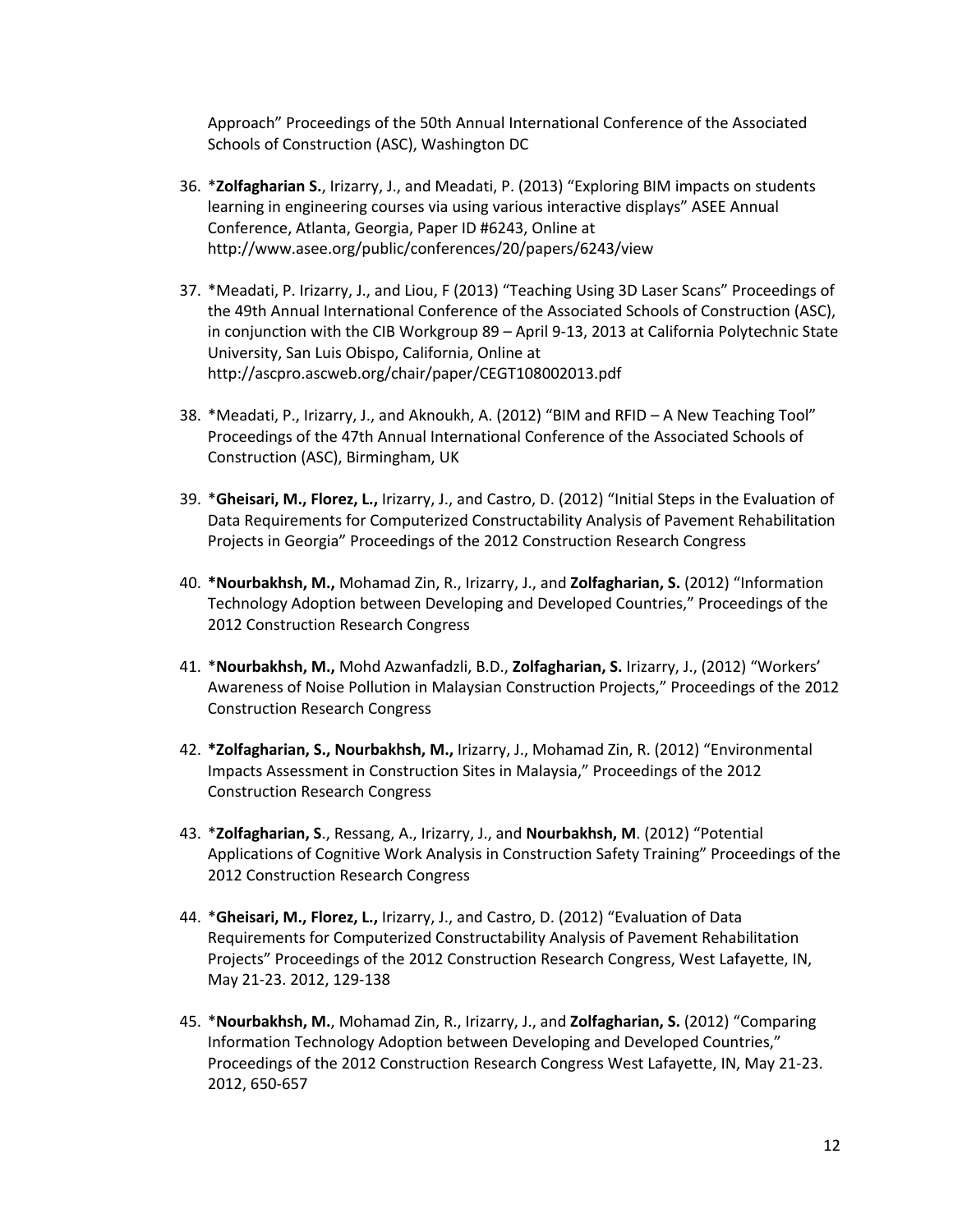Approach" Proceedings of the 50th Annual International Conference of the Associated Schools of Construction (ASC), Washington DC

36. ***Zolfagharian S.***, Irizarry, J., and Meadati, P. (2013) "Exploring BIM impacts on students learning in engineering courses via using various interactive displays" ASEE Annual Conference, Atlanta, Georgia, Paper ID #6243, Online at http://www.asee.org/public/conferences/20/papers/6243/view

37. *Meadati, P. Irizarry, J., and Liou, F (2013) "Teaching Using 3D Laser Scans" Proceedings of the 49th Annual International Conference of the Associated Schools of Construction (ASC), in conjunction with the CIB Workgroup 89 – April 9-13, 2013 at California Polytechnic State University, San Luis Obispo, California, Online at http://ascpro.ascweb.org/chair/paper/CEGT108002013.pdf

38. *Meadati, P., Irizarry, J., and Aknoukh, A. (2012) "BIM and RFID – A New Teaching Tool" Proceedings of the 47th Annual International Conference of the Associated Schools of Construction (ASC), Birmingham, UK

39. ***Gheisari, M., Florez, L.,*** Irizarry, J., and Castro, D. (2012) "Initial Steps in the Evaluation of Data Requirements for Computerized Constructability Analysis of Pavement Rehabilitation Projects in Georgia" Proceedings of the 2012 Construction Research Congress

40. ***Nourbakhsh, M.,*** Mohamad Zin, R., Irizarry, J., and **Zolfagharian, S.** (2012) "Information Technology Adoption between Developing and Developed Countries," Proceedings of the 2012 Construction Research Congress

41. ***Nourbakhsh, M.,*** Mohd Azwanfadzli, B.D., **Zolfagharian, S.** Irizarry, J., (2012) "Workers' Awareness of Noise Pollution in Malaysian Construction Projects," Proceedings of the 2012 Construction Research Congress

42. ***Zolfagharian, S., Nourbakhsh, M.,*** Irizarry, J., Mohamad Zin, R. (2012) "Environmental Impacts Assessment in Construction Sites in Malaysia," Proceedings of the 2012 Construction Research Congress

43. ***Zolfagharian, S***., Ressang, A., Irizarry, J., and **Nourbakhsh, M**. (2012) "Potential Applications of Cognitive Work Analysis in Construction Safety Training" Proceedings of the 2012 Construction Research Congress

44. ***Gheisari, M., Florez, L.,*** Irizarry, J., and Castro, D. (2012) "Evaluation of Data Requirements for Computerized Constructability Analysis of Pavement Rehabilitation Projects" Proceedings of the 2012 Construction Research Congress, West Lafayette, IN, May 21-23. 2012, 129-138

45. ***Nourbakhsh, M.***, Mohamad Zin, R., Irizarry, J., and **Zolfagharian, S.** (2012) "Comparing Information Technology Adoption between Developing and Developed Countries," Proceedings of the 2012 Construction Research Congress West Lafayette, IN, May 21-23. 2012, 650-657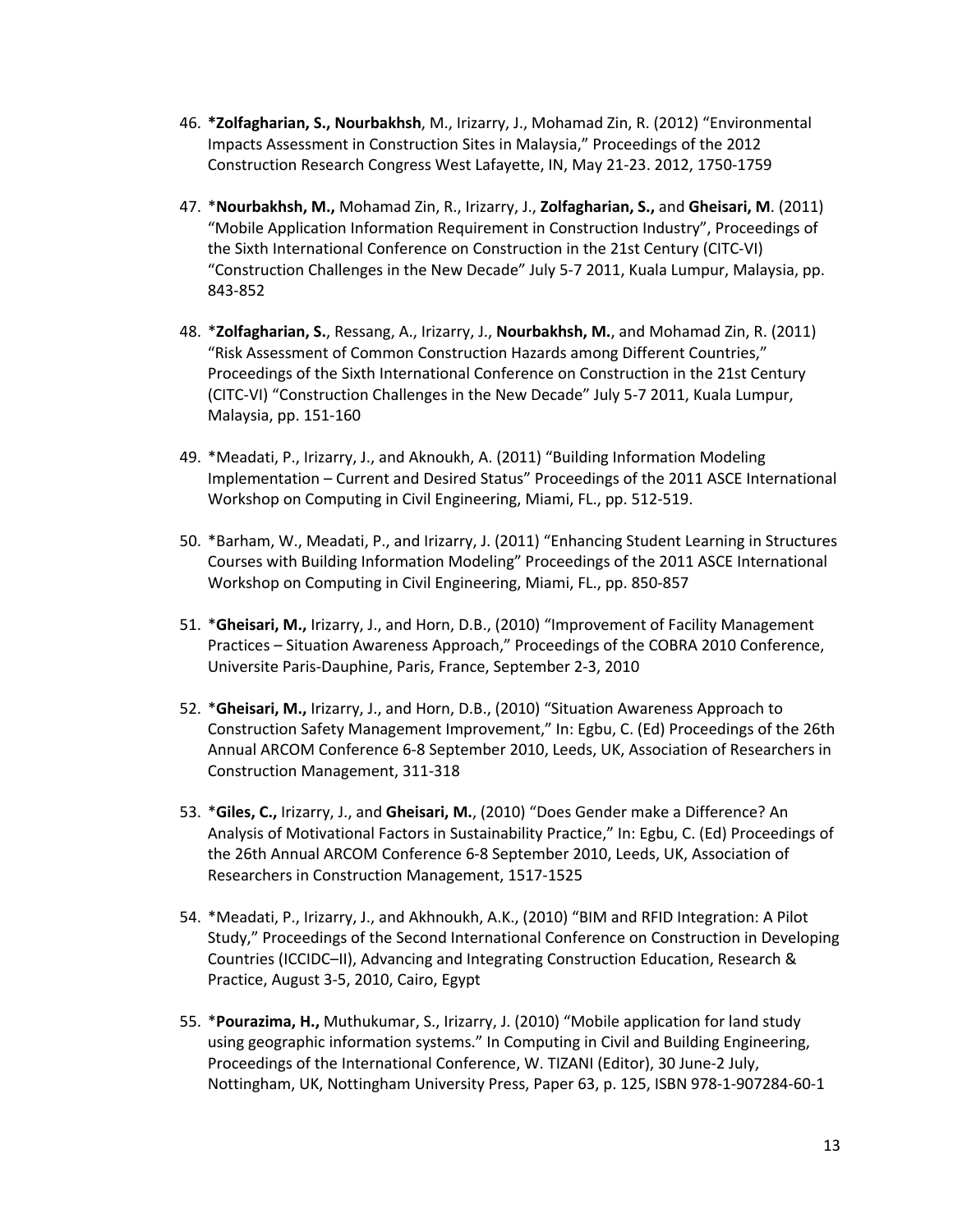46. **\*Zolfagharian, S., Nourbakhsh**, M., Irizarry, J., Mohamad Zin, R. (2012) “Environmental Impacts Assessment in Construction Sites in Malaysia,” Proceedings of the 2012 Construction Research Congress West Lafayette, IN, May 21-23. 2012, 1750-1759

47. \***Nourbakhsh, M.,** Mohamad Zin, R., Irizarry, J., **Zolfagharian, S.,** and **Gheisari, M**. (2011) “Mobile Application Information Requirement in Construction Industry”, Proceedings of the Sixth International Conference on Construction in the 21st Century (CITC-VI) “Construction Challenges in the New Decade” July 5-7 2011, Kuala Lumpur, Malaysia, pp. 843-852

48. \***Zolfagharian, S.**, Ressang, A., Irizarry, J., **Nourbakhsh, M.**, and Mohamad Zin, R. (2011) “Risk Assessment of Common Construction Hazards among Different Countries,” Proceedings of the Sixth International Conference on Construction in the 21st Century (CITC-VI) “Construction Challenges in the New Decade” July 5-7 2011, Kuala Lumpur, Malaysia, pp. 151-160

49. \*Meadati, P., Irizarry, J., and Aknoukh, A. (2011) “Building Information Modeling Implementation – Current and Desired Status” Proceedings of the 2011 ASCE International Workshop on Computing in Civil Engineering, Miami, FL., pp. 512-519.

50. \*Barham, W., Meadati, P., and Irizarry, J. (2011) “Enhancing Student Learning in Structures Courses with Building Information Modeling” Proceedings of the 2011 ASCE International Workshop on Computing in Civil Engineering, Miami, FL., pp. 850-857

51. \***Gheisari, M.,** Irizarry, J., and Horn, D.B., (2010) “Improvement of Facility Management Practices – Situation Awareness Approach,” Proceedings of the COBRA 2010 Conference, Universite Paris-Dauphine, Paris, France, September 2-3, 2010

52. \***Gheisari, M.,** Irizarry, J., and Horn, D.B., (2010) “Situation Awareness Approach to Construction Safety Management Improvement,” In: Egbu, C. (Ed) Proceedings of the 26th Annual ARCOM Conference 6-8 September 2010, Leeds, UK, Association of Researchers in Construction Management, 311-318

53. \***Giles, C.,** Irizarry, J., and **Gheisari, M.**, (2010) “Does Gender make a Difference? An Analysis of Motivational Factors in Sustainability Practice,” In: Egbu, C. (Ed) Proceedings of the 26th Annual ARCOM Conference 6-8 September 2010, Leeds, UK, Association of Researchers in Construction Management, 1517-1525

54. \*Meadati, P., Irizarry, J., and Akhnoukh, A.K., (2010) “BIM and RFID Integration: A Pilot Study,” Proceedings of the Second International Conference on Construction in Developing Countries (ICCIDC–II), Advancing and Integrating Construction Education, Research & Practice, August 3-5, 2010, Cairo, Egypt

55. \***Pourazima, H.,** Muthukumar, S., Irizarry, J. (2010) “Mobile application for land study using geographic information systems.” In Computing in Civil and Building Engineering, Proceedings of the International Conference, W. TIZANI (Editor), 30 June-2 July, Nottingham, UK, Nottingham University Press, Paper 63, p. 125, ISBN 978-1-907284-60-1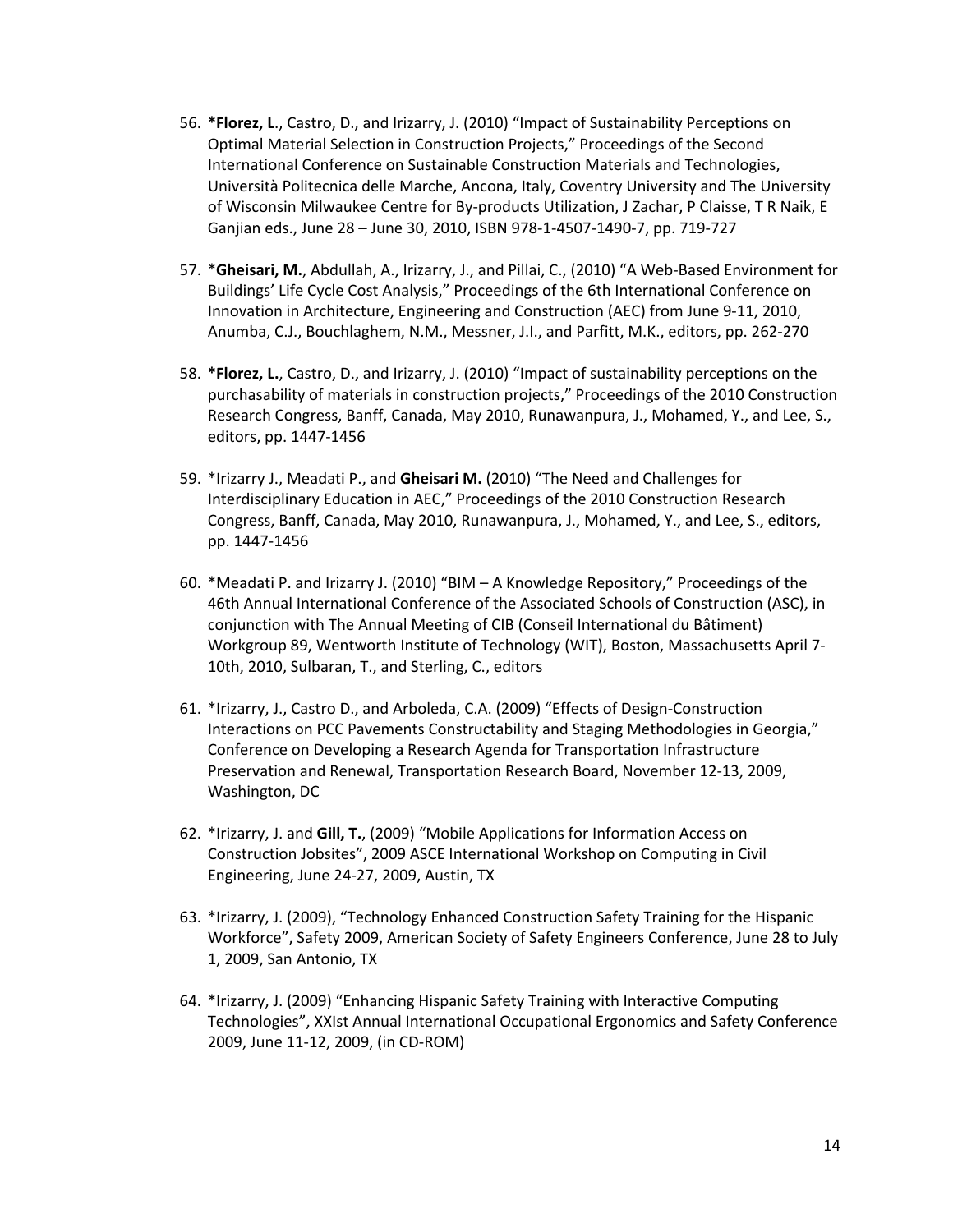56. **\*Florez, L**., Castro, D., and Irizarry, J. (2010) "Impact of Sustainability Perceptions on Optimal Material Selection in Construction Projects," Proceedings of the Second International Conference on Sustainable Construction Materials and Technologies, Università Politecnica delle Marche, Ancona, Italy, Coventry University and The University of Wisconsin Milwaukee Centre for By-products Utilization, J Zachar, P Claisse, T R Naik, E Ganjian eds., June 28 – June 30, 2010, ISBN 978-1-4507-1490-7, pp. 719-727

57. \***Gheisari, M.**, Abdullah, A., Irizarry, J., and Pillai, C., (2010) "A Web-Based Environment for Buildings' Life Cycle Cost Analysis," Proceedings of the 6th International Conference on Innovation in Architecture, Engineering and Construction (AEC) from June 9-11, 2010, Anumba, C.J., Bouchlaghem, N.M., Messner, J.I., and Parfitt, M.K., editors, pp. 262-270

58. **\*Florez, L.**, Castro, D., and Irizarry, J. (2010) "Impact of sustainability perceptions on the purchasability of materials in construction projects," Proceedings of the 2010 Construction Research Congress, Banff, Canada, May 2010, Runawanpura, J., Mohamed, Y., and Lee, S., editors, pp. 1447-1456

59. \*Irizarry J., Meadati P., and **Gheisari M.** (2010) "The Need and Challenges for Interdisciplinary Education in AEC," Proceedings of the 2010 Construction Research Congress, Banff, Canada, May 2010, Runawanpura, J., Mohamed, Y., and Lee, S., editors, pp. 1447-1456

60. \*Meadati P. and Irizarry J. (2010) "BIM – A Knowledge Repository," Proceedings of the 46th Annual International Conference of the Associated Schools of Construction (ASC), in conjunction with The Annual Meeting of CIB (Conseil International du Bâtiment) Workgroup 89, Wentworth Institute of Technology (WIT), Boston, Massachusetts April 7-10th, 2010, Sulbaran, T., and Sterling, C., editors

61. \*Irizarry, J., Castro D., and Arboleda, C.A. (2009) "Effects of Design-Construction Interactions on PCC Pavements Constructability and Staging Methodologies in Georgia," Conference on Developing a Research Agenda for Transportation Infrastructure Preservation and Renewal, Transportation Research Board, November 12-13, 2009, Washington, DC

62. \*Irizarry, J. and **Gill, T.**, (2009) "Mobile Applications for Information Access on Construction Jobsites", 2009 ASCE International Workshop on Computing in Civil Engineering, June 24-27, 2009, Austin, TX

63. \*Irizarry, J. (2009), "Technology Enhanced Construction Safety Training for the Hispanic Workforce", Safety 2009, American Society of Safety Engineers Conference, June 28 to July 1, 2009, San Antonio, TX

64. \*Irizarry, J. (2009) "Enhancing Hispanic Safety Training with Interactive Computing Technologies", XXIst Annual International Occupational Ergonomics and Safety Conference 2009, June 11-12, 2009, (in CD-ROM)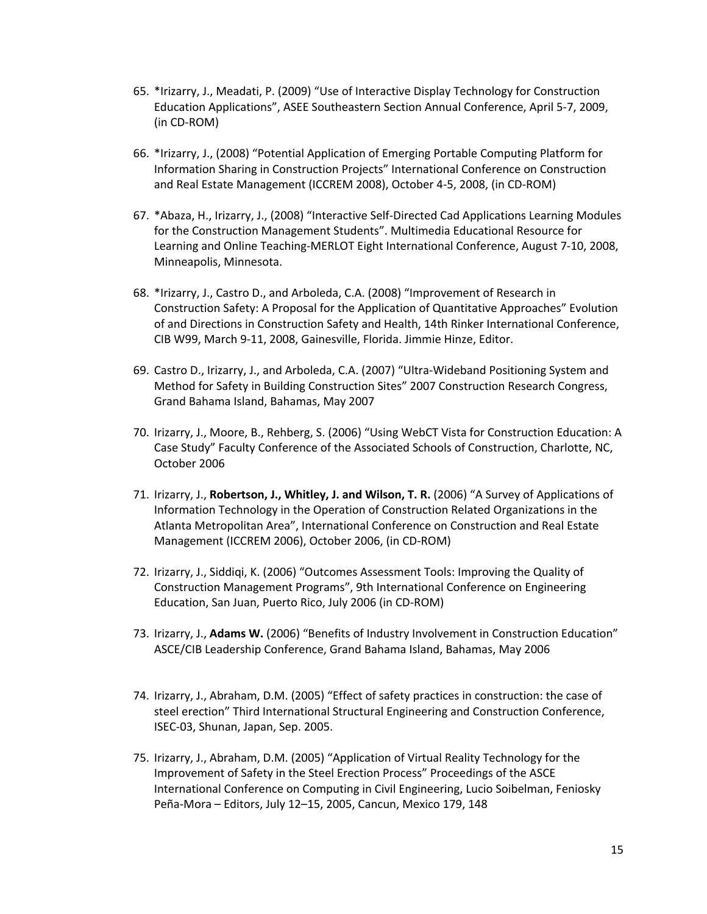65. *Irizarry, J., Meadati, P. (2009) "Use of Interactive Display Technology for Construction Education Applications", ASEE Southeastern Section Annual Conference, April 5-7, 2009, (in CD-ROM)

66. *Irizarry, J., (2008) "Potential Application of Emerging Portable Computing Platform for Information Sharing in Construction Projects" International Conference on Construction and Real Estate Management (ICCREM 2008), October 4-5, 2008, (in CD-ROM)

67. *Abaza, H., Irizarry, J., (2008) "Interactive Self-Directed Cad Applications Learning Modules for the Construction Management Students". Multimedia Educational Resource for Learning and Online Teaching-MERLOT Eight International Conference, August 7-10, 2008, Minneapolis, Minnesota.

68. *Irizarry, J., Castro D., and Arboleda, C.A. (2008) "Improvement of Research in Construction Safety: A Proposal for the Application of Quantitative Approaches" Evolution of and Directions in Construction Safety and Health, 14th Rinker International Conference, CIB W99, March 9-11, 2008, Gainesville, Florida. Jimmie Hinze, Editor.

69. Castro D., Irizarry, J., and Arboleda, C.A. (2007) "Ultra-Wideband Positioning System and Method for Safety in Building Construction Sites" 2007 Construction Research Congress, Grand Bahama Island, Bahamas, May 2007

70. Irizarry, J., Moore, B., Rehberg, S. (2006) "Using WebCT Vista for Construction Education: A Case Study" Faculty Conference of the Associated Schools of Construction, Charlotte, NC, October 2006

71. Irizarry, J., **Robertson, J., Whitley, J. and Wilson, T. R.** (2006) "A Survey of Applications of Information Technology in the Operation of Construction Related Organizations in the Atlanta Metropolitan Area", International Conference on Construction and Real Estate Management (ICCREM 2006), October 2006, (in CD-ROM)

72. Irizarry, J., Siddiqi, K. (2006) "Outcomes Assessment Tools: Improving the Quality of Construction Management Programs", 9th International Conference on Engineering Education, San Juan, Puerto Rico, July 2006 (in CD-ROM)

73. Irizarry, J., **Adams W.** (2006) "Benefits of Industry Involvement in Construction Education" ASCE/CIB Leadership Conference, Grand Bahama Island, Bahamas, May 2006

74. Irizarry, J., Abraham, D.M. (2005) "Effect of safety practices in construction: the case of steel erection" Third International Structural Engineering and Construction Conference, ISEC-03, Shunan, Japan, Sep. 2005.

75. Irizarry, J., Abraham, D.M. (2005) "Application of Virtual Reality Technology for the Improvement of Safety in the Steel Erection Process" Proceedings of the ASCE International Conference on Computing in Civil Engineering, Lucio Soibelman, Feniosky Peña-Mora – Editors, July 12–15, 2005, Cancun, Mexico 179, 148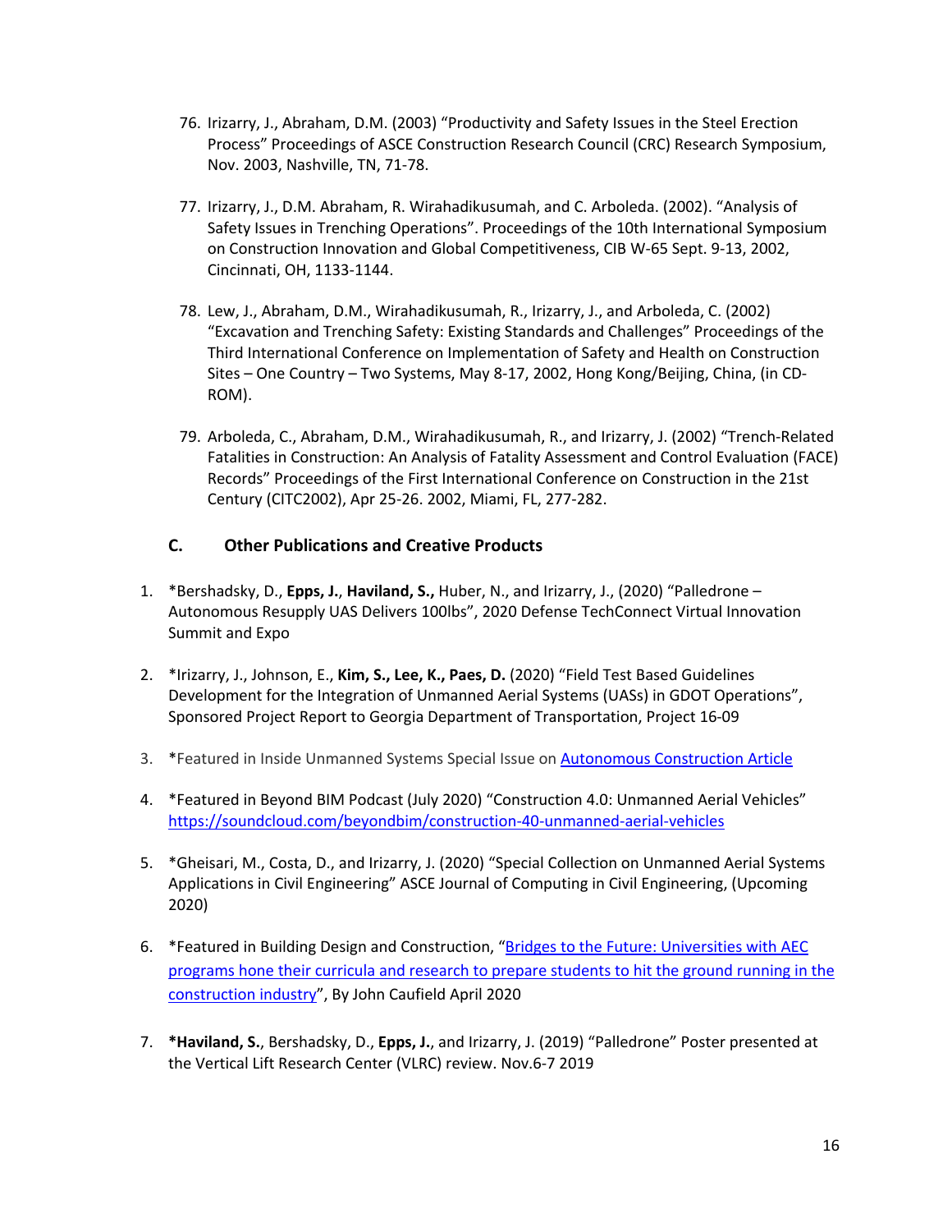76. Irizarry, J., Abraham, D.M. (2003) "Productivity and Safety Issues in the Steel Erection Process" Proceedings of ASCE Construction Research Council (CRC) Research Symposium, Nov. 2003, Nashville, TN, 71-78.

77. Irizarry, J., D.M. Abraham, R. Wirahadikusumah, and C. Arboleda. (2002). "Analysis of Safety Issues in Trenching Operations". Proceedings of the 10th International Symposium on Construction Innovation and Global Competitiveness, CIB W-65 Sept. 9-13, 2002, Cincinnati, OH, 1133-1144.

78. Lew, J., Abraham, D.M., Wirahadikusumah, R., Irizarry, J., and Arboleda, C. (2002) "Excavation and Trenching Safety: Existing Standards and Challenges" Proceedings of the Third International Conference on Implementation of Safety and Health on Construction Sites – One Country – Two Systems, May 8-17, 2002, Hong Kong/Beijing, China, (in CD-ROM).

79. Arboleda, C., Abraham, D.M., Wirahadikusumah, R., and Irizarry, J. (2002) "Trench-Related Fatalities in Construction: An Analysis of Fatality Assessment and Control Evaluation (FACE) Records" Proceedings of the First International Conference on Construction in the 21st Century (CITC2002), Apr 25-26. 2002, Miami, FL, 277-282.

### C. Other Publications and Creative Products

1. *Bershadsky, D., **Epps, J.**, **Haviland, S.,** Huber, N., and Irizarry, J., (2020) "Palledrone – Autonomous Resupply UAS Delivers 100lbs", 2020 Defense TechConnect Virtual Innovation Summit and Expo

2. *Irizarry, J., Johnson, E., **Kim, S., Lee, K., Paes, D.** (2020) "Field Test Based Guidelines Development for the Integration of Unmanned Aerial Systems (UASs) in GDOT Operations", Sponsored Project Report to Georgia Department of Transportation, Project 16-09

3. *Featured in Inside Unmanned Systems Special Issue on [Autonomous Construction Article]

4. *Featured in Beyond BIM Podcast (July 2020) "Construction 4.0: Unmanned Aerial Vehicles" https://soundcloud.com/beyondbim/construction-40-unmanned-aerial-vehicles

5. *Gheisari, M., Costa, D., and Irizarry, J. (2020) "Special Collection on Unmanned Aerial Systems Applications in Civil Engineering" ASCE Journal of Computing in Civil Engineering, (Upcoming 2020)

6. *Featured in Building Design and Construction, "[Bridges to the Future: Universities with AEC programs hone their curricula and research to prepare students to hit the ground running in the construction industry]", By John Caufield April 2020

7. ***Haviland, S.**, Bershadsky, D., **Epps, J.**, and Irizarry, J. (2019) "Palledrone" Poster presented at the Vertical Lift Research Center (VLRC) review. Nov.6-7 2019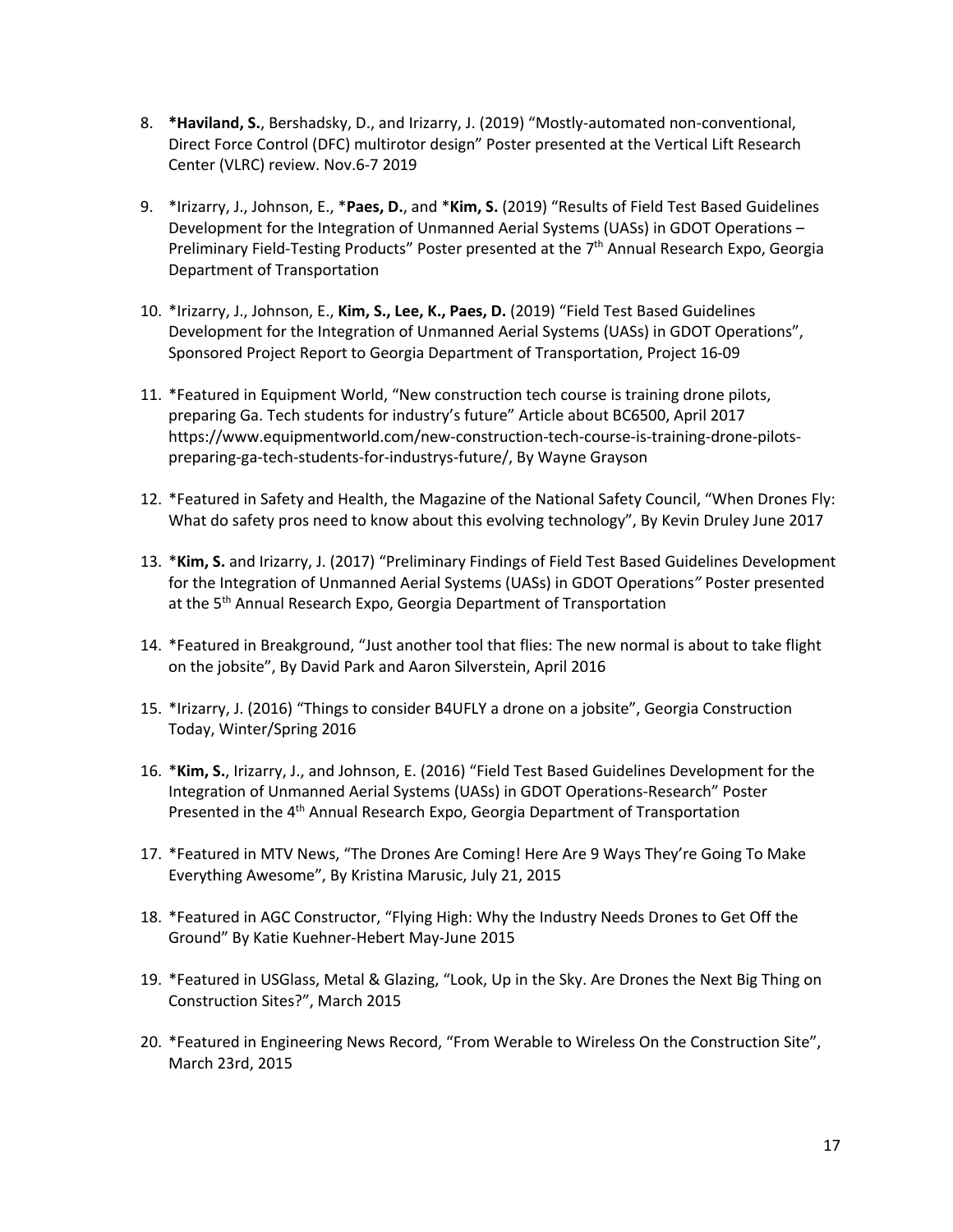8. ***Haviland, S.**, Bershadsky, D., and Irizarry, J. (2019) "Mostly-automated non-conventional, Direct Force Control (DFC) multirotor design" Poster presented at the Vertical Lift Research Center (VLRC) review. Nov.6-7 2019

9. *Irizarry, J., Johnson, E., ***Paes, D.**, and ***Kim, S.** (2019) "Results of Field Test Based Guidelines Development for the Integration of Unmanned Aerial Systems (UASs) in GDOT Operations – Preliminary Field-Testing Products" Poster presented at the 7th Annual Research Expo, Georgia Department of Transportation

10. *Irizarry, J., Johnson, E., **Kim, S., Lee, K., Paes, D.** (2019) "Field Test Based Guidelines Development for the Integration of Unmanned Aerial Systems (UASs) in GDOT Operations", Sponsored Project Report to Georgia Department of Transportation, Project 16-09

11. *Featured in Equipment World, "New construction tech course is training drone pilots, preparing Ga. Tech students for industry's future" Article about BC6500, April 2017 https://www.equipmentworld.com/new-construction-tech-course-is-training-drone-pilots-preparing-ga-tech-students-for-industrys-future/, By Wayne Grayson

12. *Featured in Safety and Health, the Magazine of the National Safety Council, "When Drones Fly: What do safety pros need to know about this evolving technology", By Kevin Druley June 2017

13. ***Kim, S.** and Irizarry, J. (2017) "Preliminary Findings of Field Test Based Guidelines Development for the Integration of Unmanned Aerial Systems (UASs) in GDOT Operations" Poster presented at the 5th Annual Research Expo, Georgia Department of Transportation

14. *Featured in Breakground, "Just another tool that flies: The new normal is about to take flight on the jobsite", By David Park and Aaron Silverstein, April 2016

15. *Irizarry, J. (2016) "Things to consider B4UFLY a drone on a jobsite", Georgia Construction Today, Winter/Spring 2016

16. ***Kim, S.**, Irizarry, J., and Johnson, E. (2016) "Field Test Based Guidelines Development for the Integration of Unmanned Aerial Systems (UASs) in GDOT Operations-Research" Poster Presented in the 4th Annual Research Expo, Georgia Department of Transportation

17. *Featured in MTV News, "The Drones Are Coming! Here Are 9 Ways They're Going To Make Everything Awesome", By Kristina Marusic, July 21, 2015

18. *Featured in AGC Constructor, "Flying High: Why the Industry Needs Drones to Get Off the Ground" By Katie Kuehner-Hebert May-June 2015

19. *Featured in USGlass, Metal & Glazing, "Look, Up in the Sky. Are Drones the Next Big Thing on Construction Sites?", March 2015

20. *Featured in Engineering News Record, "From Werable to Wireless On the Construction Site", March 23rd, 2015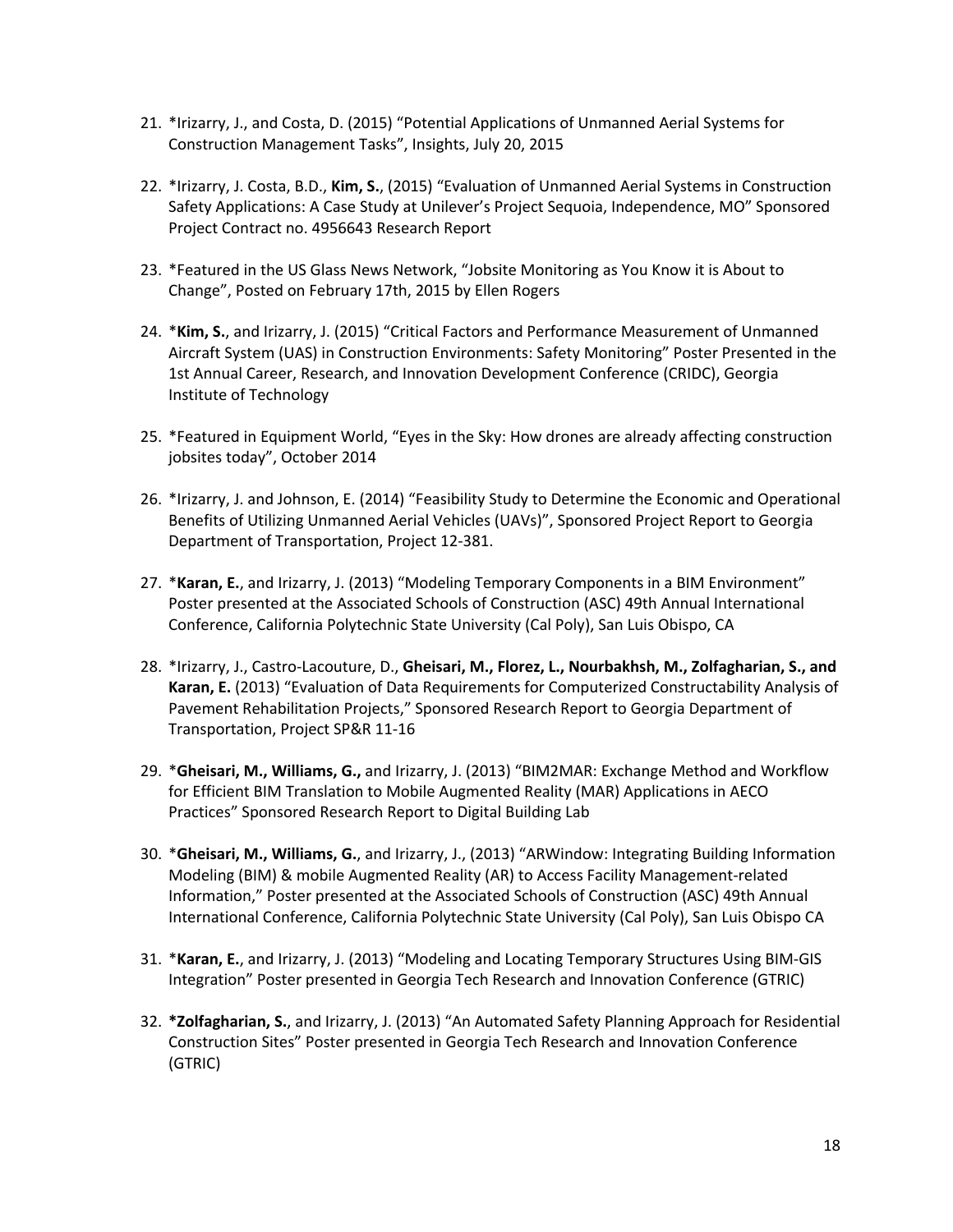21. *Irizarry, J., and Costa, D. (2015) “Potential Applications of Unmanned Aerial Systems for Construction Management Tasks”, Insights, July 20, 2015

22. *Irizarry, J. Costa, B.D., **Kim, S.**, (2015) “Evaluation of Unmanned Aerial Systems in Construction Safety Applications: A Case Study at Unilever’s Project Sequoia, Independence, MO” Sponsored Project Contract no. 4956643 Research Report

23. *Featured in the US Glass News Network, “Jobsite Monitoring as You Know it is About to Change”, Posted on February 17th, 2015 by Ellen Rogers

24. ***Kim, S.**, and Irizarry, J. (2015) “Critical Factors and Performance Measurement of Unmanned Aircraft System (UAS) in Construction Environments: Safety Monitoring” Poster Presented in the 1st Annual Career, Research, and Innovation Development Conference (CRIDC), Georgia Institute of Technology

25. *Featured in Equipment World, “Eyes in the Sky: How drones are already affecting construction jobsites today”, October 2014

26. *Irizarry, J. and Johnson, E. (2014) “Feasibility Study to Determine the Economic and Operational Benefits of Utilizing Unmanned Aerial Vehicles (UAVs)”, Sponsored Project Report to Georgia Department of Transportation, Project 12-381.

27. ***Karan, E.**, and Irizarry, J. (2013) “Modeling Temporary Components in a BIM Environment” Poster presented at the Associated Schools of Construction (ASC) 49th Annual International Conference, California Polytechnic State University (Cal Poly), San Luis Obispo, CA

28. *Irizarry, J., Castro-Lacouture, D., **Gheisari, M., Florez, L., Nourbakhsh, M., Zolfagharian, S., and Karan, E.** (2013) “Evaluation of Data Requirements for Computerized Constructability Analysis of Pavement Rehabilitation Projects,” Sponsored Research Report to Georgia Department of Transportation, Project SP&R 11-16

29. ***Gheisari, M., Williams, G.,** and Irizarry, J. (2013) “BIM2MAR: Exchange Method and Workflow for Efficient BIM Translation to Mobile Augmented Reality (MAR) Applications in AECO Practices” Sponsored Research Report to Digital Building Lab

30. ***Gheisari, M., Williams, G.**, and Irizarry, J., (2013) “ARWindow: Integrating Building Information Modeling (BIM) & mobile Augmented Reality (AR) to Access Facility Management-related Information,” Poster presented at the Associated Schools of Construction (ASC) 49th Annual International Conference, California Polytechnic State University (Cal Poly), San Luis Obispo CA

31. ***Karan, E.**, and Irizarry, J. (2013) “Modeling and Locating Temporary Structures Using BIM-GIS Integration” Poster presented in Georgia Tech Research and Innovation Conference (GTRIC)

32. ***Zolfagharian, S.**, and Irizarry, J. (2013) “An Automated Safety Planning Approach for Residential Construction Sites” Poster presented in Georgia Tech Research and Innovation Conference (GTRIC)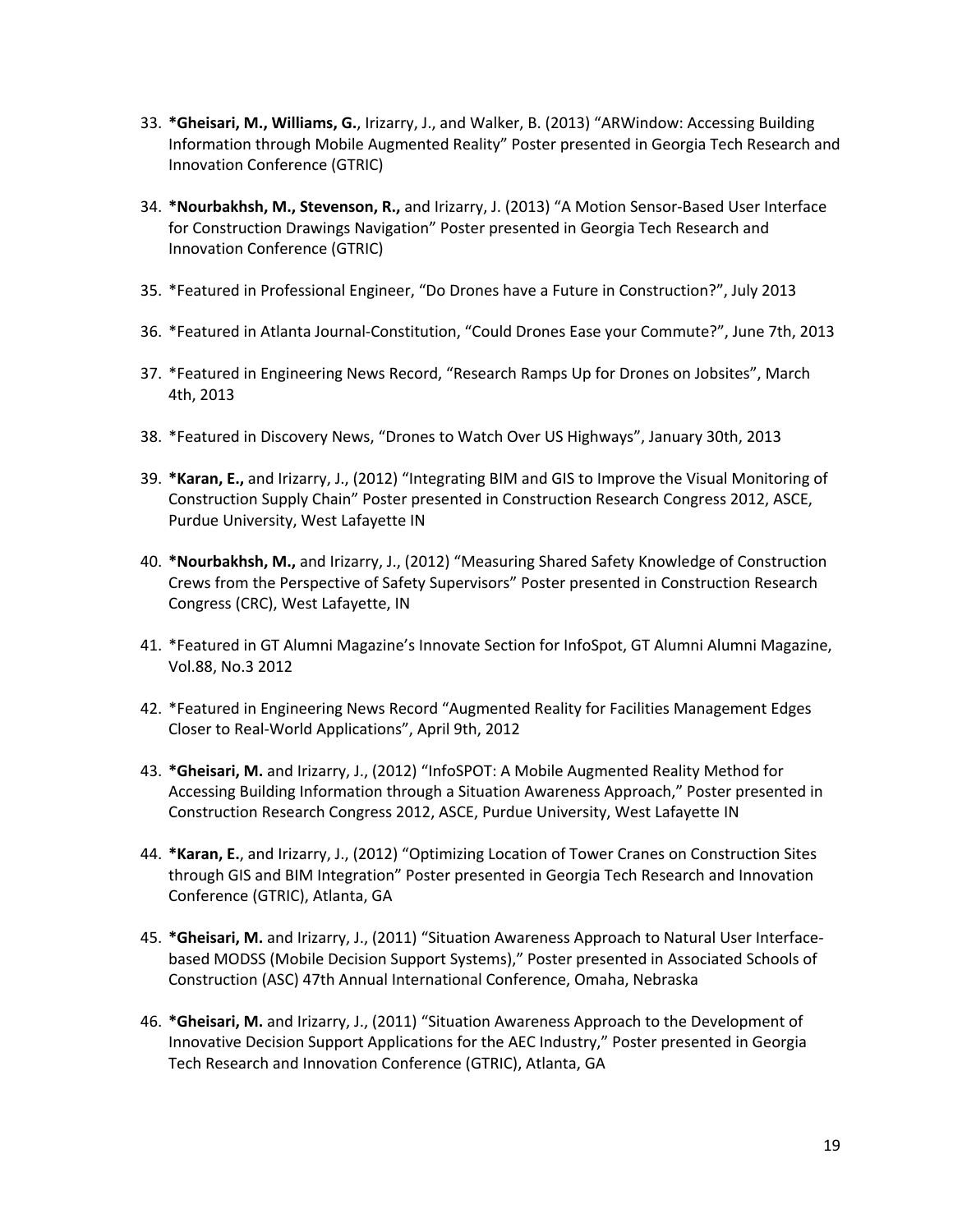33. **\*Gheisari, M., Williams, G.**, Irizarry, J., and Walker, B. (2013) "ARWindow: Accessing Building Information through Mobile Augmented Reality" Poster presented in Georgia Tech Research and Innovation Conference (GTRIC)

34. **\*Nourbakhsh, M., Stevenson, R.,** and Irizarry, J. (2013) "A Motion Sensor-Based User Interface for Construction Drawings Navigation" Poster presented in Georgia Tech Research and Innovation Conference (GTRIC)

35. \*Featured in Professional Engineer, "Do Drones have a Future in Construction?", July 2013

36. \*Featured in Atlanta Journal-Constitution, "Could Drones Ease your Commute?", June 7th, 2013

37. \*Featured in Engineering News Record, "Research Ramps Up for Drones on Jobsites", March 4th, 2013

38. \*Featured in Discovery News, "Drones to Watch Over US Highways", January 30th, 2013

39. **\*Karan, E.,** and Irizarry, J., (2012) "Integrating BIM and GIS to Improve the Visual Monitoring of Construction Supply Chain" Poster presented in Construction Research Congress 2012, ASCE, Purdue University, West Lafayette IN

40. **\*Nourbakhsh, M.,** and Irizarry, J., (2012) "Measuring Shared Safety Knowledge of Construction Crews from the Perspective of Safety Supervisors" Poster presented in Construction Research Congress (CRC), West Lafayette, IN

41. \*Featured in GT Alumni Magazine's Innovate Section for InfoSpot, GT Alumni Alumni Magazine, Vol.88, No.3 2012

42. \*Featured in Engineering News Record "Augmented Reality for Facilities Management Edges Closer to Real-World Applications", April 9th, 2012

43. **\*Gheisari, M.** and Irizarry, J., (2012) "InfoSPOT: A Mobile Augmented Reality Method for Accessing Building Information through a Situation Awareness Approach," Poster presented in Construction Research Congress 2012, ASCE, Purdue University, West Lafayette IN

44. **\*Karan, E.**, and Irizarry, J., (2012) "Optimizing Location of Tower Cranes on Construction Sites through GIS and BIM Integration" Poster presented in Georgia Tech Research and Innovation Conference (GTRIC), Atlanta, GA

45. **\*Gheisari, M.** and Irizarry, J., (2011) "Situation Awareness Approach to Natural User Interface-based MODSS (Mobile Decision Support Systems)," Poster presented in Associated Schools of Construction (ASC) 47th Annual International Conference, Omaha, Nebraska

46. **\*Gheisari, M.** and Irizarry, J., (2011) "Situation Awareness Approach to the Development of Innovative Decision Support Applications for the AEC Industry," Poster presented in Georgia Tech Research and Innovation Conference (GTRIC), Atlanta, GA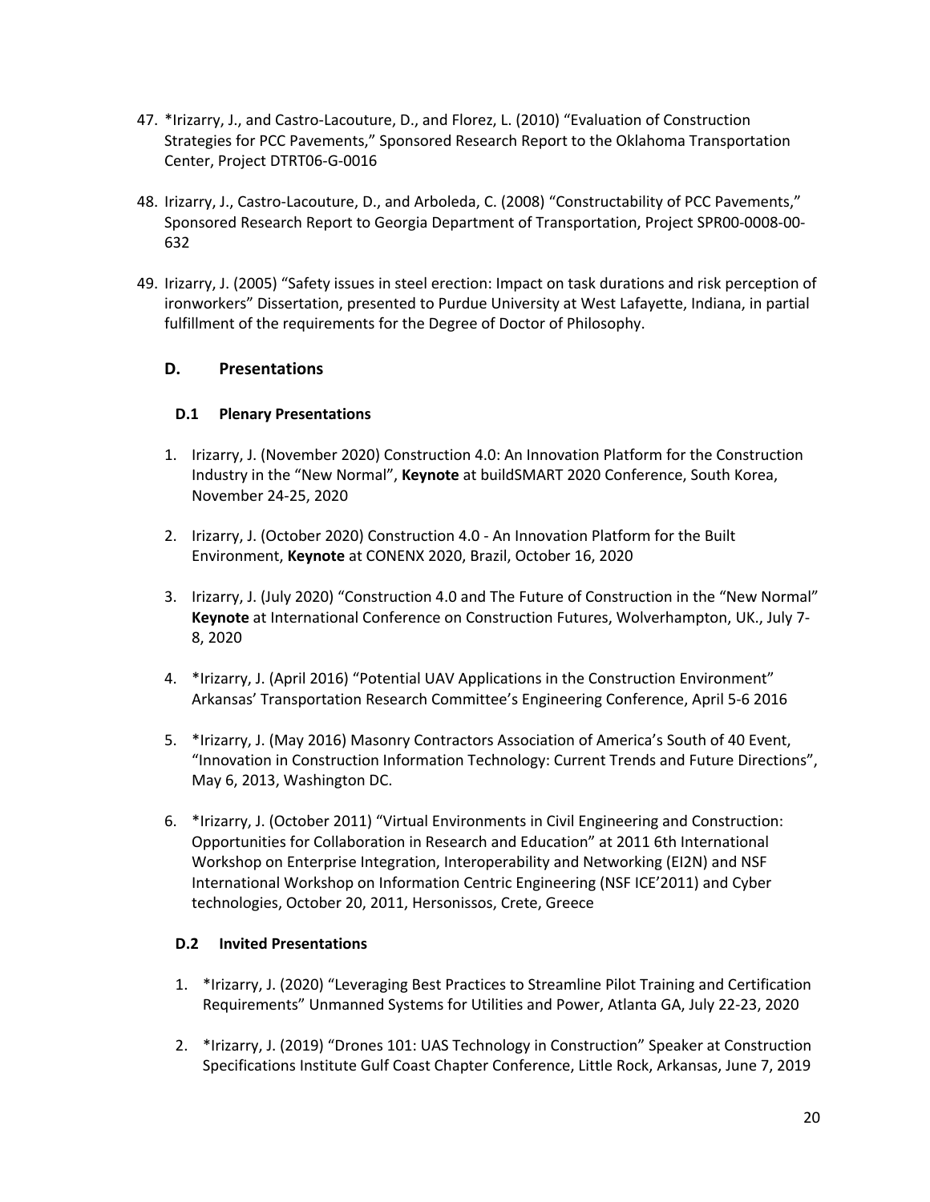47. *Irizarry, J., and Castro-Lacouture, D., and Florez, L. (2010) "Evaluation of Construction Strategies for PCC Pavements," Sponsored Research Report to the Oklahoma Transportation Center, Project DTRT06-G-0016

48. Irizarry, J., Castro-Lacouture, D., and Arboleda, C. (2008) "Constructability of PCC Pavements," Sponsored Research Report to Georgia Department of Transportation, Project SPR00-0008-00-632

49. Irizarry, J. (2005) "Safety issues in steel erection: Impact on task durations and risk perception of ironworkers" Dissertation, presented to Purdue University at West Lafayette, Indiana, in partial fulfillment of the requirements for the Degree of Doctor of Philosophy.

## D. Presentations

### D.1 Plenary Presentations

1. Irizarry, J. (November 2020) Construction 4.0: An Innovation Platform for the Construction Industry in the "New Normal", **Keynote** at buildSMART 2020 Conference, South Korea, November 24-25, 2020

2. Irizarry, J. (October 2020) Construction 4.0 - An Innovation Platform for the Built Environment, **Keynote** at CONENX 2020, Brazil, October 16, 2020

3. Irizarry, J. (July 2020) "Construction 4.0 and The Future of Construction in the "New Normal" **Keynote** at International Conference on Construction Futures, Wolverhampton, UK., July 7-8, 2020

4. *Irizarry, J. (April 2016) "Potential UAV Applications in the Construction Environment" Arkansas' Transportation Research Committee's Engineering Conference, April 5-6 2016

5. *Irizarry, J. (May 2016) Masonry Contractors Association of America's South of 40 Event, "Innovation in Construction Information Technology: Current Trends and Future Directions", May 6, 2013, Washington DC.

6. *Irizarry, J. (October 2011) "Virtual Environments in Civil Engineering and Construction: Opportunities for Collaboration in Research and Education" at 2011 6th International Workshop on Enterprise Integration, Interoperability and Networking (EI2N) and NSF International Workshop on Information Centric Engineering (NSF ICE'2011) and Cyber technologies, October 20, 2011, Hersonissos, Crete, Greece

### D.2 Invited Presentations

1. *Irizarry, J. (2020) "Leveraging Best Practices to Streamline Pilot Training and Certification Requirements" Unmanned Systems for Utilities and Power, Atlanta GA, July 22-23, 2020

2. *Irizarry, J. (2019) "Drones 101: UAS Technology in Construction" Speaker at Construction Specifications Institute Gulf Coast Chapter Conference, Little Rock, Arkansas, June 7, 2019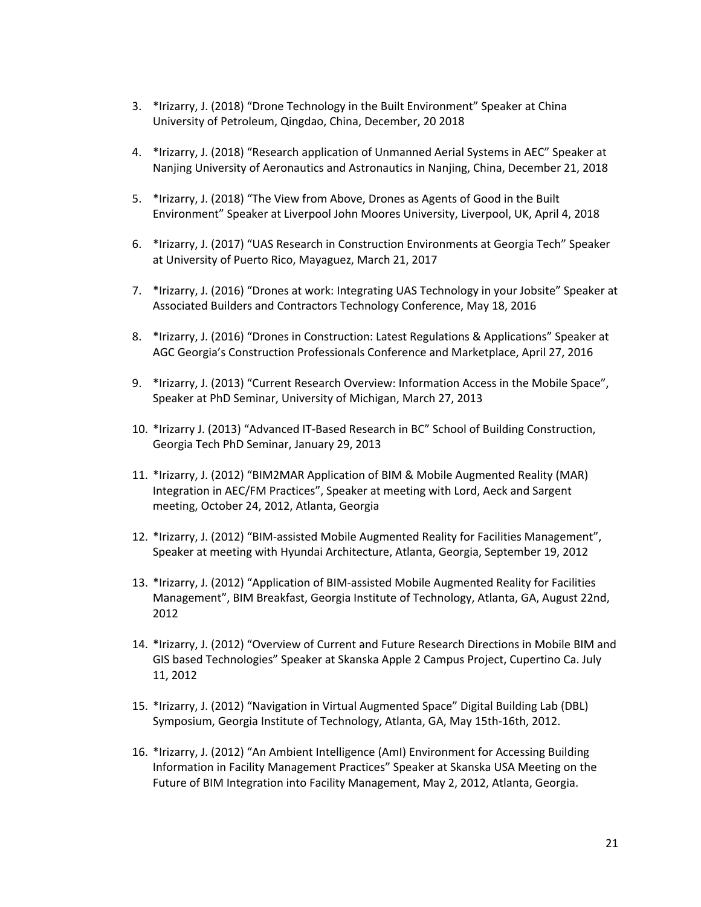3. *Irizarry, J. (2018) “Drone Technology in the Built Environment” Speaker at China University of Petroleum, Qingdao, China, December, 20 2018

4. *Irizarry, J. (2018) “Research application of Unmanned Aerial Systems in AEC” Speaker at Nanjing University of Aeronautics and Astronautics in Nanjing, China, December 21, 2018

5. *Irizarry, J. (2018) “The View from Above, Drones as Agents of Good in the Built Environment” Speaker at Liverpool John Moores University, Liverpool, UK, April 4, 2018

6. *Irizarry, J. (2017) “UAS Research in Construction Environments at Georgia Tech” Speaker at University of Puerto Rico, Mayaguez, March 21, 2017

7. *Irizarry, J. (2016) “Drones at work: Integrating UAS Technology in your Jobsite” Speaker at Associated Builders and Contractors Technology Conference, May 18, 2016

8. *Irizarry, J. (2016) “Drones in Construction: Latest Regulations & Applications” Speaker at AGC Georgia’s Construction Professionals Conference and Marketplace, April 27, 2016

9. *Irizarry, J. (2013) “Current Research Overview: Information Access in the Mobile Space”, Speaker at PhD Seminar, University of Michigan, March 27, 2013

10. *Irizarry J. (2013) “Advanced IT-Based Research in BC” School of Building Construction, Georgia Tech PhD Seminar, January 29, 2013

11. *Irizarry, J. (2012) “BIM2MAR Application of BIM & Mobile Augmented Reality (MAR) Integration in AEC/FM Practices”, Speaker at meeting with Lord, Aeck and Sargent meeting, October 24, 2012, Atlanta, Georgia

12. *Irizarry, J. (2012) “BIM-assisted Mobile Augmented Reality for Facilities Management”, Speaker at meeting with Hyundai Architecture, Atlanta, Georgia, September 19, 2012

13. *Irizarry, J. (2012) “Application of BIM-assisted Mobile Augmented Reality for Facilities Management”, BIM Breakfast, Georgia Institute of Technology, Atlanta, GA, August 22nd, 2012

14. *Irizarry, J. (2012) “Overview of Current and Future Research Directions in Mobile BIM and GIS based Technologies” Speaker at Skanska Apple 2 Campus Project, Cupertino Ca. July 11, 2012

15. *Irizarry, J. (2012) “Navigation in Virtual Augmented Space” Digital Building Lab (DBL) Symposium, Georgia Institute of Technology, Atlanta, GA, May 15th-16th, 2012.

16. *Irizarry, J. (2012) “An Ambient Intelligence (AmI) Environment for Accessing Building Information in Facility Management Practices” Speaker at Skanska USA Meeting on the Future of BIM Integration into Facility Management, May 2, 2012, Atlanta, Georgia.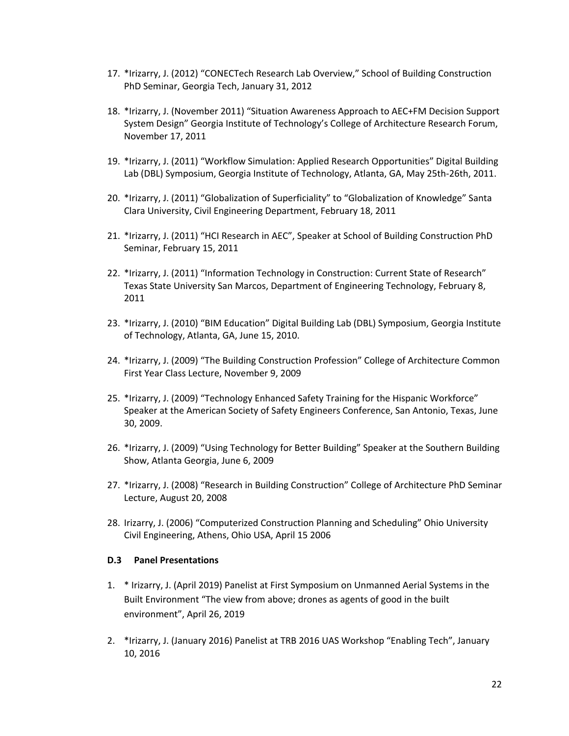17. *Irizarry, J. (2012) “CONECTech Research Lab Overview,” School of Building Construction PhD Seminar, Georgia Tech, January 31, 2012

18. *Irizarry, J. (November 2011) “Situation Awareness Approach to AEC+FM Decision Support System Design” Georgia Institute of Technology’s College of Architecture Research Forum, November 17, 2011

19. *Irizarry, J. (2011) “Workflow Simulation: Applied Research Opportunities” Digital Building Lab (DBL) Symposium, Georgia Institute of Technology, Atlanta, GA, May 25th-26th, 2011.

20. *Irizarry, J. (2011) “Globalization of Superficiality” to “Globalization of Knowledge” Santa Clara University, Civil Engineering Department, February 18, 2011

21. *Irizarry, J. (2011) “HCI Research in AEC”, Speaker at School of Building Construction PhD Seminar, February 15, 2011

22. *Irizarry, J. (2011) “Information Technology in Construction: Current State of Research” Texas State University San Marcos, Department of Engineering Technology, February 8, 2011

23. *Irizarry, J. (2010) “BIM Education” Digital Building Lab (DBL) Symposium, Georgia Institute of Technology, Atlanta, GA, June 15, 2010.

24. *Irizarry, J. (2009) “The Building Construction Profession” College of Architecture Common First Year Class Lecture, November 9, 2009

25. *Irizarry, J. (2009) “Technology Enhanced Safety Training for the Hispanic Workforce” Speaker at the American Society of Safety Engineers Conference, San Antonio, Texas, June 30, 2009.

26. *Irizarry, J. (2009) “Using Technology for Better Building” Speaker at the Southern Building Show, Atlanta Georgia, June 6, 2009

27. *Irizarry, J. (2008) “Research in Building Construction” College of Architecture PhD Seminar Lecture, August 20, 2008

28. Irizarry, J. (2006) “Computerized Construction Planning and Scheduling” Ohio University Civil Engineering, Athens, Ohio USA, April 15 2006

### D.3 Panel Presentations

1. * Irizarry, J. (April 2019) Panelist at First Symposium on Unmanned Aerial Systems in the Built Environment “The view from above; drones as agents of good in the built environment”, April 26, 2019

2. *Irizarry, J. (January 2016) Panelist at TRB 2016 UAS Workshop “Enabling Tech”, January 10, 2016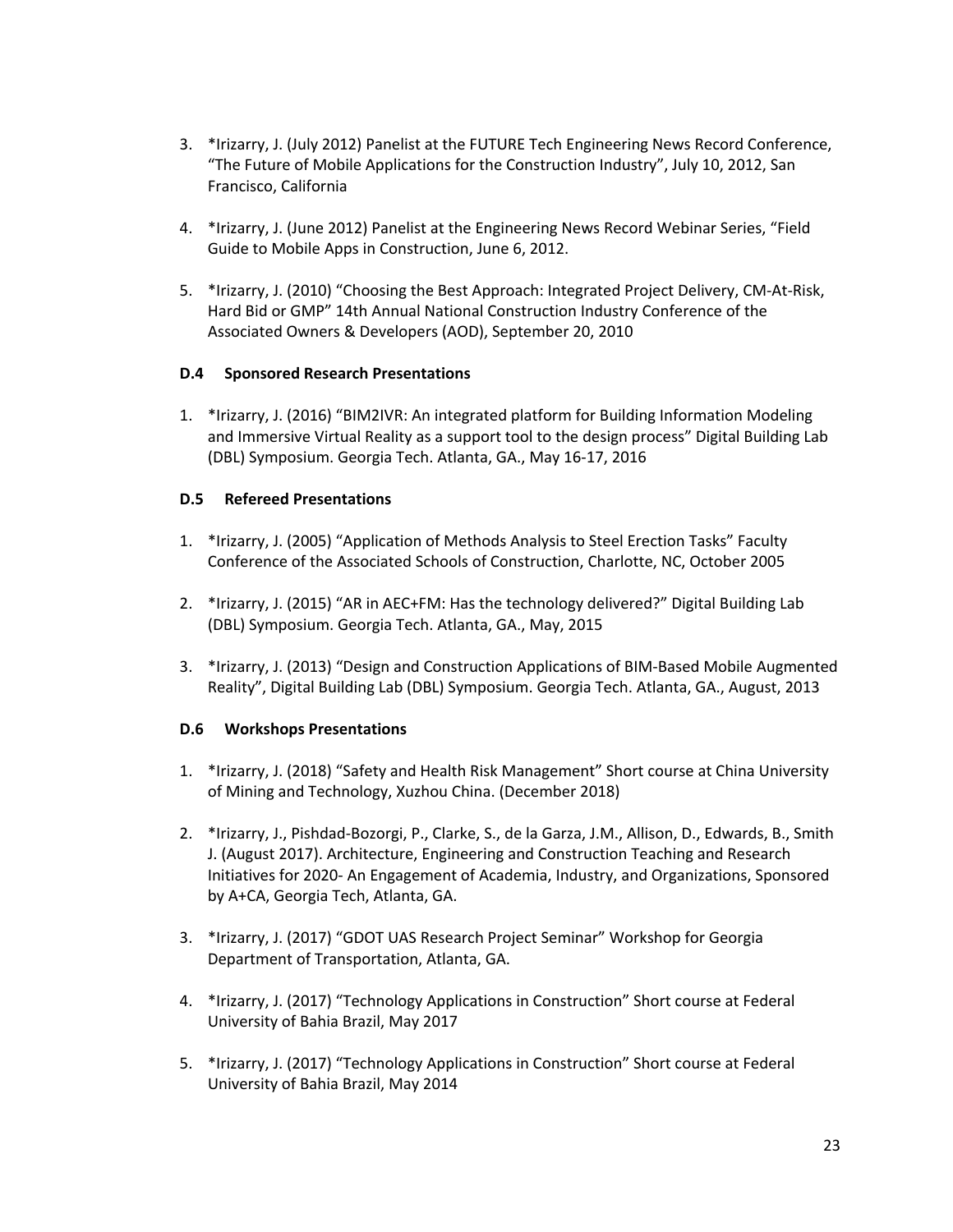3. *Irizarry, J. (July 2012) Panelist at the FUTURE Tech Engineering News Record Conference, "The Future of Mobile Applications for the Construction Industry", July 10, 2012, San Francisco, California

4. *Irizarry, J. (June 2012) Panelist at the Engineering News Record Webinar Series, "Field Guide to Mobile Apps in Construction, June 6, 2012.

5. *Irizarry, J. (2010) "Choosing the Best Approach: Integrated Project Delivery, CM-At-Risk, Hard Bid or GMP" 14th Annual National Construction Industry Conference of the Associated Owners & Developers (AOD), September 20, 2010

### D.4 Sponsored Research Presentations

1. *Irizarry, J. (2016) "BIM2IVR: An integrated platform for Building Information Modeling and Immersive Virtual Reality as a support tool to the design process" Digital Building Lab (DBL) Symposium. Georgia Tech. Atlanta, GA., May 16-17, 2016

### D.5 Refereed Presentations

1. *Irizarry, J. (2005) "Application of Methods Analysis to Steel Erection Tasks" Faculty Conference of the Associated Schools of Construction, Charlotte, NC, October 2005

2. *Irizarry, J. (2015) "AR in AEC+FM: Has the technology delivered?" Digital Building Lab (DBL) Symposium. Georgia Tech. Atlanta, GA., May, 2015

3. *Irizarry, J. (2013) "Design and Construction Applications of BIM-Based Mobile Augmented Reality", Digital Building Lab (DBL) Symposium. Georgia Tech. Atlanta, GA., August, 2013

### D.6 Workshops Presentations

1. *Irizarry, J. (2018) "Safety and Health Risk Management" Short course at China University of Mining and Technology, Xuzhou China. (December 2018)

2. *Irizarry, J., Pishdad-Bozorgi, P., Clarke, S., de la Garza, J.M., Allison, D., Edwards, B., Smith J. (August 2017). Architecture, Engineering and Construction Teaching and Research Initiatives for 2020- An Engagement of Academia, Industry, and Organizations, Sponsored by A+CA, Georgia Tech, Atlanta, GA.

3. *Irizarry, J. (2017) "GDOT UAS Research Project Seminar" Workshop for Georgia Department of Transportation, Atlanta, GA.

4. *Irizarry, J. (2017) "Technology Applications in Construction" Short course at Federal University of Bahia Brazil, May 2017

5. *Irizarry, J. (2017) "Technology Applications in Construction" Short course at Federal University of Bahia Brazil, May 2014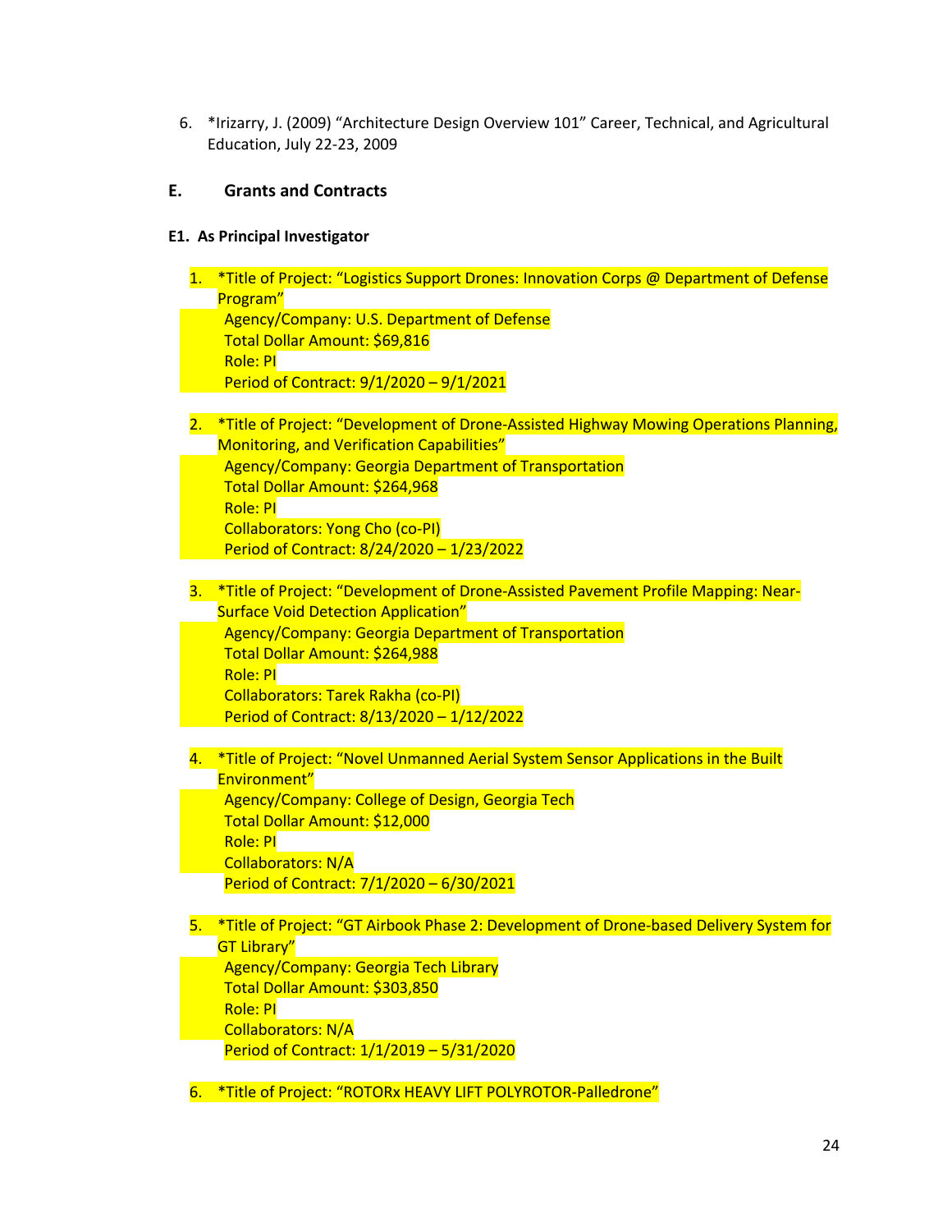6. *Irizarry, J. (2009) "Architecture Design Overview 101" Career, Technical, and Agricultural Education, July 22-23, 2009

## E. Grants and Contracts

### E1. As Principal Investigator

1. *Title of Project: "Logistics Support Drones: Innovation Corps @ Department of Defense Program"
   Agency/Company: U.S. Department of Defense
   Total Dollar Amount: $69,816
   Role: PI
   Period of Contract: 9/1/2020 – 9/1/2021

2. *Title of Project: "Development of Drone-Assisted Highway Mowing Operations Planning, Monitoring, and Verification Capabilities"
   Agency/Company: Georgia Department of Transportation
   Total Dollar Amount: $264,968
   Role: PI
   Collaborators: Yong Cho (co-PI)
   Period of Contract: 8/24/2020 – 1/23/2022

3. *Title of Project: "Development of Drone-Assisted Pavement Profile Mapping: Near-Surface Void Detection Application"
   Agency/Company: Georgia Department of Transportation
   Total Dollar Amount: $264,988
   Role: PI
   Collaborators: Tarek Rakha (co-PI)
   Period of Contract: 8/13/2020 – 1/12/2022

4. *Title of Project: "Novel Unmanned Aerial System Sensor Applications in the Built Environment"
   Agency/Company: College of Design, Georgia Tech
   Total Dollar Amount: $12,000
   Role: PI
   Collaborators: N/A
   Period of Contract: 7/1/2020 – 6/30/2021

5. *Title of Project: "GT Airbook Phase 2: Development of Drone-based Delivery System for GT Library"
   Agency/Company: Georgia Tech Library
   Total Dollar Amount: $303,850
   Role: PI
   Collaborators: N/A
   Period of Contract: 1/1/2019 – 5/31/2020

6. *Title of Project: "ROTORx HEAVY LIFT POLYROTOR-Palledrone"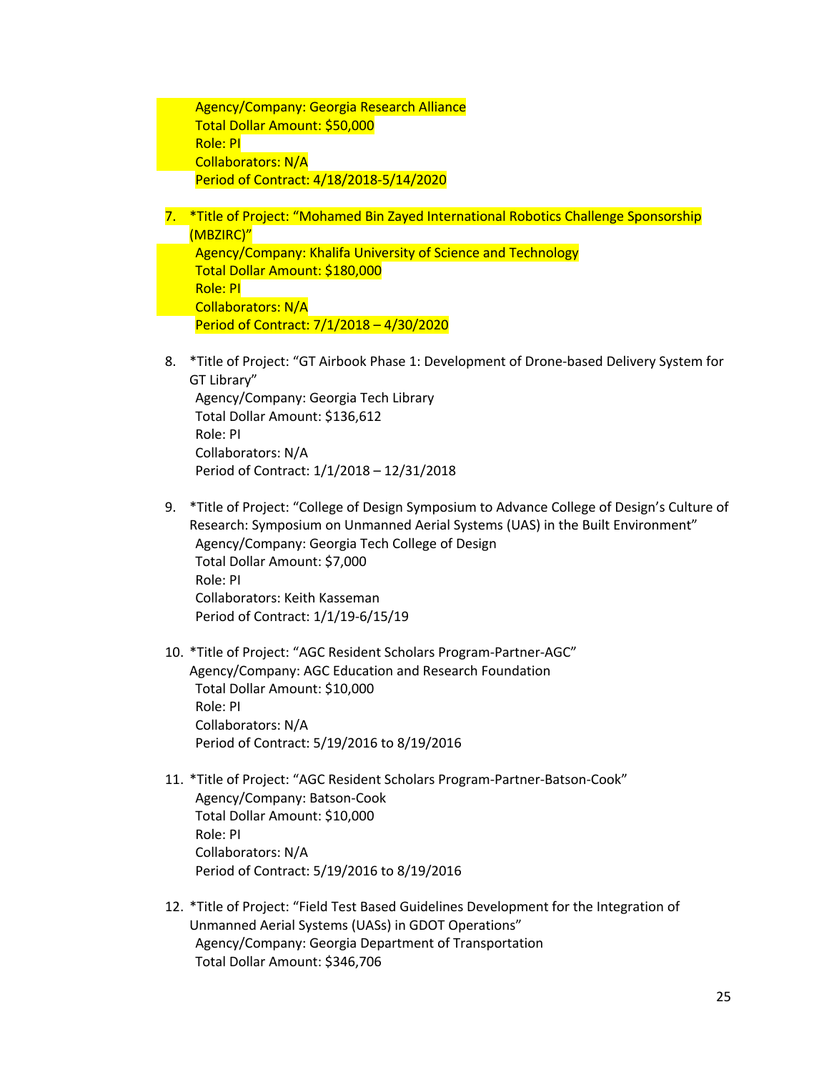Agency/Company: Georgia Research Alliance
Total Dollar Amount: $50,000
Role: PI
Collaborators: N/A
Period of Contract: 4/18/2018-5/14/2020

7. *Title of Project: "Mohamed Bin Zayed International Robotics Challenge Sponsorship (MBZIRC)"
   Agency/Company: Khalifa University of Science and Technology
   Total Dollar Amount: $180,000
   Role: PI
   Collaborators: N/A
   Period of Contract: 7/1/2018 – 4/30/2020

8. *Title of Project: "GT Airbook Phase 1: Development of Drone-based Delivery System for GT Library"
   Agency/Company: Georgia Tech Library
   Total Dollar Amount: $136,612
   Role: PI
   Collaborators: N/A
   Period of Contract: 1/1/2018 – 12/31/2018

9. *Title of Project: "College of Design Symposium to Advance College of Design's Culture of Research: Symposium on Unmanned Aerial Systems (UAS) in the Built Environment"
   Agency/Company: Georgia Tech College of Design
   Total Dollar Amount: $7,000
   Role: PI
   Collaborators: Keith Kasseman
   Period of Contract: 1/1/19-6/15/19

10. *Title of Project: "AGC Resident Scholars Program-Partner-AGC"
    Agency/Company: AGC Education and Research Foundation
    Total Dollar Amount: $10,000
    Role: PI
    Collaborators: N/A
    Period of Contract: 5/19/2016 to 8/19/2016

11. *Title of Project: "AGC Resident Scholars Program-Partner-Batson-Cook"
    Agency/Company: Batson-Cook
    Total Dollar Amount: $10,000
    Role: PI
    Collaborators: N/A
    Period of Contract: 5/19/2016 to 8/19/2016

12. *Title of Project: "Field Test Based Guidelines Development for the Integration of Unmanned Aerial Systems (UASs) in GDOT Operations"
    Agency/Company: Georgia Department of Transportation
    Total Dollar Amount: $346,706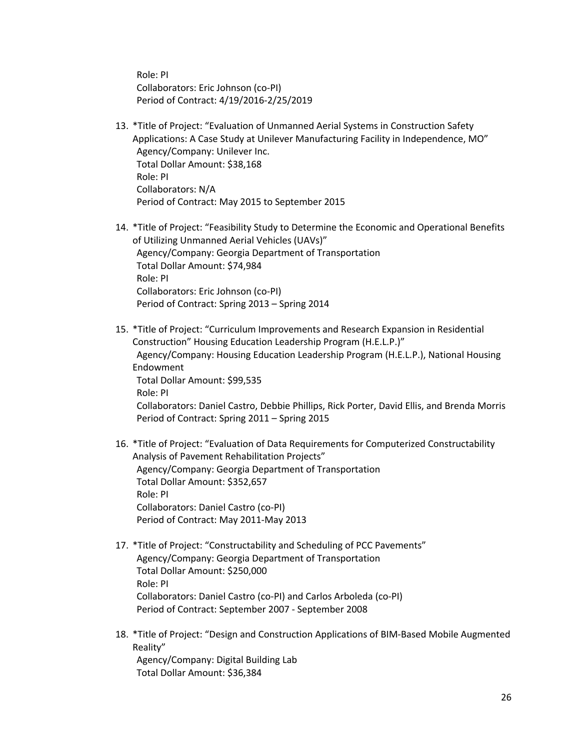Role: PI
Collaborators: Eric Johnson (co-PI)
Period of Contract: 4/19/2016-2/25/2019

13. *Title of Project: "Evaluation of Unmanned Aerial Systems in Construction Safety Applications: A Case Study at Unilever Manufacturing Facility in Independence, MO"
    Agency/Company: Unilever Inc.
    Total Dollar Amount: $38,168
    Role: PI
    Collaborators: N/A
    Period of Contract: May 2015 to September 2015

14. *Title of Project: "Feasibility Study to Determine the Economic and Operational Benefits of Utilizing Unmanned Aerial Vehicles (UAVs)"
    Agency/Company: Georgia Department of Transportation
    Total Dollar Amount: $74,984
    Role: PI
    Collaborators: Eric Johnson (co-PI)
    Period of Contract: Spring 2013 – Spring 2014

15. *Title of Project: "Curriculum Improvements and Research Expansion in Residential Construction" Housing Education Leadership Program (H.E.L.P.)"
    Agency/Company: Housing Education Leadership Program (H.E.L.P.), National Housing Endowment
    Total Dollar Amount: $99,535
    Role: PI
    Collaborators: Daniel Castro, Debbie Phillips, Rick Porter, David Ellis, and Brenda Morris
    Period of Contract: Spring 2011 – Spring 2015

16. *Title of Project: "Evaluation of Data Requirements for Computerized Constructability Analysis of Pavement Rehabilitation Projects"
    Agency/Company: Georgia Department of Transportation
    Total Dollar Amount: $352,657
    Role: PI
    Collaborators: Daniel Castro (co-PI)
    Period of Contract: May 2011-May 2013

17. *Title of Project: "Constructability and Scheduling of PCC Pavements"
    Agency/Company: Georgia Department of Transportation
    Total Dollar Amount: $250,000
    Role: PI
    Collaborators: Daniel Castro (co-PI) and Carlos Arboleda (co-PI)
    Period of Contract: September 2007 - September 2008

18. *Title of Project: "Design and Construction Applications of BIM-Based Mobile Augmented Reality"
    Agency/Company: Digital Building Lab
    Total Dollar Amount: $36,384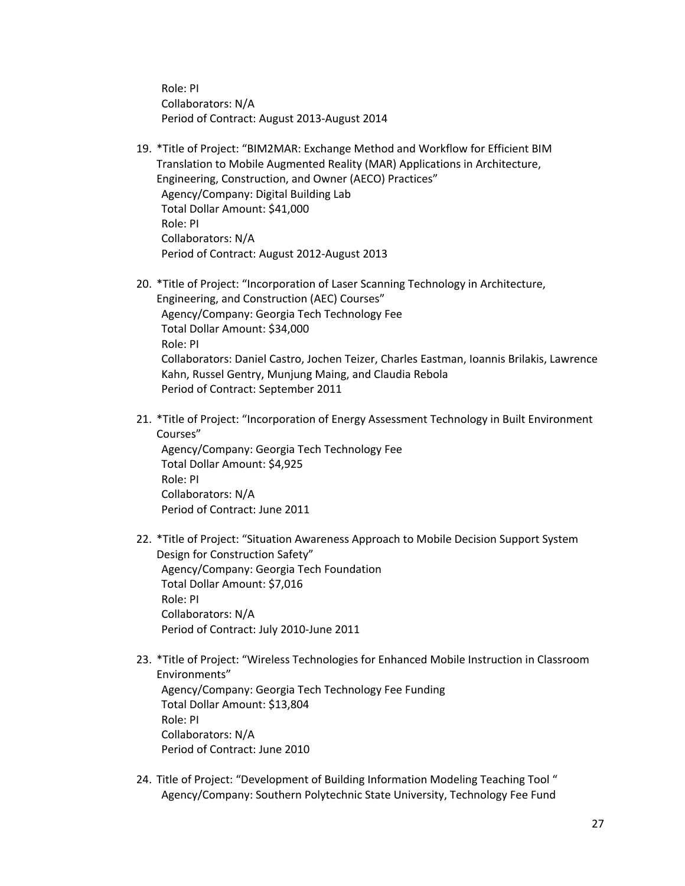Role: PI
Collaborators: N/A
Period of Contract: August 2013-August 2014

19. *Title of Project: "BIM2MAR: Exchange Method and Workflow for Efficient BIM Translation to Mobile Augmented Reality (MAR) Applications in Architecture, Engineering, Construction, and Owner (AECO) Practices"
    Agency/Company: Digital Building Lab
    Total Dollar Amount: $41,000
    Role: PI
    Collaborators: N/A
    Period of Contract: August 2012-August 2013

20. *Title of Project: "Incorporation of Laser Scanning Technology in Architecture, Engineering, and Construction (AEC) Courses"
    Agency/Company: Georgia Tech Technology Fee
    Total Dollar Amount: $34,000
    Role: PI
    Collaborators: Daniel Castro, Jochen Teizer, Charles Eastman, Ioannis Brilakis, Lawrence Kahn, Russel Gentry, Munjung Maing, and Claudia Rebola
    Period of Contract: September 2011

21. *Title of Project: "Incorporation of Energy Assessment Technology in Built Environment Courses"
    Agency/Company: Georgia Tech Technology Fee
    Total Dollar Amount: $4,925
    Role: PI
    Collaborators: N/A
    Period of Contract: June 2011

22. *Title of Project: "Situation Awareness Approach to Mobile Decision Support System Design for Construction Safety"
    Agency/Company: Georgia Tech Foundation
    Total Dollar Amount: $7,016
    Role: PI
    Collaborators: N/A
    Period of Contract: July 2010-June 2011

23. *Title of Project: "Wireless Technologies for Enhanced Mobile Instruction in Classroom Environments"
    Agency/Company: Georgia Tech Technology Fee Funding
    Total Dollar Amount: $13,804
    Role: PI
    Collaborators: N/A
    Period of Contract: June 2010

24. Title of Project: "Development of Building Information Modeling Teaching Tool "
    Agency/Company: Southern Polytechnic State University, Technology Fee Fund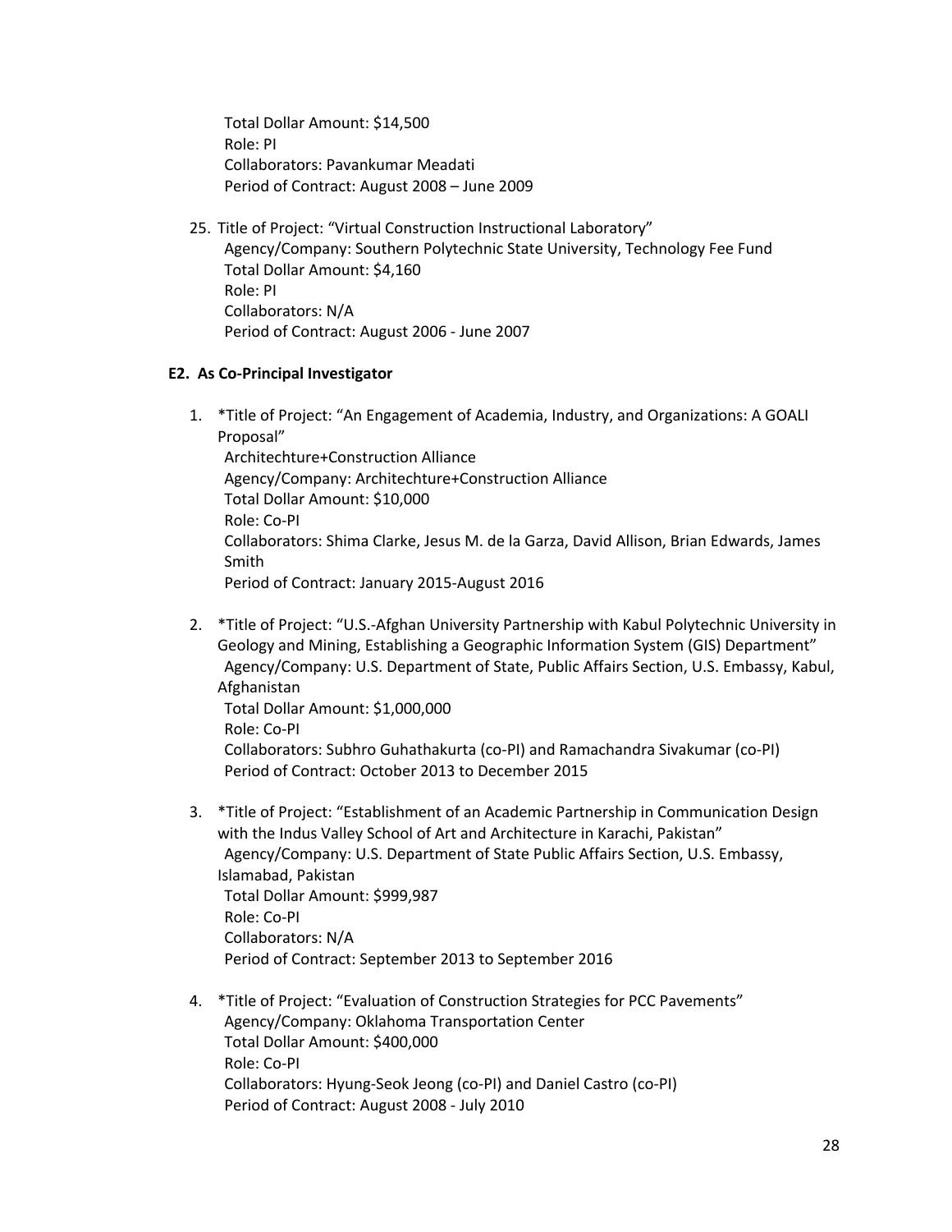Total Dollar Amount: $14,500
Role: PI
Collaborators: Pavankumar Meadati
Period of Contract: August 2008 – June 2009

25. Title of Project: "Virtual Construction Instructional Laboratory"
    Agency/Company: Southern Polytechnic State University, Technology Fee Fund
    Total Dollar Amount: $4,160
    Role: PI
    Collaborators: N/A
    Period of Contract: August 2006 - June 2007

**E2. As Co-Principal Investigator**

1. *Title of Project: "An Engagement of Academia, Industry, and Organizations: A GOALI Proposal"
   Architechture+Construction Alliance
   Agency/Company: Architechture+Construction Alliance
   Total Dollar Amount: $10,000
   Role: Co-PI
   Collaborators: Shima Clarke, Jesus M. de la Garza, David Allison, Brian Edwards, James Smith
   Period of Contract: January 2015-August 2016

2. *Title of Project: "U.S.-Afghan University Partnership with Kabul Polytechnic University in Geology and Mining, Establishing a Geographic Information System (GIS) Department"
   Agency/Company: U.S. Department of State, Public Affairs Section, U.S. Embassy, Kabul, Afghanistan
   Total Dollar Amount: $1,000,000
   Role: Co-PI
   Collaborators: Subhro Guhathakurta (co-PI) and Ramachandra Sivakumar (co-PI)
   Period of Contract: October 2013 to December 2015

3. *Title of Project: "Establishment of an Academic Partnership in Communication Design with the Indus Valley School of Art and Architecture in Karachi, Pakistan"
   Agency/Company: U.S. Department of State Public Affairs Section, U.S. Embassy, Islamabad, Pakistan
   Total Dollar Amount: $999,987
   Role: Co-PI
   Collaborators: N/A
   Period of Contract: September 2013 to September 2016

4. *Title of Project: "Evaluation of Construction Strategies for PCC Pavements"
   Agency/Company: Oklahoma Transportation Center
   Total Dollar Amount: $400,000
   Role: Co-PI
   Collaborators: Hyung-Seok Jeong (co-PI) and Daniel Castro (co-PI)
   Period of Contract: August 2008 - July 2010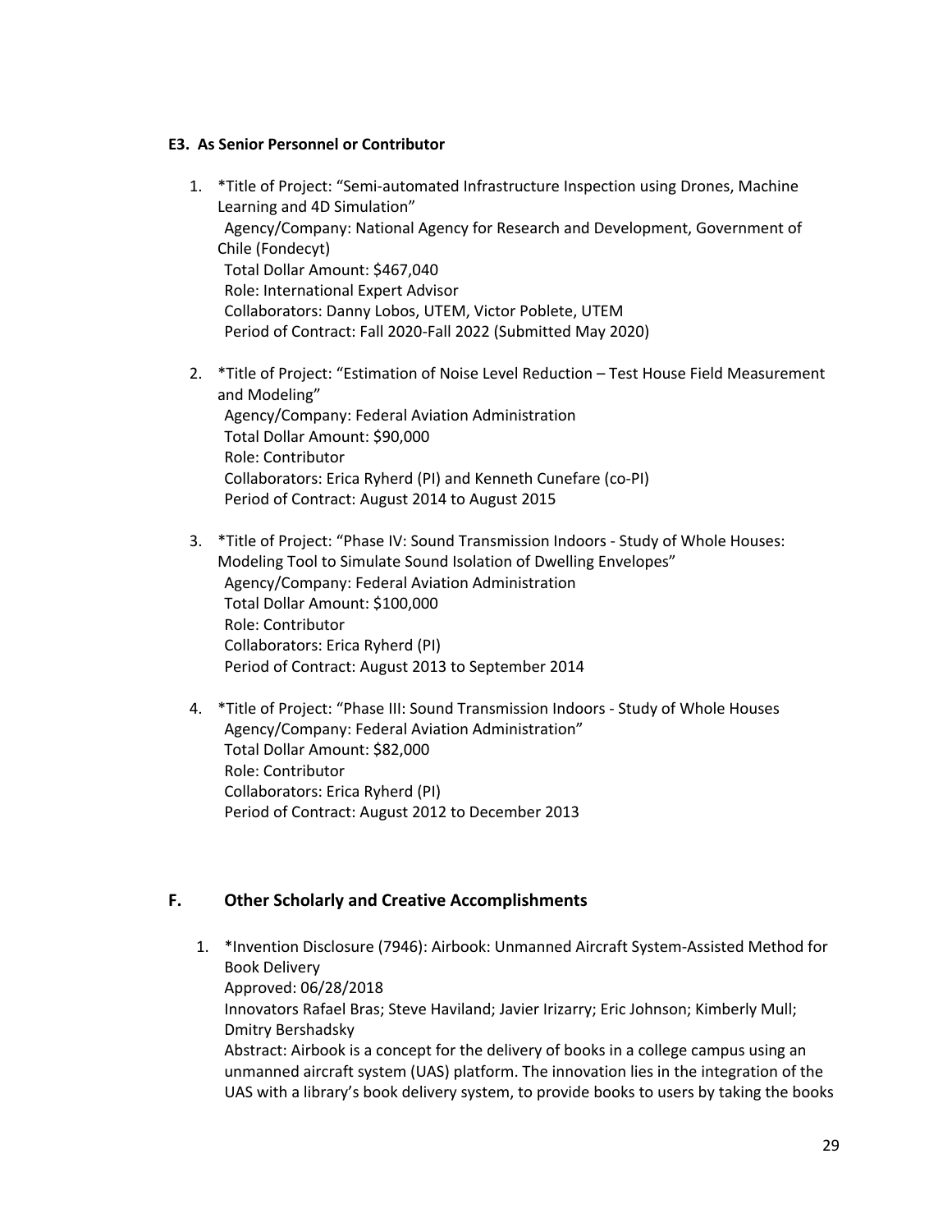#### E3. As Senior Personnel or Contributor

1. *Title of Project: "Semi-automated Infrastructure Inspection using Drones, Machine Learning and 4D Simulation"
   Agency/Company: National Agency for Research and Development, Government of Chile (Fondecyt)
   Total Dollar Amount: $467,040
   Role: International Expert Advisor
   Collaborators: Danny Lobos, UTEM, Victor Poblete, UTEM
   Period of Contract: Fall 2020-Fall 2022 (Submitted May 2020)

2. *Title of Project: "Estimation of Noise Level Reduction – Test House Field Measurement and Modeling"
   Agency/Company: Federal Aviation Administration
   Total Dollar Amount: $90,000
   Role: Contributor
   Collaborators: Erica Ryherd (PI) and Kenneth Cunefare (co-PI)
   Period of Contract: August 2014 to August 2015

3. *Title of Project: "Phase IV: Sound Transmission Indoors - Study of Whole Houses: Modeling Tool to Simulate Sound Isolation of Dwelling Envelopes"
   Agency/Company: Federal Aviation Administration
   Total Dollar Amount: $100,000
   Role: Contributor
   Collaborators: Erica Ryherd (PI)
   Period of Contract: August 2013 to September 2014

4. *Title of Project: "Phase III: Sound Transmission Indoors - Study of Whole Houses
   Agency/Company: Federal Aviation Administration"
   Total Dollar Amount: $82,000
   Role: Contributor
   Collaborators: Erica Ryherd (PI)
   Period of Contract: August 2012 to December 2013

## F. Other Scholarly and Creative Accomplishments

1. *Invention Disclosure (7946): Airbook: Unmanned Aircraft System-Assisted Method for Book Delivery
   Approved: 06/28/2018
   Innovators Rafael Bras; Steve Haviland; Javier Irizarry; Eric Johnson; Kimberly Mull; Dmitry Bershadsky
   Abstract: Airbook is a concept for the delivery of books in a college campus using an unmanned aircraft system (UAS) platform. The innovation lies in the integration of the UAS with a library's book delivery system, to provide books to users by taking the books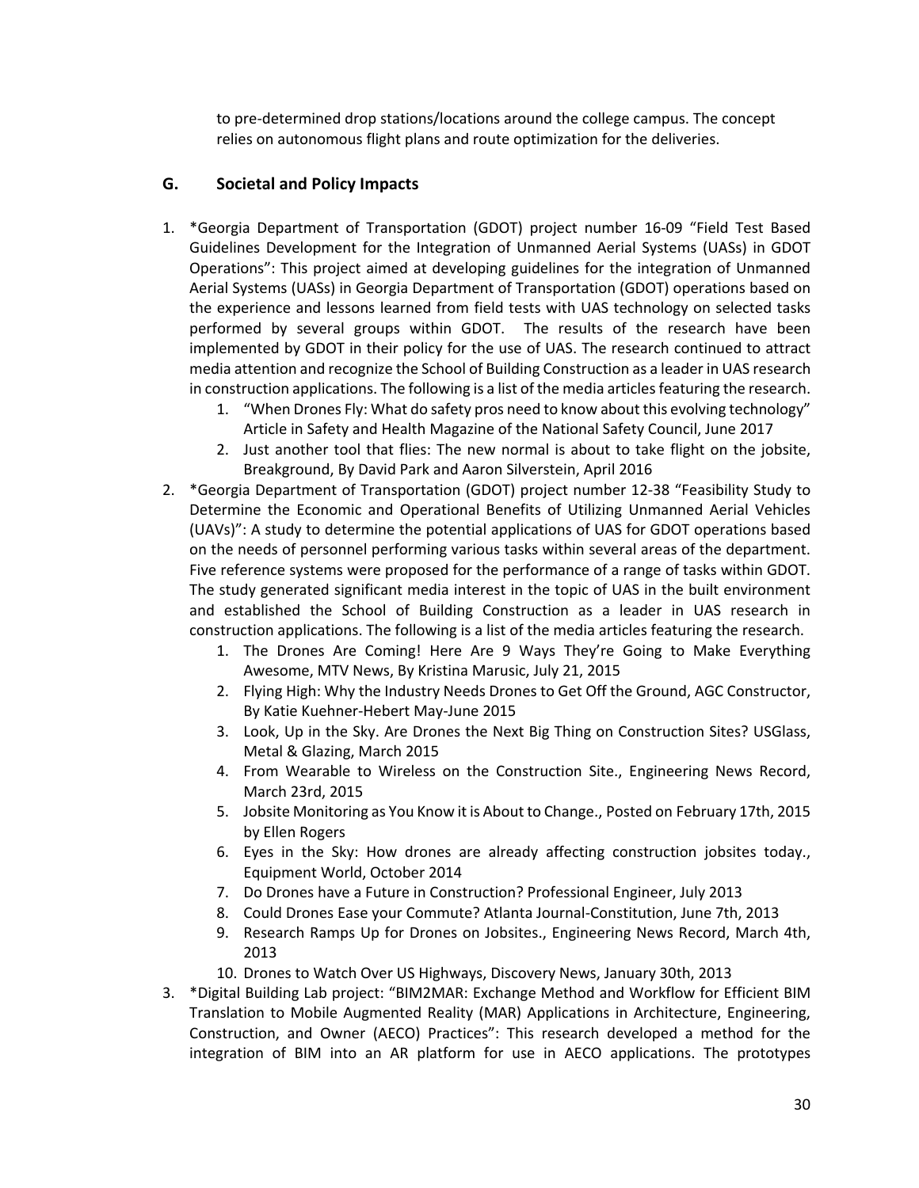to pre-determined drop stations/locations around the college campus. The concept relies on autonomous flight plans and route optimization for the deliveries.

## G. Societal and Policy Impacts

1. *Georgia Department of Transportation (GDOT) project number 16-09 "Field Test Based Guidelines Development for the Integration of Unmanned Aerial Systems (UASs) in GDOT Operations": This project aimed at developing guidelines for the integration of Unmanned Aerial Systems (UASs) in Georgia Department of Transportation (GDOT) operations based on the experience and lessons learned from field tests with UAS technology on selected tasks performed by several groups within GDOT. The results of the research have been implemented by GDOT in their policy for the use of UAS. The research continued to attract media attention and recognize the School of Building Construction as a leader in UAS research in construction applications. The following is a list of the media articles featuring the research.
    1. "When Drones Fly: What do safety pros need to know about this evolving technology" Article in Safety and Health Magazine of the National Safety Council, June 2017
    2. Just another tool that flies: The new normal is about to take flight on the jobsite, Breakground, By David Park and Aaron Silverstein, April 2016
2. *Georgia Department of Transportation (GDOT) project number 12-38 "Feasibility Study to Determine the Economic and Operational Benefits of Utilizing Unmanned Aerial Vehicles (UAVs)": A study to determine the potential applications of UAS for GDOT operations based on the needs of personnel performing various tasks within several areas of the department. Five reference systems were proposed for the performance of a range of tasks within GDOT. The study generated significant media interest in the topic of UAS in the built environment and established the School of Building Construction as a leader in UAS research in construction applications. The following is a list of the media articles featuring the research.
    1. The Drones Are Coming! Here Are 9 Ways They're Going to Make Everything Awesome, MTV News, By Kristina Marusic, July 21, 2015
    2. Flying High: Why the Industry Needs Drones to Get Off the Ground, AGC Constructor, By Katie Kuehner-Hebert May-June 2015
    3. Look, Up in the Sky. Are Drones the Next Big Thing on Construction Sites? USGlass, Metal & Glazing, March 2015
    4. From Wearable to Wireless on the Construction Site., Engineering News Record, March 23rd, 2015
    5. Jobsite Monitoring as You Know it is About to Change., Posted on February 17th, 2015 by Ellen Rogers
    6. Eyes in the Sky: How drones are already affecting construction jobsites today., Equipment World, October 2014
    7. Do Drones have a Future in Construction? Professional Engineer, July 2013
    8. Could Drones Ease your Commute? Atlanta Journal-Constitution, June 7th, 2013
    9. Research Ramps Up for Drones on Jobsites., Engineering News Record, March 4th, 2013
    10. Drones to Watch Over US Highways, Discovery News, January 30th, 2013
3. *Digital Building Lab project: "BIM2MAR: Exchange Method and Workflow for Efficient BIM Translation to Mobile Augmented Reality (MAR) Applications in Architecture, Engineering, Construction, and Owner (AECO) Practices": This research developed a method for the integration of BIM into an AR platform for use in AECO applications. The prototypes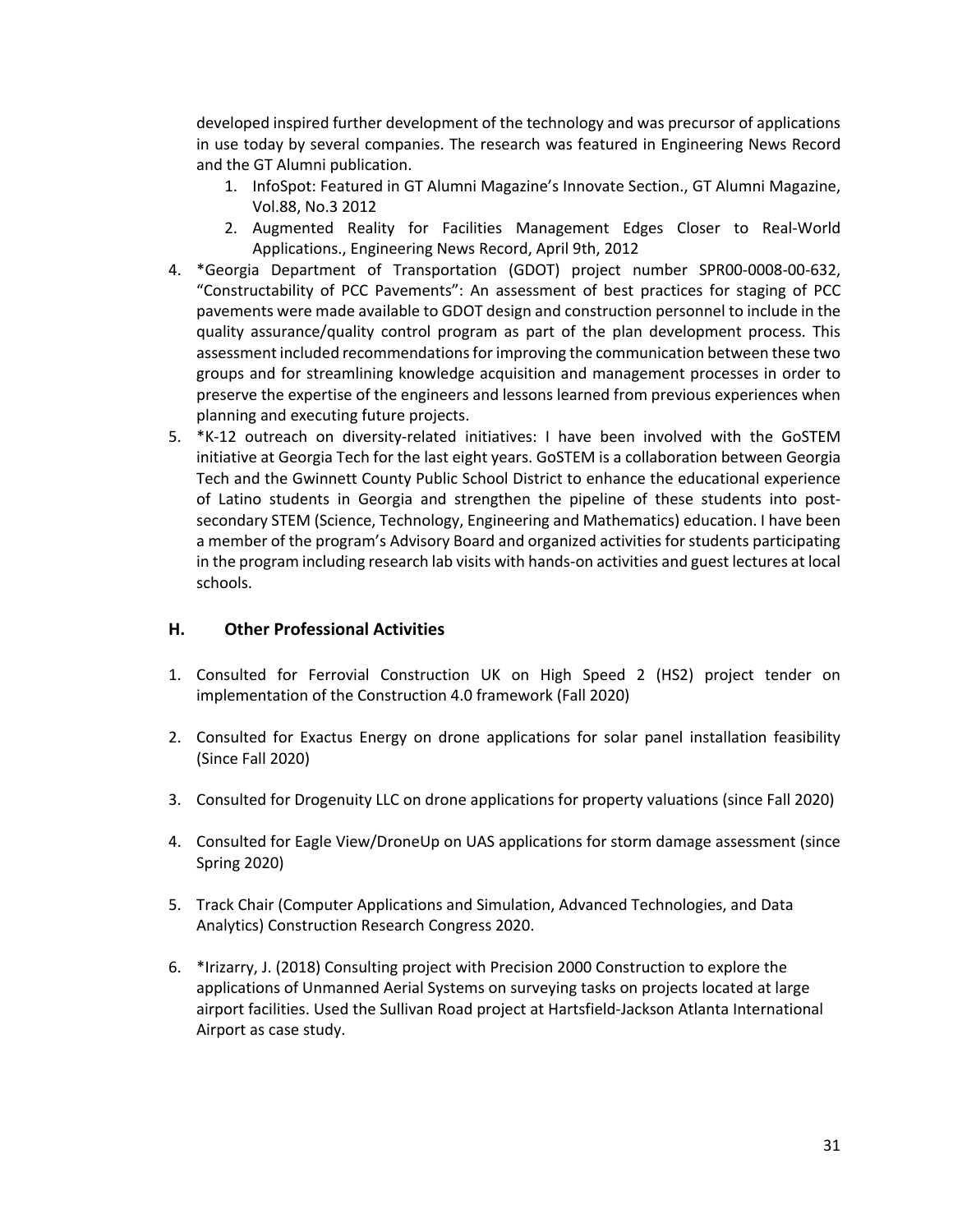developed inspired further development of the technology and was precursor of applications in use today by several companies. The research was featured in Engineering News Record and the GT Alumni publication.

   1. InfoSpot: Featured in GT Alumni Magazine's Innovate Section., GT Alumni Magazine, Vol.88, No.3 2012
   2. Augmented Reality for Facilities Management Edges Closer to Real-World Applications., Engineering News Record, April 9th, 2012

4. *Georgia Department of Transportation (GDOT) project number SPR00-0008-00-632, "Constructability of PCC Pavements": An assessment of best practices for staging of PCC pavements were made available to GDOT design and construction personnel to include in the quality assurance/quality control program as part of the plan development process. This assessment included recommendations for improving the communication between these two groups and for streamlining knowledge acquisition and management processes in order to preserve the expertise of the engineers and lessons learned from previous experiences when planning and executing future projects.
5. *K-12 outreach on diversity-related initiatives: I have been involved with the GoSTEM initiative at Georgia Tech for the last eight years. GoSTEM is a collaboration between Georgia Tech and the Gwinnett County Public School District to enhance the educational experience of Latino students in Georgia and strengthen the pipeline of these students into post-secondary STEM (Science, Technology, Engineering and Mathematics) education. I have been a member of the program's Advisory Board and organized activities for students participating in the program including research lab visits with hands-on activities and guest lectures at local schools.

## H. Other Professional Activities

1. Consulted for Ferrovial Construction UK on High Speed 2 (HS2) project tender on implementation of the Construction 4.0 framework (Fall 2020)

2. Consulted for Exactus Energy on drone applications for solar panel installation feasibility (Since Fall 2020)

3. Consulted for Drogenuity LLC on drone applications for property valuations (since Fall 2020)

4. Consulted for Eagle View/DroneUp on UAS applications for storm damage assessment (since Spring 2020)

5. Track Chair (Computer Applications and Simulation, Advanced Technologies, and Data Analytics) Construction Research Congress 2020.

6. *Irizarry, J. (2018) Consulting project with Precision 2000 Construction to explore the applications of Unmanned Aerial Systems on surveying tasks on projects located at large airport facilities. Used the Sullivan Road project at Hartsfield-Jackson Atlanta International Airport as case study.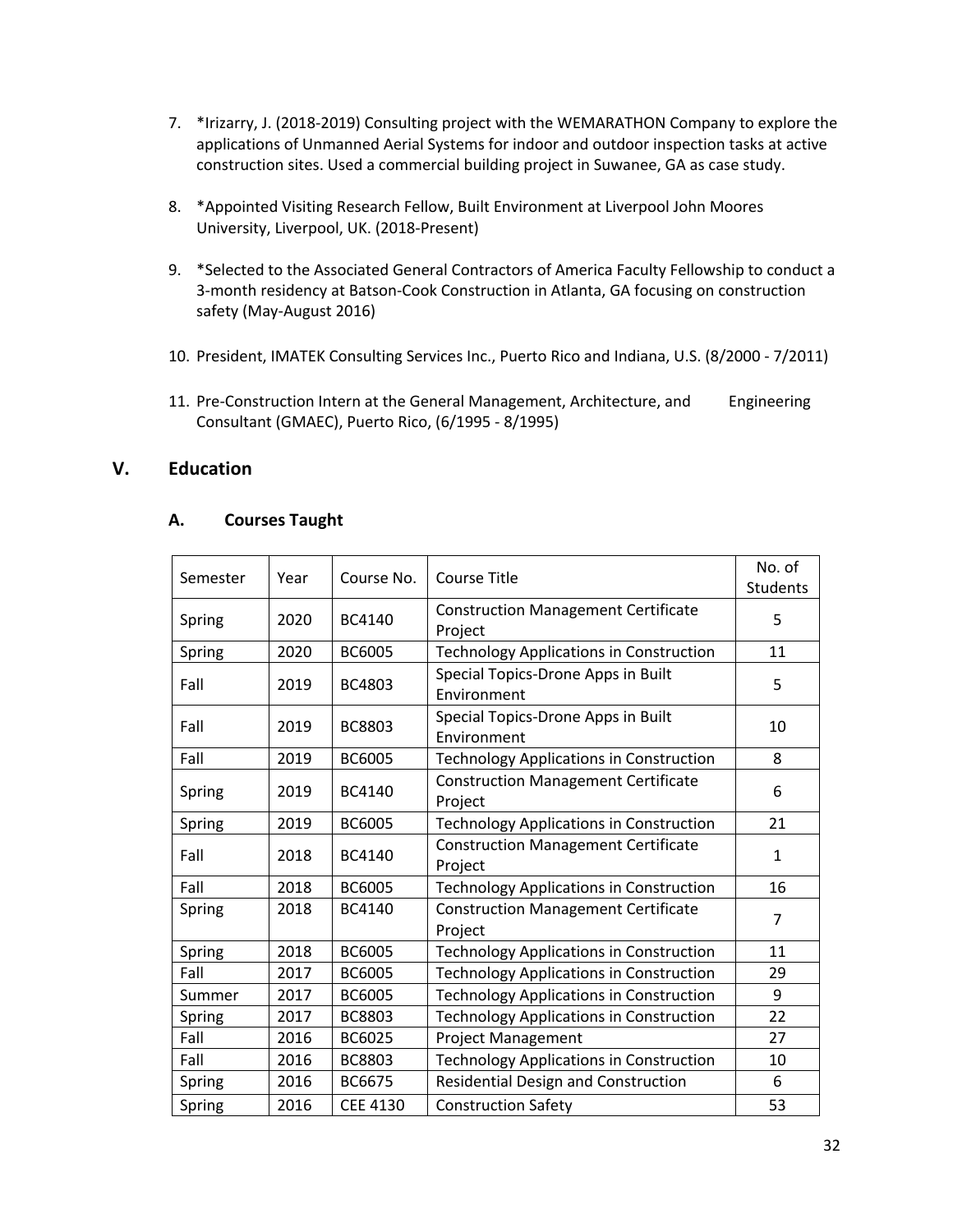7. *Irizarry, J. (2018-2019) Consulting project with the WEMARATHON Company to explore the applications of Unmanned Aerial Systems for indoor and outdoor inspection tasks at active construction sites. Used a commercial building project in Suwanee, GA as case study.

8. *Appointed Visiting Research Fellow, Built Environment at Liverpool John Moores University, Liverpool, UK. (2018-Present)

9. *Selected to the Associated General Contractors of America Faculty Fellowship to conduct a 3-month residency at Batson-Cook Construction in Atlanta, GA focusing on construction safety (May-August 2016)

10. President, IMATEK Consulting Services Inc., Puerto Rico and Indiana, U.S. (8/2000 - 7/2011)

11. Pre-Construction Intern at the General Management, Architecture, and Engineering Consultant (GMAEC), Puerto Rico, (6/1995 - 8/1995)

## V. Education

### A. Courses Taught

| Semester | Year | Course No. | Course Title | No. of Students |
|---|---|---|---|---|
| Spring | 2020 | BC4140 | Construction Management Certificate Project | 5 |
| Spring | 2020 | BC6005 | Technology Applications in Construction | 11 |
| Fall | 2019 | BC4803 | Special Topics-Drone Apps in Built Environment | 5 |
| Fall | 2019 | BC8803 | Special Topics-Drone Apps in Built Environment | 10 |
| Fall | 2019 | BC6005 | Technology Applications in Construction | 8 |
| Spring | 2019 | BC4140 | Construction Management Certificate Project | 6 |
| Spring | 2019 | BC6005 | Technology Applications in Construction | 21 |
| Fall | 2018 | BC4140 | Construction Management Certificate Project | 1 |
| Fall | 2018 | BC6005 | Technology Applications in Construction | 16 |
| Spring | 2018 | BC4140 | Construction Management Certificate Project | 7 |
| Spring | 2018 | BC6005 | Technology Applications in Construction | 11 |
| Fall | 2017 | BC6005 | Technology Applications in Construction | 29 |
| Summer | 2017 | BC6005 | Technology Applications in Construction | 9 |
| Spring | 2017 | BC8803 | Technology Applications in Construction | 22 |
| Fall | 2016 | BC6025 | Project Management | 27 |
| Fall | 2016 | BC8803 | Technology Applications in Construction | 10 |
| Spring | 2016 | BC6675 | Residential Design and Construction | 6 |
| Spring | 2016 | CEE 4130 | Construction Safety | 53 |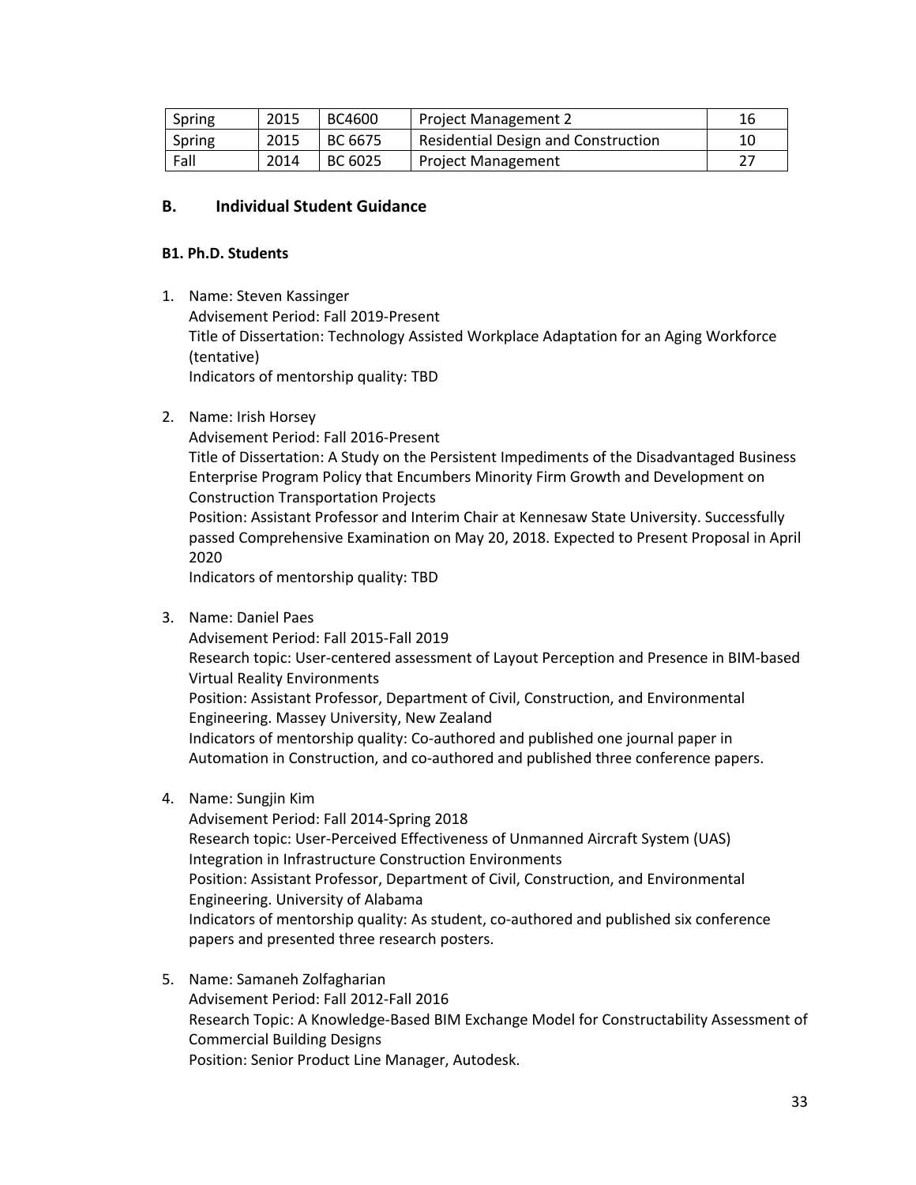| Spring | 2015 | BC4600 | Project Management 2 | 16 |
|---|---|---|---|---|
| Spring | 2015 | BC 6675 | Residential Design and Construction | 10 |
| Fall | 2014 | BC 6025 | Project Management | 27 |

## B. Individual Student Guidance

### B1. Ph.D. Students

1. Name: Steven Kassinger
   Advisement Period: Fall 2019-Present
   Title of Dissertation: Technology Assisted Workplace Adaptation for an Aging Workforce (tentative)
   Indicators of mentorship quality: TBD

2. Name: Irish Horsey
   Advisement Period: Fall 2016-Present
   Title of Dissertation: A Study on the Persistent Impediments of the Disadvantaged Business Enterprise Program Policy that Encumbers Minority Firm Growth and Development on Construction Transportation Projects
   Position: Assistant Professor and Interim Chair at Kennesaw State University. Successfully passed Comprehensive Examination on May 20, 2018. Expected to Present Proposal in April 2020
   Indicators of mentorship quality: TBD

3. Name: Daniel Paes
   Advisement Period: Fall 2015-Fall 2019
   Research topic: User-centered assessment of Layout Perception and Presence in BIM-based Virtual Reality Environments
   Position: Assistant Professor, Department of Civil, Construction, and Environmental Engineering. Massey University, New Zealand
   Indicators of mentorship quality: Co-authored and published one journal paper in Automation in Construction, and co-authored and published three conference papers.

4. Name: Sungjin Kim
   Advisement Period: Fall 2014-Spring 2018
   Research topic: User-Perceived Effectiveness of Unmanned Aircraft System (UAS) Integration in Infrastructure Construction Environments
   Position: Assistant Professor, Department of Civil, Construction, and Environmental Engineering. University of Alabama
   Indicators of mentorship quality: As student, co-authored and published six conference papers and presented three research posters.

5. Name: Samaneh Zolfagharian
   Advisement Period: Fall 2012-Fall 2016
   Research Topic: A Knowledge-Based BIM Exchange Model for Constructability Assessment of Commercial Building Designs
   Position: Senior Product Line Manager, Autodesk.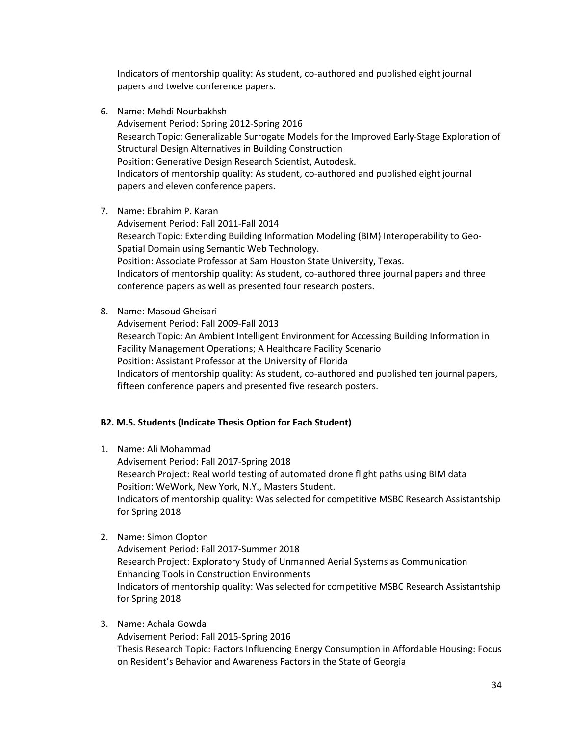Indicators of mentorship quality: As student, co-authored and published eight journal papers and twelve conference papers.

6. Name: Mehdi Nourbakhsh
   Advisement Period: Spring 2012-Spring 2016
   Research Topic: Generalizable Surrogate Models for the Improved Early-Stage Exploration of Structural Design Alternatives in Building Construction
   Position: Generative Design Research Scientist, Autodesk.
   Indicators of mentorship quality: As student, co-authored and published eight journal papers and eleven conference papers.

7. Name: Ebrahim P. Karan
   Advisement Period: Fall 2011-Fall 2014
   Research Topic: Extending Building Information Modeling (BIM) Interoperability to Geo-Spatial Domain using Semantic Web Technology.
   Position: Associate Professor at Sam Houston State University, Texas.
   Indicators of mentorship quality: As student, co-authored three journal papers and three conference papers as well as presented four research posters.

8. Name: Masoud Gheisari
   Advisement Period: Fall 2009-Fall 2013
   Research Topic: An Ambient Intelligent Environment for Accessing Building Information in Facility Management Operations; A Healthcare Facility Scenario
   Position: Assistant Professor at the University of Florida
   Indicators of mentorship quality: As student, co-authored and published ten journal papers, fifteen conference papers and presented five research posters.

**B2. M.S. Students (Indicate Thesis Option for Each Student)**

1. Name: Ali Mohammad
   Advisement Period: Fall 2017-Spring 2018
   Research Project: Real world testing of automated drone flight paths using BIM data
   Position: WeWork, New York, N.Y., Masters Student.
   Indicators of mentorship quality: Was selected for competitive MSBC Research Assistantship for Spring 2018

2. Name: Simon Clopton
   Advisement Period: Fall 2017-Summer 2018
   Research Project: Exploratory Study of Unmanned Aerial Systems as Communication Enhancing Tools in Construction Environments
   Indicators of mentorship quality: Was selected for competitive MSBC Research Assistantship for Spring 2018

3. Name: Achala Gowda
   Advisement Period: Fall 2015-Spring 2016
   Thesis Research Topic: Factors Influencing Energy Consumption in Affordable Housing: Focus on Resident's Behavior and Awareness Factors in the State of Georgia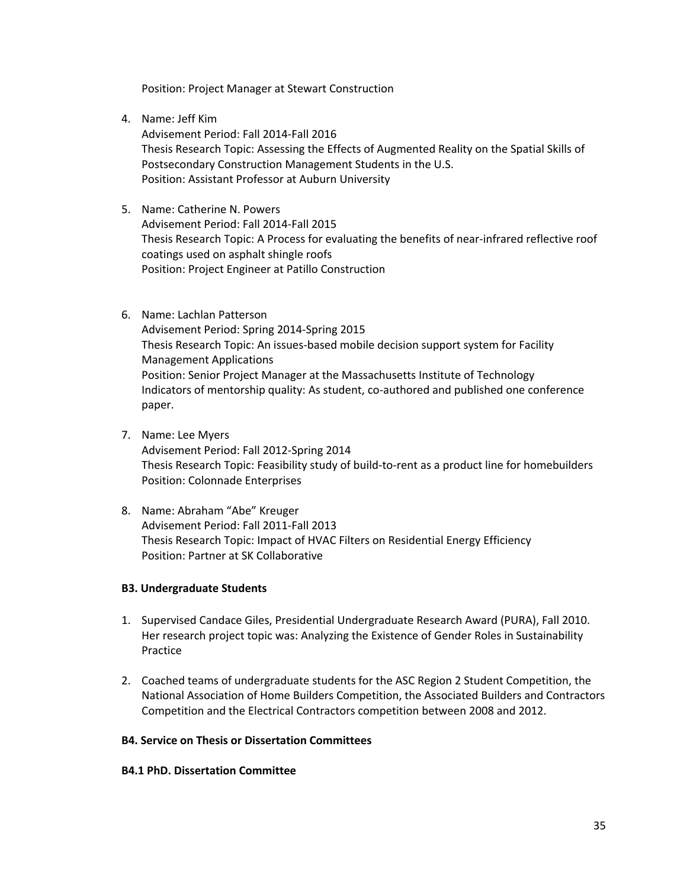Position: Project Manager at Stewart Construction

4. Name: Jeff Kim
   Advisement Period: Fall 2014-Fall 2016
   Thesis Research Topic: Assessing the Effects of Augmented Reality on the Spatial Skills of Postsecondary Construction Management Students in the U.S.
   Position: Assistant Professor at Auburn University

5. Name: Catherine N. Powers
   Advisement Period: Fall 2014-Fall 2015
   Thesis Research Topic: A Process for evaluating the benefits of near-infrared reflective roof coatings used on asphalt shingle roofs
   Position: Project Engineer at Patillo Construction

6. Name: Lachlan Patterson
   Advisement Period: Spring 2014-Spring 2015
   Thesis Research Topic: An issues-based mobile decision support system for Facility Management Applications
   Position: Senior Project Manager at the Massachusetts Institute of Technology
   Indicators of mentorship quality: As student, co-authored and published one conference paper.

7. Name: Lee Myers
   Advisement Period: Fall 2012-Spring 2014
   Thesis Research Topic: Feasibility study of build-to-rent as a product line for homebuilders
   Position: Colonnade Enterprises

8. Name: Abraham "Abe" Kreuger
   Advisement Period: Fall 2011-Fall 2013
   Thesis Research Topic: Impact of HVAC Filters on Residential Energy Efficiency
   Position: Partner at SK Collaborative

**B3. Undergraduate Students**

1. Supervised Candace Giles, Presidential Undergraduate Research Award (PURA), Fall 2010. Her research project topic was: Analyzing the Existence of Gender Roles in Sustainability Practice

2. Coached teams of undergraduate students for the ASC Region 2 Student Competition, the National Association of Home Builders Competition, the Associated Builders and Contractors Competition and the Electrical Contractors competition between 2008 and 2012.

**B4. Service on Thesis or Dissertation Committees**

**B4.1 PhD. Dissertation Committee**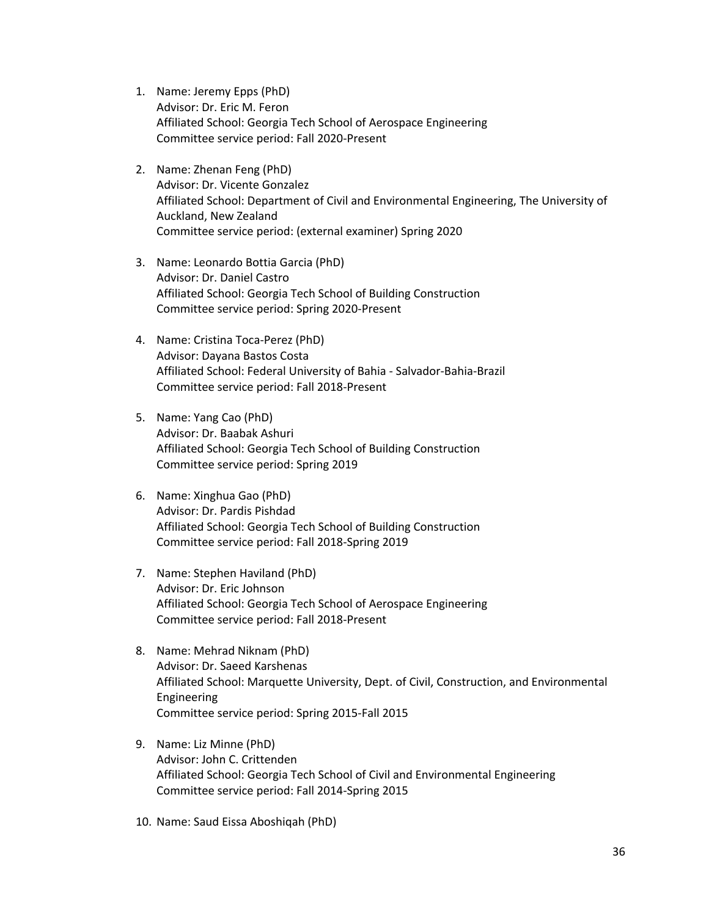1. Name: Jeremy Epps (PhD)
   Advisor: Dr. Eric M. Feron
   Affiliated School: Georgia Tech School of Aerospace Engineering
   Committee service period: Fall 2020-Present

2. Name: Zhenan Feng (PhD)
   Advisor: Dr. Vicente Gonzalez
   Affiliated School: Department of Civil and Environmental Engineering, The University of Auckland, New Zealand
   Committee service period: (external examiner) Spring 2020

3. Name: Leonardo Bottia Garcia (PhD)
   Advisor: Dr. Daniel Castro
   Affiliated School: Georgia Tech School of Building Construction
   Committee service period: Spring 2020-Present

4. Name: Cristina Toca-Perez (PhD)
   Advisor: Dayana Bastos Costa
   Affiliated School: Federal University of Bahia - Salvador-Bahia-Brazil
   Committee service period: Fall 2018-Present

5. Name: Yang Cao (PhD)
   Advisor: Dr. Baabak Ashuri
   Affiliated School: Georgia Tech School of Building Construction
   Committee service period: Spring 2019

6. Name: Xinghua Gao (PhD)
   Advisor: Dr. Pardis Pishdad
   Affiliated School: Georgia Tech School of Building Construction
   Committee service period: Fall 2018-Spring 2019

7. Name: Stephen Haviland (PhD)
   Advisor: Dr. Eric Johnson
   Affiliated School: Georgia Tech School of Aerospace Engineering
   Committee service period: Fall 2018-Present

8. Name: Mehrad Niknam (PhD)
   Advisor: Dr. Saeed Karshenas
   Affiliated School: Marquette University, Dept. of Civil, Construction, and Environmental Engineering
   Committee service period: Spring 2015-Fall 2015

9. Name: Liz Minne (PhD)
   Advisor: John C. Crittenden
   Affiliated School: Georgia Tech School of Civil and Environmental Engineering
   Committee service period: Fall 2014-Spring 2015

10. Name: Saud Eissa Aboshiqah (PhD)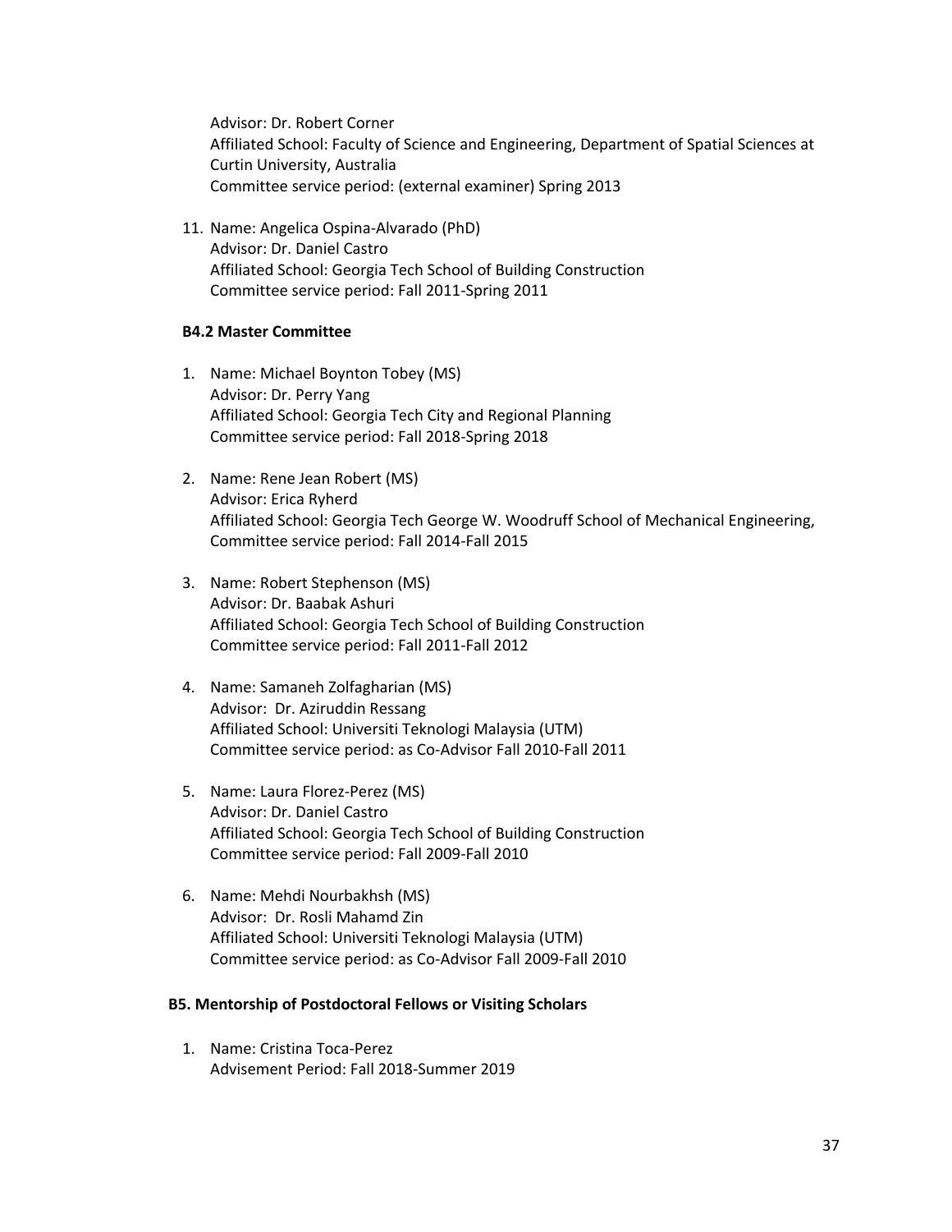Advisor: Dr. Robert Corner
Affiliated School: Faculty of Science and Engineering, Department of Spatial Sciences at Curtin University, Australia
Committee service period: (external examiner) Spring 2013

11. Name: Angelica Ospina-Alvarado (PhD)
    Advisor: Dr. Daniel Castro
    Affiliated School: Georgia Tech School of Building Construction
    Committee service period: Fall 2011-Spring 2011

**B4.2 Master Committee**

1. Name: Michael Boynton Tobey (MS)
   Advisor: Dr. Perry Yang
   Affiliated School: Georgia Tech City and Regional Planning
   Committee service period: Fall 2018-Spring 2018

2. Name: Rene Jean Robert (MS)
   Advisor: Erica Ryherd
   Affiliated School: Georgia Tech George W. Woodruff School of Mechanical Engineering,
   Committee service period: Fall 2014-Fall 2015

3. Name: Robert Stephenson (MS)
   Advisor: Dr. Baabak Ashuri
   Affiliated School: Georgia Tech School of Building Construction
   Committee service period: Fall 2011-Fall 2012

4. Name: Samaneh Zolfagharian (MS)
   Advisor: Dr. Aziruddin Ressang
   Affiliated School: Universiti Teknologi Malaysia (UTM)
   Committee service period: as Co-Advisor Fall 2010-Fall 2011

5. Name: Laura Florez-Perez (MS)
   Advisor: Dr. Daniel Castro
   Affiliated School: Georgia Tech School of Building Construction
   Committee service period: Fall 2009-Fall 2010

6. Name: Mehdi Nourbakhsh (MS)
   Advisor: Dr. Rosli Mahamd Zin
   Affiliated School: Universiti Teknologi Malaysia (UTM)
   Committee service period: as Co-Advisor Fall 2009-Fall 2010

**B5. Mentorship of Postdoctoral Fellows or Visiting Scholars**

1. Name: Cristina Toca-Perez
   Advisement Period: Fall 2018-Summer 2019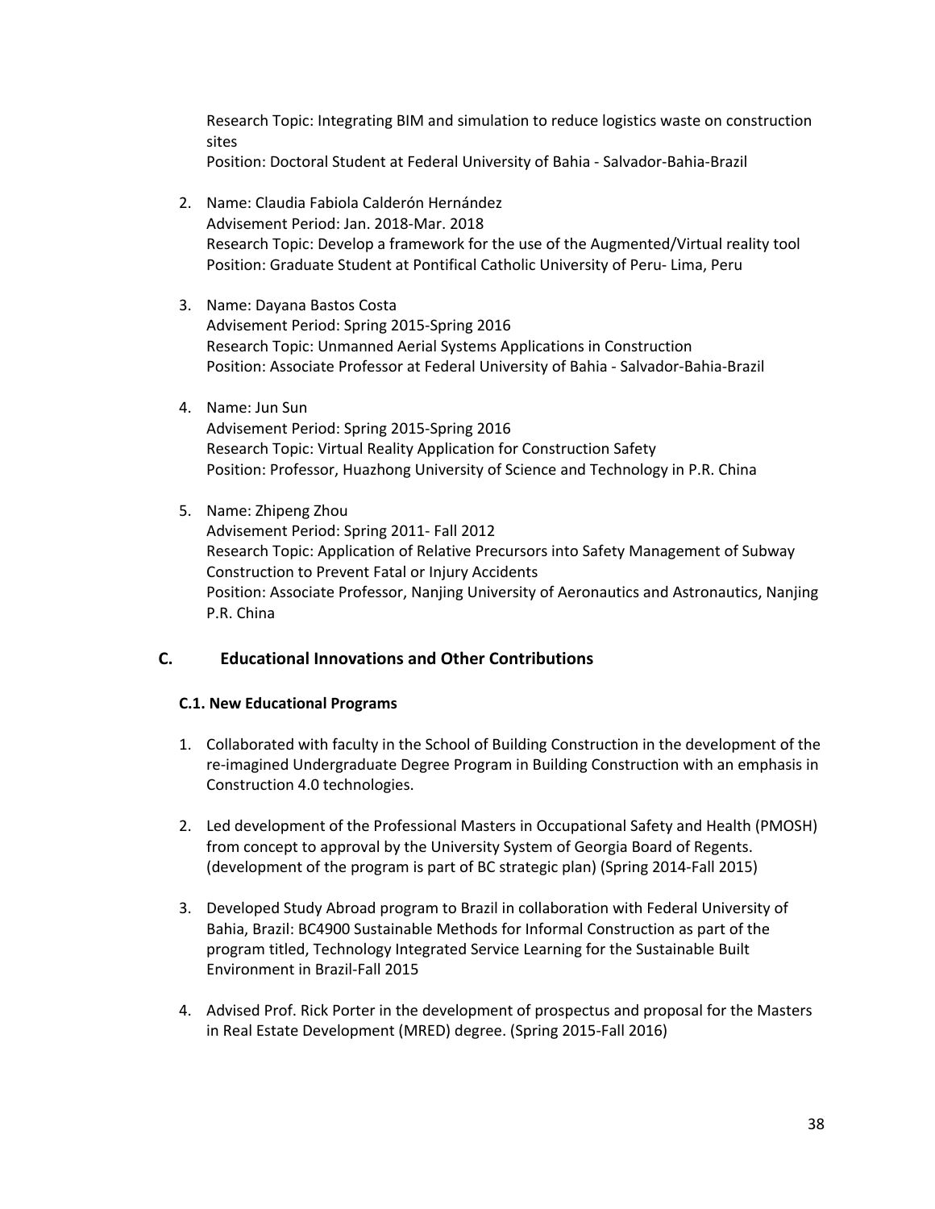Research Topic: Integrating BIM and simulation to reduce logistics waste on construction sites
Position: Doctoral Student at Federal University of Bahia - Salvador-Bahia-Brazil

2. Name: Claudia Fabiola Calderón Hernández
   Advisement Period: Jan. 2018-Mar. 2018
   Research Topic: Develop a framework for the use of the Augmented/Virtual reality tool
   Position: Graduate Student at Pontifical Catholic University of Peru- Lima, Peru

3. Name: Dayana Bastos Costa
   Advisement Period: Spring 2015-Spring 2016
   Research Topic: Unmanned Aerial Systems Applications in Construction
   Position: Associate Professor at Federal University of Bahia - Salvador-Bahia-Brazil

4. Name: Jun Sun
   Advisement Period: Spring 2015-Spring 2016
   Research Topic: Virtual Reality Application for Construction Safety
   Position: Professor, Huazhong University of Science and Technology in P.R. China

5. Name: Zhipeng Zhou
   Advisement Period: Spring 2011- Fall 2012
   Research Topic: Application of Relative Precursors into Safety Management of Subway Construction to Prevent Fatal or Injury Accidents
   Position: Associate Professor, Nanjing University of Aeronautics and Astronautics, Nanjing P.R. China

## C. Educational Innovations and Other Contributions

### C.1. New Educational Programs

1. Collaborated with faculty in the School of Building Construction in the development of the re-imagined Undergraduate Degree Program in Building Construction with an emphasis in Construction 4.0 technologies.

2. Led development of the Professional Masters in Occupational Safety and Health (PMOSH) from concept to approval by the University System of Georgia Board of Regents. (development of the program is part of BC strategic plan) (Spring 2014-Fall 2015)

3. Developed Study Abroad program to Brazil in collaboration with Federal University of Bahia, Brazil: BC4900 Sustainable Methods for Informal Construction as part of the program titled, Technology Integrated Service Learning for the Sustainable Built Environment in Brazil-Fall 2015

4. Advised Prof. Rick Porter in the development of prospectus and proposal for the Masters in Real Estate Development (MRED) degree. (Spring 2015-Fall 2016)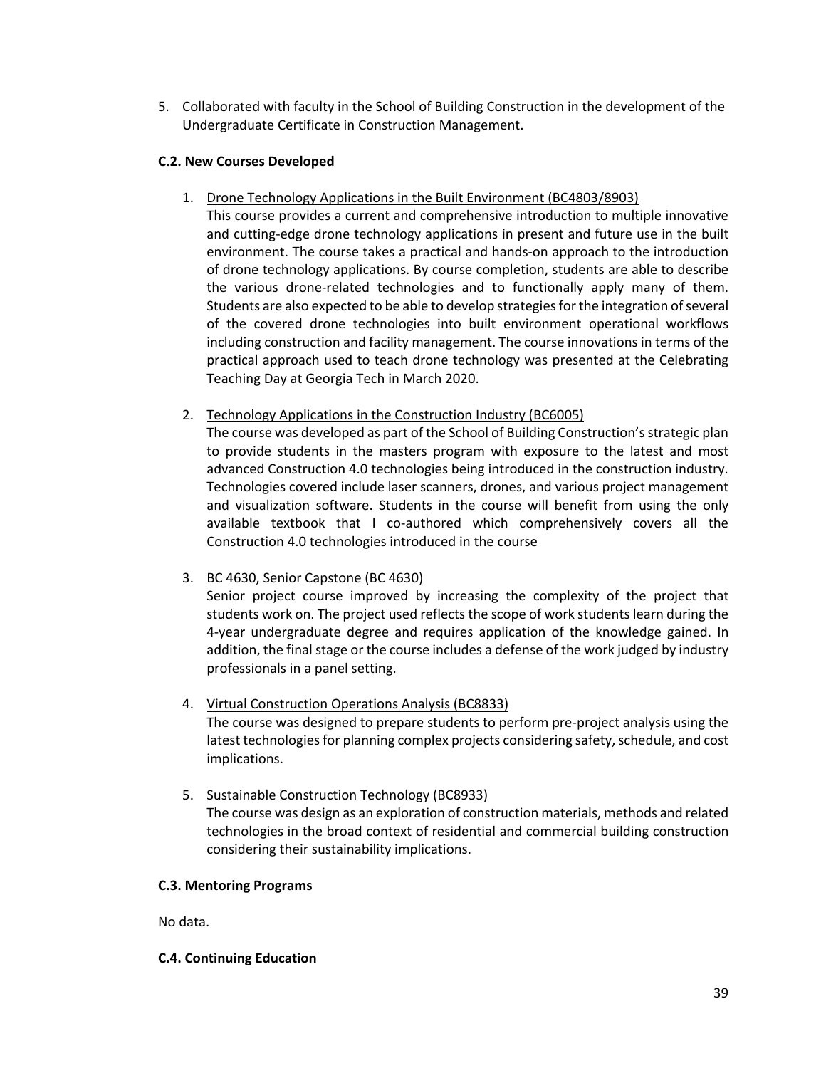5. Collaborated with faculty in the School of Building Construction in the development of the Undergraduate Certificate in Construction Management.

**C.2. New Courses Developed**

1. Drone Technology Applications in the Built Environment (BC4803/8903)
   This course provides a current and comprehensive introduction to multiple innovative and cutting-edge drone technology applications in present and future use in the built environment. The course takes a practical and hands-on approach to the introduction of drone technology applications. By course completion, students are able to describe the various drone-related technologies and to functionally apply many of them. Students are also expected to be able to develop strategies for the integration of several of the covered drone technologies into built environment operational workflows including construction and facility management. The course innovations in terms of the practical approach used to teach drone technology was presented at the Celebrating Teaching Day at Georgia Tech in March 2020.

2. Technology Applications in the Construction Industry (BC6005)
   The course was developed as part of the School of Building Construction's strategic plan to provide students in the masters program with exposure to the latest and most advanced Construction 4.0 technologies being introduced in the construction industry. Technologies covered include laser scanners, drones, and various project management and visualization software. Students in the course will benefit from using the only available textbook that I co-authored which comprehensively covers all the Construction 4.0 technologies introduced in the course

3. BC 4630, Senior Capstone (BC 4630)
   Senior project course improved by increasing the complexity of the project that students work on. The project used reflects the scope of work students learn during the 4-year undergraduate degree and requires application of the knowledge gained. In addition, the final stage or the course includes a defense of the work judged by industry professionals in a panel setting.

4. Virtual Construction Operations Analysis (BC8833)
   The course was designed to prepare students to perform pre-project analysis using the latest technologies for planning complex projects considering safety, schedule, and cost implications.

5. Sustainable Construction Technology (BC8933)
   The course was design as an exploration of construction materials, methods and related technologies in the broad context of residential and commercial building construction considering their sustainability implications.

**C.3. Mentoring Programs**

No data.

**C.4. Continuing Education**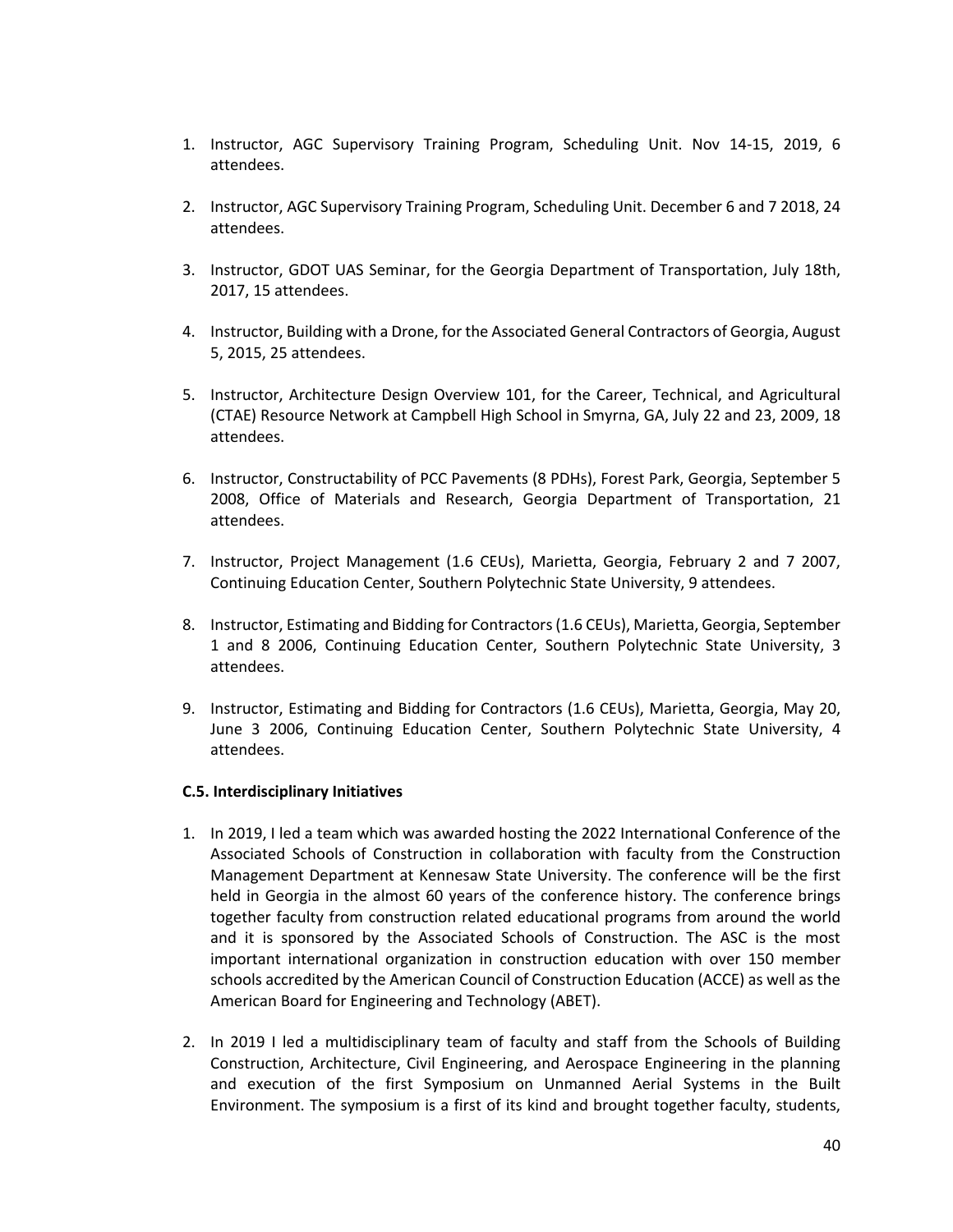1. Instructor, AGC Supervisory Training Program, Scheduling Unit. Nov 14-15, 2019, 6 attendees.

2. Instructor, AGC Supervisory Training Program, Scheduling Unit. December 6 and 7 2018, 24 attendees.

3. Instructor, GDOT UAS Seminar, for the Georgia Department of Transportation, July 18th, 2017, 15 attendees.

4. Instructor, Building with a Drone, for the Associated General Contractors of Georgia, August 5, 2015, 25 attendees.

5. Instructor, Architecture Design Overview 101, for the Career, Technical, and Agricultural (CTAE) Resource Network at Campbell High School in Smyrna, GA, July 22 and 23, 2009, 18 attendees.

6. Instructor, Constructability of PCC Pavements (8 PDHs), Forest Park, Georgia, September 5 2008, Office of Materials and Research, Georgia Department of Transportation, 21 attendees.

7. Instructor, Project Management (1.6 CEUs), Marietta, Georgia, February 2 and 7 2007, Continuing Education Center, Southern Polytechnic State University, 9 attendees.

8. Instructor, Estimating and Bidding for Contractors (1.6 CEUs), Marietta, Georgia, September 1 and 8 2006, Continuing Education Center, Southern Polytechnic State University, 3 attendees.

9. Instructor, Estimating and Bidding for Contractors (1.6 CEUs), Marietta, Georgia, May 20, June 3 2006, Continuing Education Center, Southern Polytechnic State University, 4 attendees.

**C.5. Interdisciplinary Initiatives**

1. In 2019, I led a team which was awarded hosting the 2022 International Conference of the Associated Schools of Construction in collaboration with faculty from the Construction Management Department at Kennesaw State University. The conference will be the first held in Georgia in the almost 60 years of the conference history. The conference brings together faculty from construction related educational programs from around the world and it is sponsored by the Associated Schools of Construction. The ASC is the most important international organization in construction education with over 150 member schools accredited by the American Council of Construction Education (ACCE) as well as the American Board for Engineering and Technology (ABET).

2. In 2019 I led a multidisciplinary team of faculty and staff from the Schools of Building Construction, Architecture, Civil Engineering, and Aerospace Engineering in the planning and execution of the first Symposium on Unmanned Aerial Systems in the Built Environment. The symposium is a first of its kind and brought together faculty, students,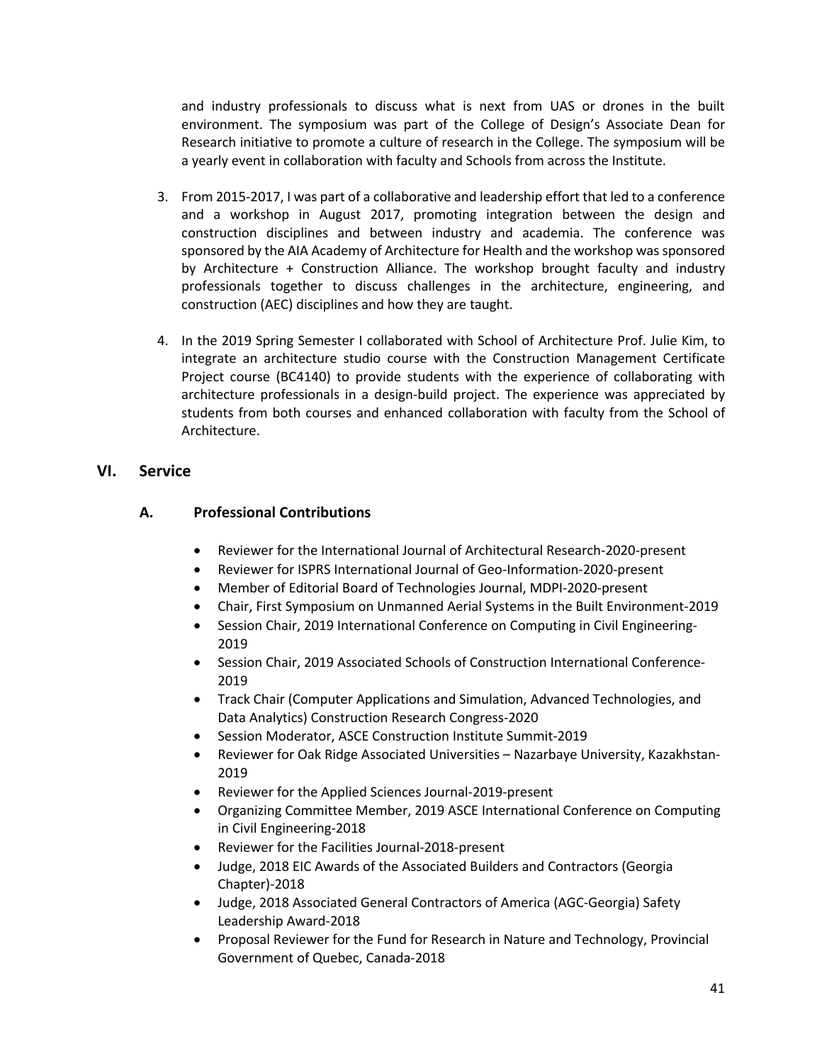and industry professionals to discuss what is next from UAS or drones in the built environment. The symposium was part of the College of Design's Associate Dean for Research initiative to promote a culture of research in the College. The symposium will be a yearly event in collaboration with faculty and Schools from across the Institute.

3. From 2015-2017, I was part of a collaborative and leadership effort that led to a conference and a workshop in August 2017, promoting integration between the design and construction disciplines and between industry and academia. The conference was sponsored by the AIA Academy of Architecture for Health and the workshop was sponsored by Architecture + Construction Alliance. The workshop brought faculty and industry professionals together to discuss challenges in the architecture, engineering, and construction (AEC) disciplines and how they are taught.

4. In the 2019 Spring Semester I collaborated with School of Architecture Prof. Julie Kim, to integrate an architecture studio course with the Construction Management Certificate Project course (BC4140) to provide students with the experience of collaborating with architecture professionals in a design-build project. The experience was appreciated by students from both courses and enhanced collaboration with faculty from the School of Architecture.

## VI. Service

### A. Professional Contributions

- Reviewer for the International Journal of Architectural Research-2020-present
- Reviewer for ISPRS International Journal of Geo-Information-2020-present
- Member of Editorial Board of Technologies Journal, MDPI-2020-present
- Chair, First Symposium on Unmanned Aerial Systems in the Built Environment-2019
- Session Chair, 2019 International Conference on Computing in Civil Engineering-2019
- Session Chair, 2019 Associated Schools of Construction International Conference-2019
- Track Chair (Computer Applications and Simulation, Advanced Technologies, and Data Analytics) Construction Research Congress-2020
- Session Moderator, ASCE Construction Institute Summit-2019
- Reviewer for Oak Ridge Associated Universities – Nazarbaye University, Kazakhstan-2019
- Reviewer for the Applied Sciences Journal-2019-present
- Organizing Committee Member, 2019 ASCE International Conference on Computing in Civil Engineering-2018
- Reviewer for the Facilities Journal-2018-present
- Judge, 2018 EIC Awards of the Associated Builders and Contractors (Georgia Chapter)-2018
- Judge, 2018 Associated General Contractors of America (AGC-Georgia) Safety Leadership Award-2018
- Proposal Reviewer for the Fund for Research in Nature and Technology, Provincial Government of Quebec, Canada-2018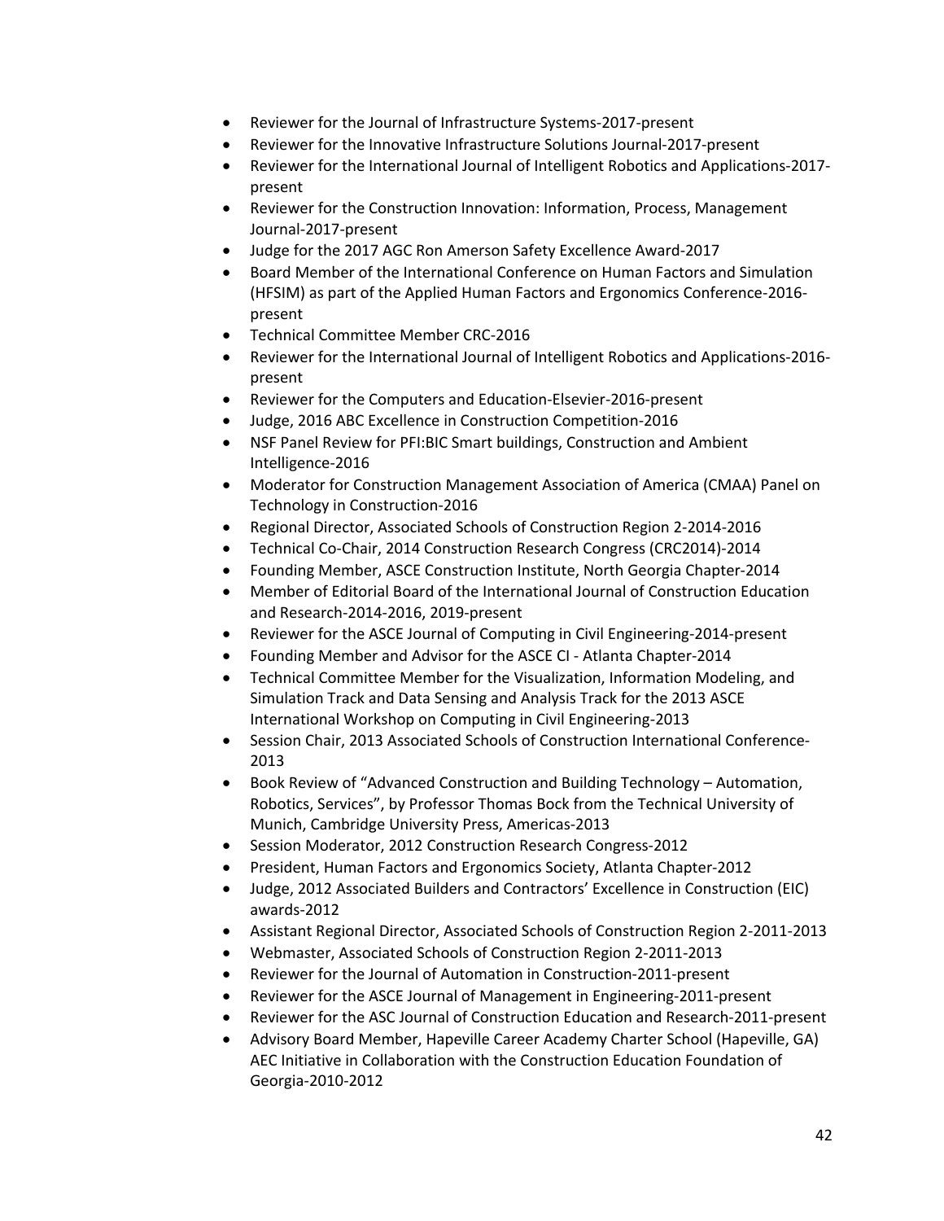- Reviewer for the Journal of Infrastructure Systems-2017-present
- Reviewer for the Innovative Infrastructure Solutions Journal-2017-present
- Reviewer for the International Journal of Intelligent Robotics and Applications-2017-present
- Reviewer for the Construction Innovation: Information, Process, Management Journal-2017-present
- Judge for the 2017 AGC Ron Amerson Safety Excellence Award-2017
- Board Member of the International Conference on Human Factors and Simulation (HFSIM) as part of the Applied Human Factors and Ergonomics Conference-2016-present
- Technical Committee Member CRC-2016
- Reviewer for the International Journal of Intelligent Robotics and Applications-2016-present
- Reviewer for the Computers and Education-Elsevier-2016-present
- Judge, 2016 ABC Excellence in Construction Competition-2016
- NSF Panel Review for PFI:BIC Smart buildings, Construction and Ambient Intelligence-2016
- Moderator for Construction Management Association of America (CMAA) Panel on Technology in Construction-2016
- Regional Director, Associated Schools of Construction Region 2-2014-2016
- Technical Co-Chair, 2014 Construction Research Congress (CRC2014)-2014
- Founding Member, ASCE Construction Institute, North Georgia Chapter-2014
- Member of Editorial Board of the International Journal of Construction Education and Research-2014-2016, 2019-present
- Reviewer for the ASCE Journal of Computing in Civil Engineering-2014-present
- Founding Member and Advisor for the ASCE CI - Atlanta Chapter-2014
- Technical Committee Member for the Visualization, Information Modeling, and Simulation Track and Data Sensing and Analysis Track for the 2013 ASCE International Workshop on Computing in Civil Engineering-2013
- Session Chair, 2013 Associated Schools of Construction International Conference-2013
- Book Review of "Advanced Construction and Building Technology – Automation, Robotics, Services", by Professor Thomas Bock from the Technical University of Munich, Cambridge University Press, Americas-2013
- Session Moderator, 2012 Construction Research Congress-2012
- President, Human Factors and Ergonomics Society, Atlanta Chapter-2012
- Judge, 2012 Associated Builders and Contractors' Excellence in Construction (EIC) awards-2012
- Assistant Regional Director, Associated Schools of Construction Region 2-2011-2013
- Webmaster, Associated Schools of Construction Region 2-2011-2013
- Reviewer for the Journal of Automation in Construction-2011-present
- Reviewer for the ASCE Journal of Management in Engineering-2011-present
- Reviewer for the ASC Journal of Construction Education and Research-2011-present
- Advisory Board Member, Hapeville Career Academy Charter School (Hapeville, GA) AEC Initiative in Collaboration with the Construction Education Foundation of Georgia-2010-2012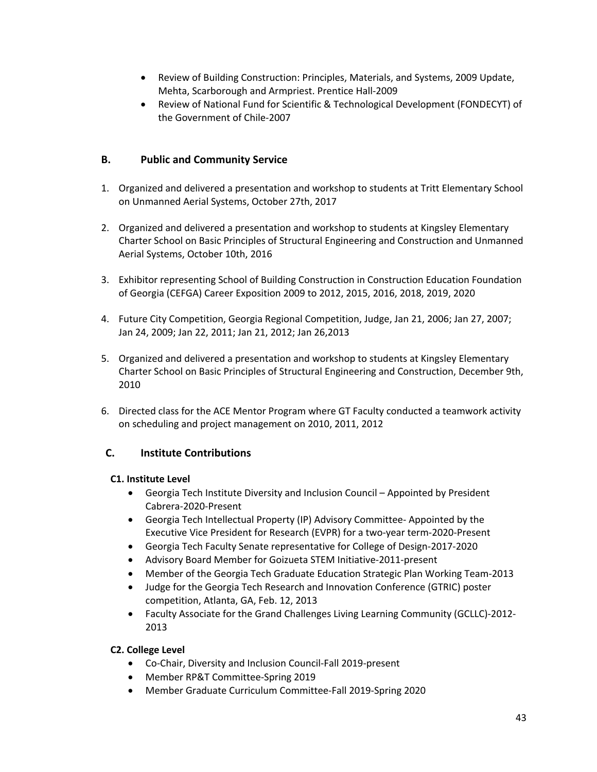- Review of Building Construction: Principles, Materials, and Systems, 2009 Update, Mehta, Scarborough and Armpriest. Prentice Hall-2009
- Review of National Fund for Scientific & Technological Development (FONDECYT) of the Government of Chile-2007

## B. Public and Community Service

1. Organized and delivered a presentation and workshop to students at Tritt Elementary School on Unmanned Aerial Systems, October 27th, 2017

2. Organized and delivered a presentation and workshop to students at Kingsley Elementary Charter School on Basic Principles of Structural Engineering and Construction and Unmanned Aerial Systems, October 10th, 2016

3. Exhibitor representing School of Building Construction in Construction Education Foundation of Georgia (CEFGA) Career Exposition 2009 to 2012, 2015, 2016, 2018, 2019, 2020

4. Future City Competition, Georgia Regional Competition, Judge, Jan 21, 2006; Jan 27, 2007; Jan 24, 2009; Jan 22, 2011; Jan 21, 2012; Jan 26,2013

5. Organized and delivered a presentation and workshop to students at Kingsley Elementary Charter School on Basic Principles of Structural Engineering and Construction, December 9th, 2010

6. Directed class for the ACE Mentor Program where GT Faculty conducted a teamwork activity on scheduling and project management on 2010, 2011, 2012

## C. Institute Contributions

### C1. Institute Level

- Georgia Tech Institute Diversity and Inclusion Council – Appointed by President Cabrera-2020-Present
- Georgia Tech Intellectual Property (IP) Advisory Committee- Appointed by the Executive Vice President for Research (EVPR) for a two-year term-2020-Present
- Georgia Tech Faculty Senate representative for College of Design-2017-2020
- Advisory Board Member for Goizueta STEM Initiative-2011-present
- Member of the Georgia Tech Graduate Education Strategic Plan Working Team-2013
- Judge for the Georgia Tech Research and Innovation Conference (GTRIC) poster competition, Atlanta, GA, Feb. 12, 2013
- Faculty Associate for the Grand Challenges Living Learning Community (GCLLC)-2012-2013

### C2. College Level

- Co-Chair, Diversity and Inclusion Council-Fall 2019-present
- Member RP&T Committee-Spring 2019
- Member Graduate Curriculum Committee-Fall 2019-Spring 2020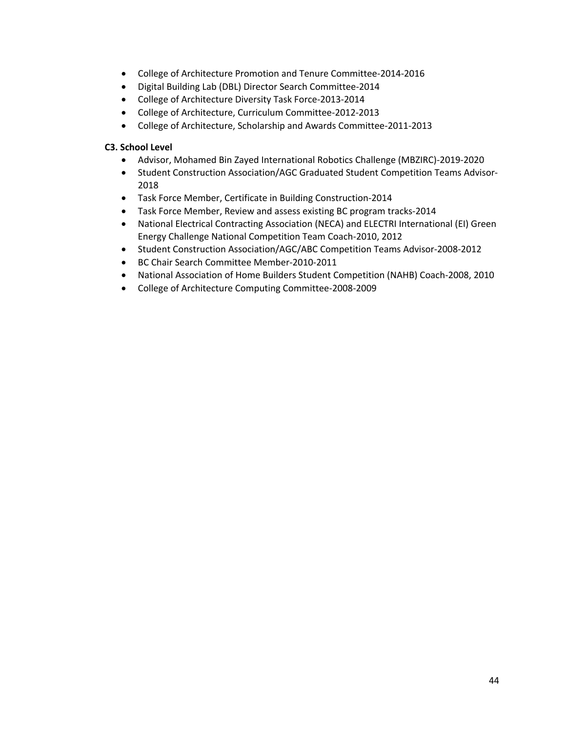- College of Architecture Promotion and Tenure Committee-2014-2016
- Digital Building Lab (DBL) Director Search Committee-2014
- College of Architecture Diversity Task Force-2013-2014
- College of Architecture, Curriculum Committee-2012-2013
- College of Architecture, Scholarship and Awards Committee-2011-2013

**C3. School Level**

- Advisor, Mohamed Bin Zayed International Robotics Challenge (MBZIRC)-2019-2020
- Student Construction Association/AGC Graduated Student Competition Teams Advisor-2018
- Task Force Member, Certificate in Building Construction-2014
- Task Force Member, Review and assess existing BC program tracks-2014
- National Electrical Contracting Association (NECA) and ELECTRI International (EI) Green Energy Challenge National Competition Team Coach-2010, 2012
- Student Construction Association/AGC/ABC Competition Teams Advisor-2008-2012
- BC Chair Search Committee Member-2010-2011
- National Association of Home Builders Student Competition (NAHB) Coach-2008, 2010
- College of Architecture Computing Committee-2008-2009